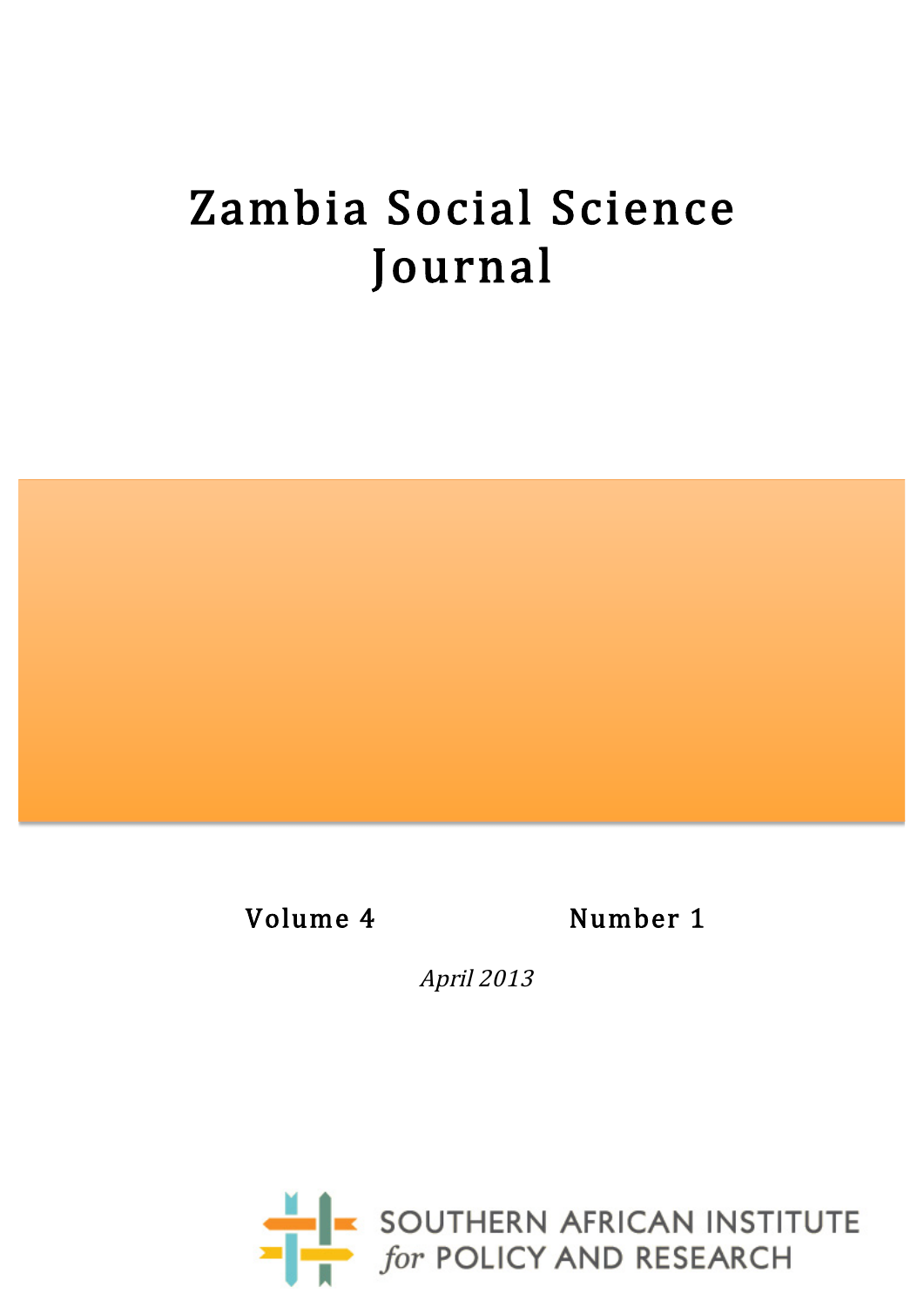# Zambia Social Science Journal

Volume 4 Number 1

*April 2013*

SOUTHERN AFRICAN INSTITUTE *for* POLICY AND RESEARCH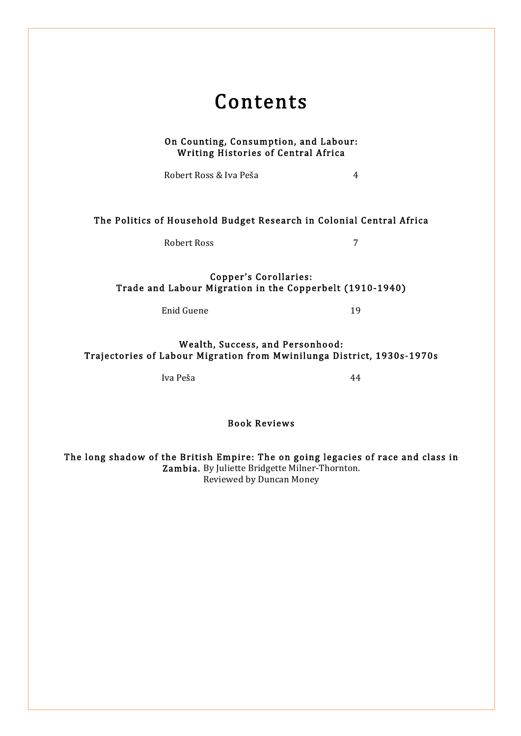# Contents

**On Counting, Consumption, and Labour: Writing Histories of Central Africa**

Robert Ross & Iva Peša 4

**The Politics of Household Budget Research in Colonial Central Africa**

Robert Ross 7

**Copper's Corollaries: Trade and Labour Migration in the Copperbelt (1910-1940)**

Enid Guene 19

**Wealth, Success, and Personhood: Trajectories of Labour Migration from Mwinilunga District, 1930s-1970s**

Iva Peša 44

**Book Reviews**

**The long shadow of the British Empire: The on going legacies of race and class in Zambia.** By Juliette Bridgette Milner-Thornton.
Reviewed by Duncan Money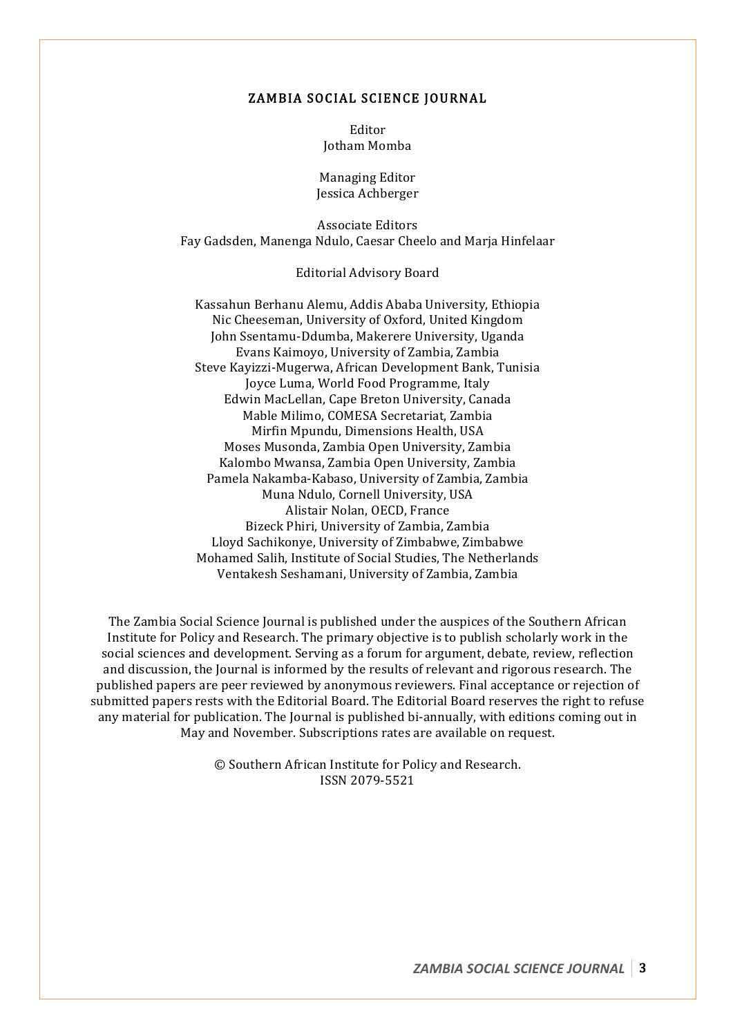# ZAMBIA SOCIAL SCIENCE JOURNAL

Editor
Jotham Momba

Managing Editor
Jessica Achberger

Associate Editors
Fay Gadsden, Manenga Ndulo, Caesar Cheelo and Marja Hinfelaar

Editorial Advisory Board

Kassahun Berhanu Alemu, Addis Ababa University, Ethiopia
Nic Cheeseman, University of Oxford, United Kingdom
John Ssentamu-Ddumba, Makerere University, Uganda
Evans Kaimoyo, University of Zambia, Zambia
Steve Kayizzi-Mugerwa, African Development Bank, Tunisia
Joyce Luma, World Food Programme, Italy
Edwin MacLellan, Cape Breton University, Canada
Mable Milimo, COMESA Secretariat, Zambia
Mirfin Mpundu, Dimensions Health, USA
Moses Musonda, Zambia Open University, Zambia
Kalombo Mwansa, Zambia Open University, Zambia
Pamela Nakamba-Kabaso, University of Zambia, Zambia
Muna Ndulo, Cornell University, USA
Alistair Nolan, OECD, France
Bizeck Phiri, University of Zambia, Zambia
Lloyd Sachikonye, University of Zimbabwe, Zimbabwe
Mohamed Salih, Institute of Social Studies, The Netherlands
Ventakesh Seshamani, University of Zambia, Zambia

The Zambia Social Science Journal is published under the auspices of the Southern African Institute for Policy and Research. The primary objective is to publish scholarly work in the social sciences and development. Serving as a forum for argument, debate, review, reflection and discussion, the Journal is informed by the results of relevant and rigorous research. The published papers are peer reviewed by anonymous reviewers. Final acceptance or rejection of submitted papers rests with the Editorial Board. The Editorial Board reserves the right to refuse any material for publication. The Journal is published bi-annually, with editions coming out in May and November. Subscriptions rates are available on request.

© Southern African Institute for Policy and Research.
ISSN 2079-5521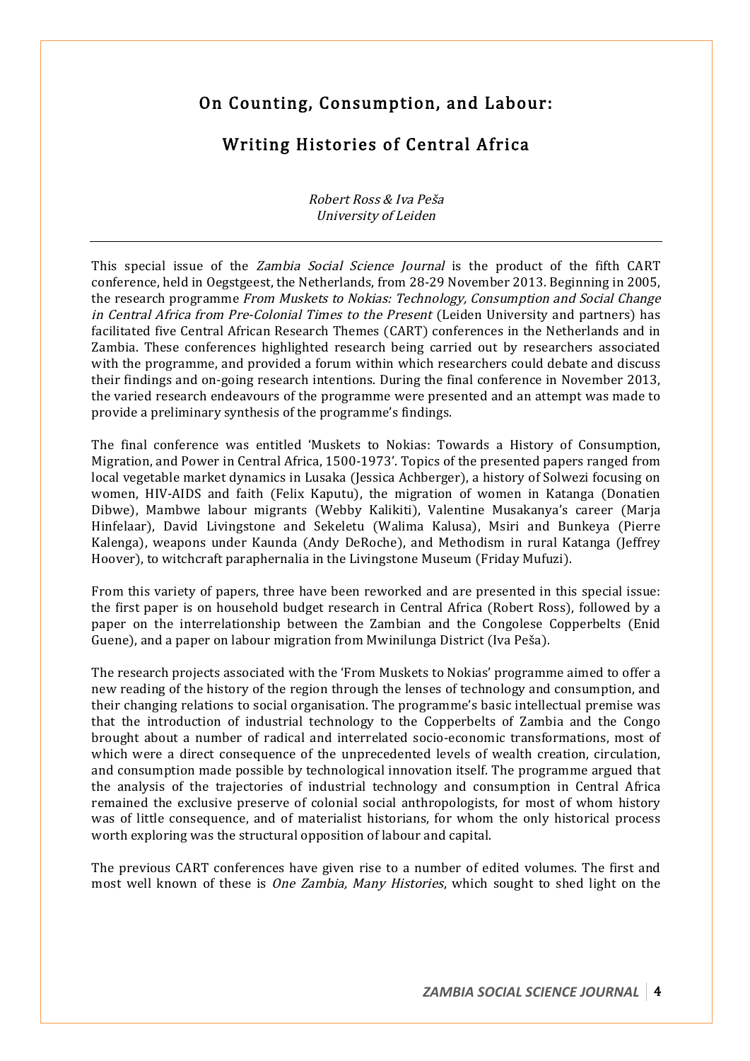# On Counting, Consumption, and Labour:

# Writing Histories of Central Africa

*Robert Ross & Iva Peša*
*University of Leiden*

---

This special issue of the *Zambia Social Science Journal* is the product of the fifth CART conference, held in Oegstgeest, the Netherlands, from 28-29 November 2013. Beginning in 2005, the research programme *From Muskets to Nokias: Technology, Consumption and Social Change in Central Africa from Pre-Colonial Times to the Present* (Leiden University and partners) has facilitated five Central African Research Themes (CART) conferences in the Netherlands and in Zambia. These conferences highlighted research being carried out by researchers associated with the programme, and provided a forum within which researchers could debate and discuss their findings and on-going research intentions. During the final conference in November 2013, the varied research endeavours of the programme were presented and an attempt was made to provide a preliminary synthesis of the programme's findings.

The final conference was entitled 'Muskets to Nokias: Towards a History of Consumption, Migration, and Power in Central Africa, 1500-1973'. Topics of the presented papers ranged from local vegetable market dynamics in Lusaka (Jessica Achberger), a history of Solwezi focusing on women, HIV-AIDS and faith (Felix Kaputu), the migration of women in Katanga (Donatien Dibwe), Mambwe labour migrants (Webby Kalikiti), Valentine Musakanya's career (Marja Hinfelaar), David Livingstone and Sekeletu (Walima Kalusa), Msiri and Bunkeya (Pierre Kalenga), weapons under Kaunda (Andy DeRoche), and Methodism in rural Katanga (Jeffrey Hoover), to witchcraft paraphernalia in the Livingstone Museum (Friday Mufuzi).

From this variety of papers, three have been reworked and are presented in this special issue: the first paper is on household budget research in Central Africa (Robert Ross), followed by a paper on the interrelationship between the Zambian and the Congolese Copperbelts (Enid Guene), and a paper on labour migration from Mwinilunga District (Iva Peša).

The research projects associated with the 'From Muskets to Nokias' programme aimed to offer a new reading of the history of the region through the lenses of technology and consumption, and their changing relations to social organisation. The programme's basic intellectual premise was that the introduction of industrial technology to the Copperbelts of Zambia and the Congo brought about a number of radical and interrelated socio-economic transformations, most of which were a direct consequence of the unprecedented levels of wealth creation, circulation, and consumption made possible by technological innovation itself. The programme argued that the analysis of the trajectories of industrial technology and consumption in Central Africa remained the exclusive preserve of colonial social anthropologists, for most of whom history was of little consequence, and of materialist historians, for whom the only historical process worth exploring was the structural opposition of labour and capital.

The previous CART conferences have given rise to a number of edited volumes. The first and most well known of these is *One Zambia, Many Histories*, which sought to shed light on the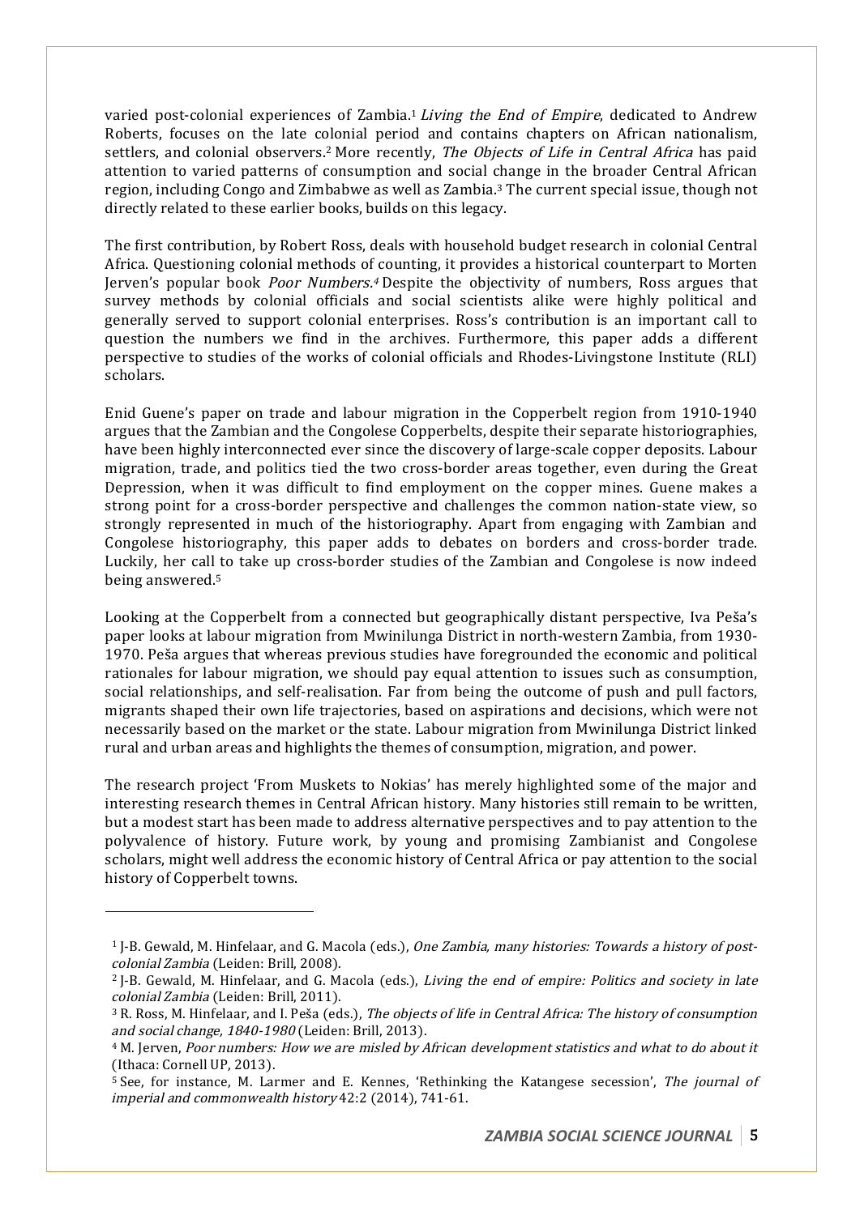varied post-colonial experiences of Zambia.[1] *Living the End of Empire*, dedicated to Andrew Roberts, focuses on the late colonial period and contains chapters on African nationalism, settlers, and colonial observers.[2] More recently, *The Objects of Life in Central Africa* has paid attention to varied patterns of consumption and social change in the broader Central African region, including Congo and Zimbabwe as well as Zambia.[3] The current special issue, though not directly related to these earlier books, builds on this legacy.

The first contribution, by Robert Ross, deals with household budget research in colonial Central Africa. Questioning colonial methods of counting, it provides a historical counterpart to Morten Jerven's popular book *Poor Numbers.*[4] Despite the objectivity of numbers, Ross argues that survey methods by colonial officials and social scientists alike were highly political and generally served to support colonial enterprises. Ross's contribution is an important call to question the numbers we find in the archives. Furthermore, this paper adds a different perspective to studies of the works of colonial officials and Rhodes-Livingstone Institute (RLI) scholars.

Enid Guene's paper on trade and labour migration in the Copperbelt region from 1910-1940 argues that the Zambian and the Congolese Copperbelts, despite their separate historiographies, have been highly interconnected ever since the discovery of large-scale copper deposits. Labour migration, trade, and politics tied the two cross-border areas together, even during the Great Depression, when it was difficult to find employment on the copper mines. Guene makes a strong point for a cross-border perspective and challenges the common nation-state view, so strongly represented in much of the historiography. Apart from engaging with Zambian and Congolese historiography, this paper adds to debates on borders and cross-border trade. Luckily, her call to take up cross-border studies of the Zambian and Congolese is now indeed being answered.[5]

Looking at the Copperbelt from a connected but geographically distant perspective, Iva Peša's paper looks at labour migration from Mwinilunga District in north-western Zambia, from 1930-1970. Peša argues that whereas previous studies have foregrounded the economic and political rationales for labour migration, we should pay equal attention to issues such as consumption, social relationships, and self-realisation. Far from being the outcome of push and pull factors, migrants shaped their own life trajectories, based on aspirations and decisions, which were not necessarily based on the market or the state. Labour migration from Mwinilunga District linked rural and urban areas and highlights the themes of consumption, migration, and power.

The research project 'From Muskets to Nokias' has merely highlighted some of the major and interesting research themes in Central African history. Many histories still remain to be written, but a modest start has been made to address alternative perspectives and to pay attention to the polyvalence of history. Future work, by young and promising Zambianist and Congolese scholars, might well address the economic history of Central Africa or pay attention to the social history of Copperbelt towns.

---

[1] J-B. Gewald, M. Hinfelaar, and G. Macola (eds.), *One Zambia, many histories: Towards a history of post-colonial Zambia* (Leiden: Brill, 2008).

[2] J-B. Gewald, M. Hinfelaar, and G. Macola (eds.), *Living the end of empire: Politics and society in late colonial Zambia* (Leiden: Brill, 2011).

[3] R. Ross, M. Hinfelaar, and I. Peša (eds.), *The objects of life in Central Africa: The history of consumption and social change, 1840-1980* (Leiden: Brill, 2013).

[4] M. Jerven, *Poor numbers: How we are misled by African development statistics and what to do about it* (Ithaca: Cornell UP, 2013).

[5] See, for instance, M. Larmer and E. Kennes, 'Rethinking the Katangese secession', *The journal of imperial and commonwealth history* 42:2 (2014), 741-61.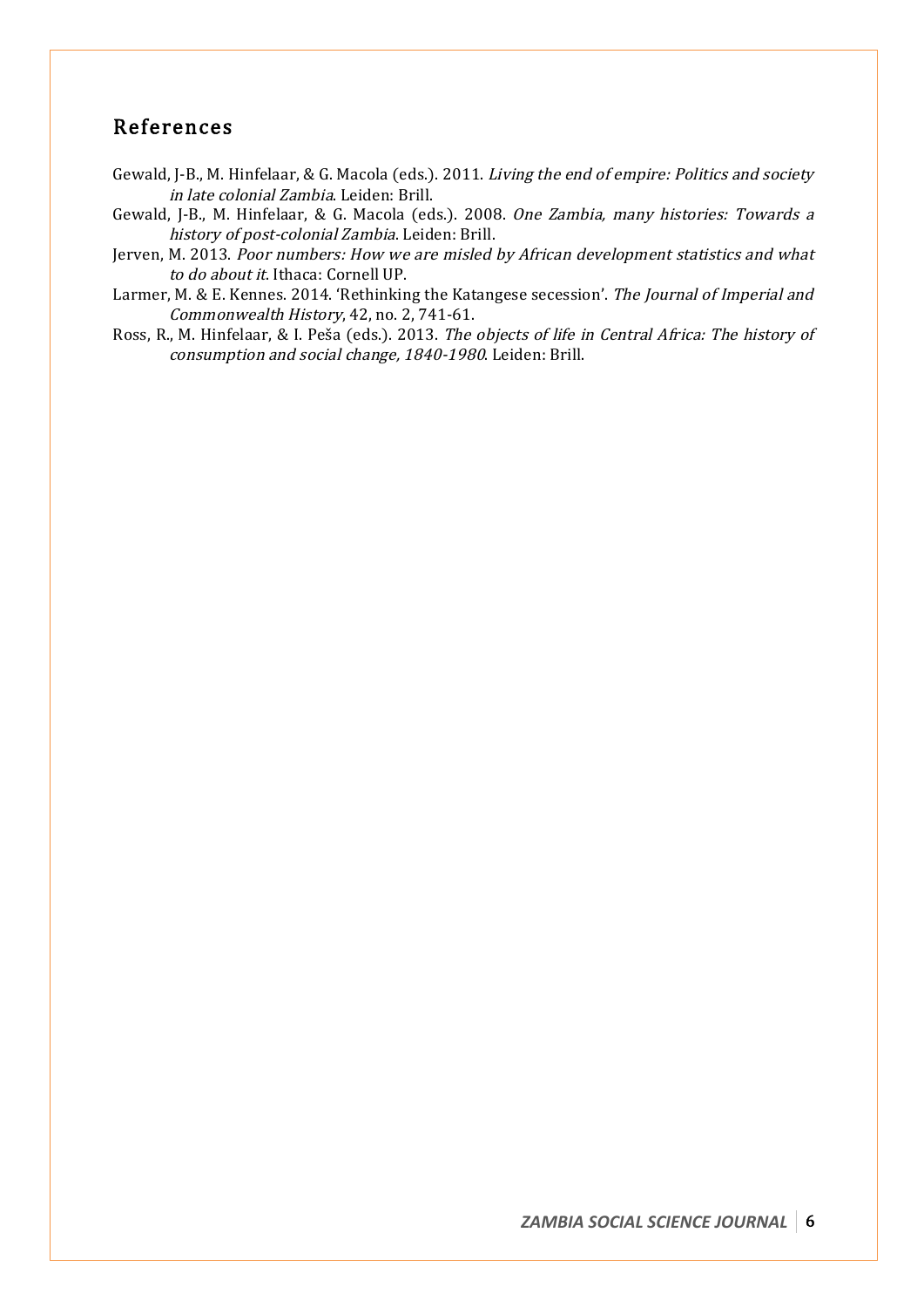## References

Gewald, J-B., M. Hinfelaar, & G. Macola (eds.). 2011. *Living the end of empire: Politics and society in late colonial Zambia*. Leiden: Brill.

Gewald, J-B., M. Hinfelaar, & G. Macola (eds.). 2008. *One Zambia, many histories: Towards a history of post-colonial Zambia*. Leiden: Brill.

Jerven, M. 2013. *Poor numbers: How we are misled by African development statistics and what to do about it*. Ithaca: Cornell UP.

Larmer, M. & E. Kennes. 2014. 'Rethinking the Katangese secession'. *The Journal of Imperial and Commonwealth History*, 42, no. 2, 741-61.

Ross, R., M. Hinfelaar, & I. Peša (eds.). 2013. *The objects of life in Central Africa: The history of consumption and social change, 1840-1980*. Leiden: Brill.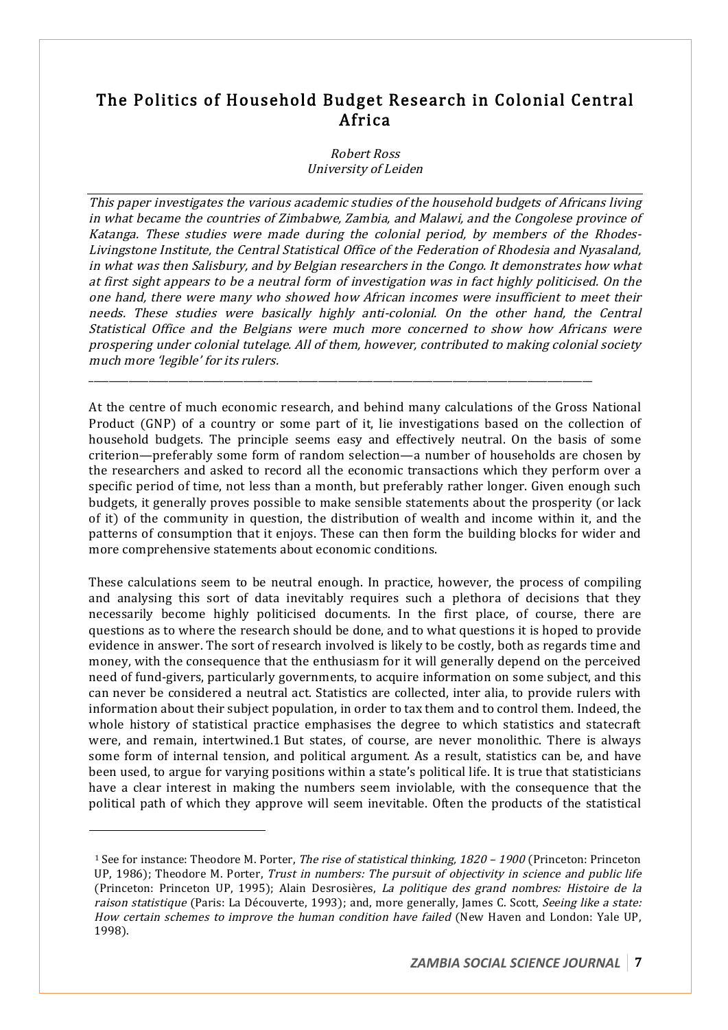# The Politics of Household Budget Research in Colonial Central Africa

*Robert Ross*
*University of Leiden*

*This paper investigates the various academic studies of the household budgets of Africans living in what became the countries of Zimbabwe, Zambia, and Malawi, and the Congolese province of Katanga. These studies were made during the colonial period, by members of the Rhodes-Livingstone Institute, the Central Statistical Office of the Federation of Rhodesia and Nyasaland, in what was then Salisbury, and by Belgian researchers in the Congo. It demonstrates how what at first sight appears to be a neutral form of investigation was in fact highly politicised. On the one hand, there were many who showed how African incomes were insufficient to meet their needs. These studies were basically highly anti-colonial. On the other hand, the Central Statistical Office and the Belgians were much more concerned to show how Africans were prospering under colonial tutelage. All of them, however, contributed to making colonial society much more 'legible' for its rulers.*

---

At the centre of much economic research, and behind many calculations of the Gross National Product (GNP) of a country or some part of it, lie investigations based on the collection of household budgets. The principle seems easy and effectively neutral. On the basis of some criterion—preferably some form of random selection—a number of households are chosen by the researchers and asked to record all the economic transactions which they perform over a specific period of time, not less than a month, but preferably rather longer. Given enough such budgets, it generally proves possible to make sensible statements about the prosperity (or lack of it) of the community in question, the distribution of wealth and income within it, and the patterns of consumption that it enjoys. These can then form the building blocks for wider and more comprehensive statements about economic conditions.

These calculations seem to be neutral enough. In practice, however, the process of compiling and analysing this sort of data inevitably requires such a plethora of decisions that they necessarily become highly politicised documents. In the first place, of course, there are questions as to where the research should be done, and to what questions it is hoped to provide evidence in answer. The sort of research involved is likely to be costly, both as regards time and money, with the consequence that the enthusiasm for it will generally depend on the perceived need of fund-givers, particularly governments, to acquire information on some subject, and this can never be considered a neutral act. Statistics are collected, inter alia, to provide rulers with information about their subject population, in order to tax them and to control them. Indeed, the whole history of statistical practice emphasises the degree to which statistics and statecraft were, and remain, intertwined.[1] But states, of course, are never monolithic. There is always some form of internal tension, and political argument. As a result, statistics can be, and have been used, to argue for varying positions within a state's political life. It is true that statisticians have a clear interest in making the numbers seem inviolable, with the consequence that the political path of which they approve will seem inevitable. Often the products of the statistical

---

[1] See for instance: Theodore M. Porter, *The rise of statistical thinking, 1820 – 1900* (Princeton: Princeton UP, 1986); Theodore M. Porter, *Trust in numbers: The pursuit of objectivity in science and public life* (Princeton: Princeton UP, 1995); Alain Desrosières, *La politique des grand nombres: Histoire de la raison statistique* (Paris: La Découverte, 1993); and, more generally, James C. Scott, *Seeing like a state: How certain schemes to improve the human condition have failed* (New Haven and London: Yale UP, 1998).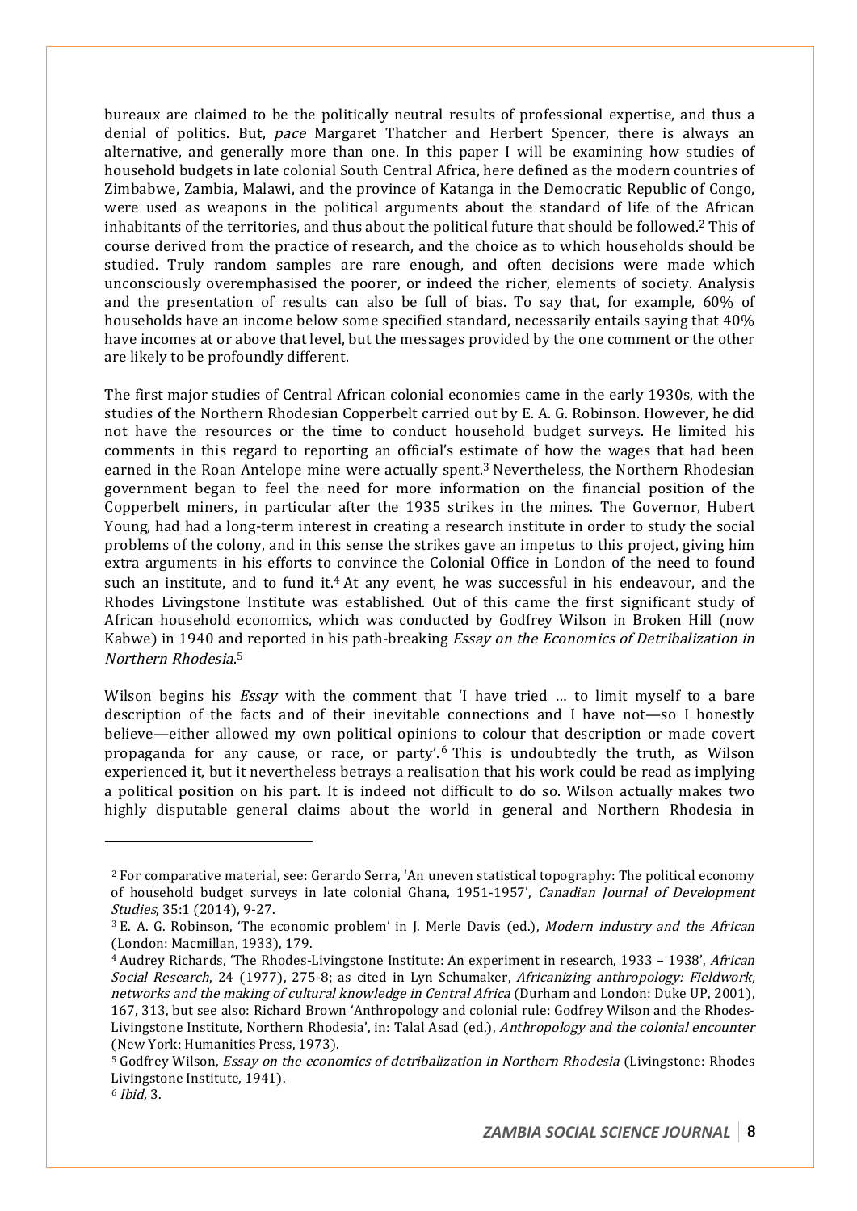bureaux are claimed to be the politically neutral results of professional expertise, and thus a denial of politics. But, *pace* Margaret Thatcher and Herbert Spencer, there is always an alternative, and generally more than one. In this paper I will be examining how studies of household budgets in late colonial South Central Africa, here defined as the modern countries of Zimbabwe, Zambia, Malawi, and the province of Katanga in the Democratic Republic of Congo, were used as weapons in the political arguments about the standard of life of the African inhabitants of the territories, and thus about the political future that should be followed.[2] This of course derived from the practice of research, and the choice as to which households should be studied. Truly random samples are rare enough, and often decisions were made which unconsciously overemphasised the poorer, or indeed the richer, elements of society. Analysis and the presentation of results can also be full of bias. To say that, for example, 60% of households have an income below some specified standard, necessarily entails saying that 40% have incomes at or above that level, but the messages provided by the one comment or the other are likely to be profoundly different.

The first major studies of Central African colonial economies came in the early 1930s, with the studies of the Northern Rhodesian Copperbelt carried out by E. A. G. Robinson. However, he did not have the resources or the time to conduct household budget surveys. He limited his comments in this regard to reporting an official's estimate of how the wages that had been earned in the Roan Antelope mine were actually spent.[3] Nevertheless, the Northern Rhodesian government began to feel the need for more information on the financial position of the Copperbelt miners, in particular after the 1935 strikes in the mines. The Governor, Hubert Young, had had a long-term interest in creating a research institute in order to study the social problems of the colony, and in this sense the strikes gave an impetus to this project, giving him extra arguments in his efforts to convince the Colonial Office in London of the need to found such an institute, and to fund it.[4] At any event, he was successful in his endeavour, and the Rhodes Livingstone Institute was established. Out of this came the first significant study of African household economics, which was conducted by Godfrey Wilson in Broken Hill (now Kabwe) in 1940 and reported in his path-breaking *Essay on the Economics of Detribalization in Northern Rhodesia*.[5]

Wilson begins his *Essay* with the comment that 'I have tried … to limit myself to a bare description of the facts and of their inevitable connections and I have not—so I honestly believe—either allowed my own political opinions to colour that description or made covert propaganda for any cause, or race, or party'.[6] This is undoubtedly the truth, as Wilson experienced it, but it nevertheless betrays a realisation that his work could be read as implying a political position on his part. It is indeed not difficult to do so. Wilson actually makes two highly disputable general claims about the world in general and Northern Rhodesia in

---

[2] For comparative material, see: Gerardo Serra, 'An uneven statistical topography: The political economy of household budget surveys in late colonial Ghana, 1951-1957', *Canadian Journal of Development Studies*, 35:1 (2014), 9-27.

[3] E. A. G. Robinson, 'The economic problem' in J. Merle Davis (ed.), *Modern industry and the African* (London: Macmillan, 1933), 179.

[4] Audrey Richards, 'The Rhodes-Livingstone Institute: An experiment in research, 1933 – 1938', *African Social Research*, 24 (1977), 275-8; as cited in Lyn Schumaker, *Africanizing anthropology: Fieldwork, networks and the making of cultural knowledge in Central Africa* (Durham and London: Duke UP, 2001), 167, 313, but see also: Richard Brown 'Anthropology and colonial rule: Godfrey Wilson and the Rhodes-Livingstone Institute, Northern Rhodesia', in: Talal Asad (ed.), *Anthropology and the colonial encounter* (New York: Humanities Press, 1973).

[5] Godfrey Wilson, *Essay on the economics of detribalization in Northern Rhodesia* (Livingstone: Rhodes Livingstone Institute, 1941).

[6] *Ibid,* 3.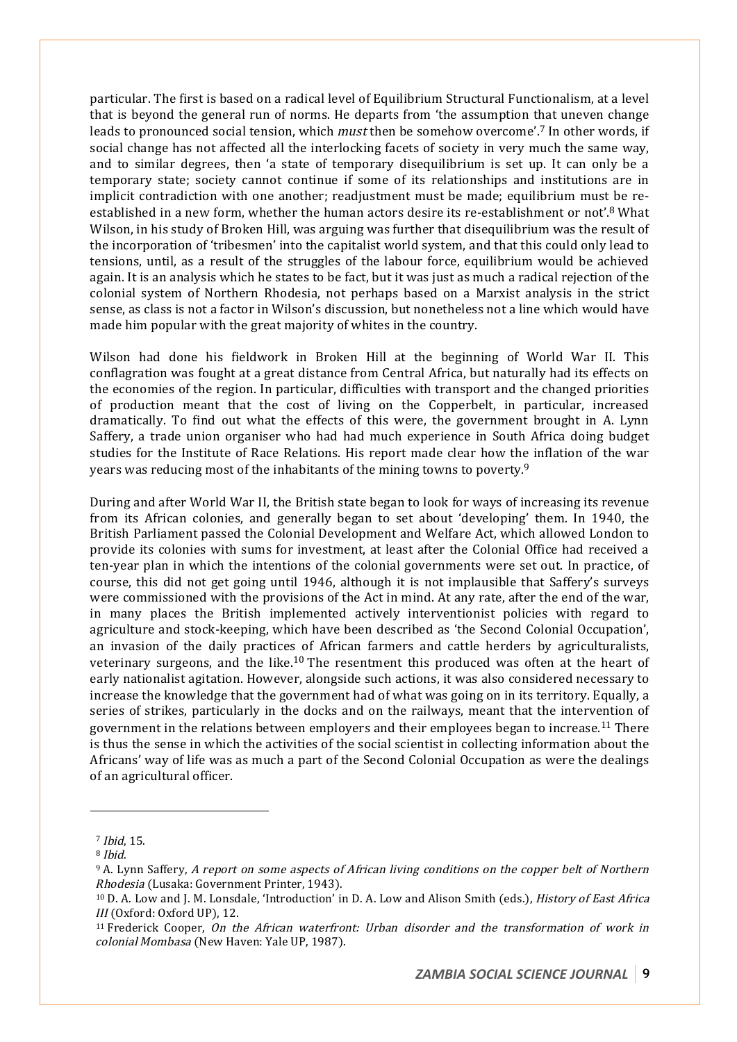particular. The first is based on a radical level of Equilibrium Structural Functionalism, at a level that is beyond the general run of norms. He departs from 'the assumption that uneven change leads to pronounced social tension, which *must* then be somehow overcome'.[7] In other words, if social change has not affected all the interlocking facets of society in very much the same way, and to similar degrees, then 'a state of temporary disequilibrium is set up. It can only be a temporary state; society cannot continue if some of its relationships and institutions are in implicit contradiction with one another; readjustment must be made; equilibrium must be re-established in a new form, whether the human actors desire its re-establishment or not'.[8] What Wilson, in his study of Broken Hill, was arguing was further that disequilibrium was the result of the incorporation of 'tribesmen' into the capitalist world system, and that this could only lead to tensions, until, as a result of the struggles of the labour force, equilibrium would be achieved again. It is an analysis which he states to be fact, but it was just as much a radical rejection of the colonial system of Northern Rhodesia, not perhaps based on a Marxist analysis in the strict sense, as class is not a factor in Wilson's discussion, but nonetheless not a line which would have made him popular with the great majority of whites in the country.

Wilson had done his fieldwork in Broken Hill at the beginning of World War II. This conflagration was fought at a great distance from Central Africa, but naturally had its effects on the economies of the region. In particular, difficulties with transport and the changed priorities of production meant that the cost of living on the Copperbelt, in particular, increased dramatically. To find out what the effects of this were, the government brought in A. Lynn Saffery, a trade union organiser who had had much experience in South Africa doing budget studies for the Institute of Race Relations. His report made clear how the inflation of the war years was reducing most of the inhabitants of the mining towns to poverty.[9]

During and after World War II, the British state began to look for ways of increasing its revenue from its African colonies, and generally began to set about 'developing' them. In 1940, the British Parliament passed the Colonial Development and Welfare Act, which allowed London to provide its colonies with sums for investment, at least after the Colonial Office had received a ten-year plan in which the intentions of the colonial governments were set out. In practice, of course, this did not get going until 1946, although it is not implausible that Saffery's surveys were commissioned with the provisions of the Act in mind. At any rate, after the end of the war, in many places the British implemented actively interventionist policies with regard to agriculture and stock-keeping, which have been described as 'the Second Colonial Occupation', an invasion of the daily practices of African farmers and cattle herders by agriculturalists, veterinary surgeons, and the like.[10] The resentment this produced was often at the heart of early nationalist agitation. However, alongside such actions, it was also considered necessary to increase the knowledge that the government had of what was going on in its territory. Equally, a series of strikes, particularly in the docks and on the railways, meant that the intervention of government in the relations between employers and their employees began to increase.[11] There is thus the sense in which the activities of the social scientist in collecting information about the Africans' way of life was as much a part of the Second Colonial Occupation as were the dealings of an agricultural officer.

---

[7] *Ibid*, 15.

[8] *Ibid*.

[9] A. Lynn Saffery, *A report on some aspects of African living conditions on the copper belt of Northern Rhodesia* (Lusaka: Government Printer, 1943).

[10] D. A. Low and J. M. Lonsdale, 'Introduction' in D. A. Low and Alison Smith (eds.), *History of East Africa III* (Oxford: Oxford UP), 12.

[11] Frederick Cooper, *On the African waterfront: Urban disorder and the transformation of work in colonial Mombasa* (New Haven: Yale UP, 1987).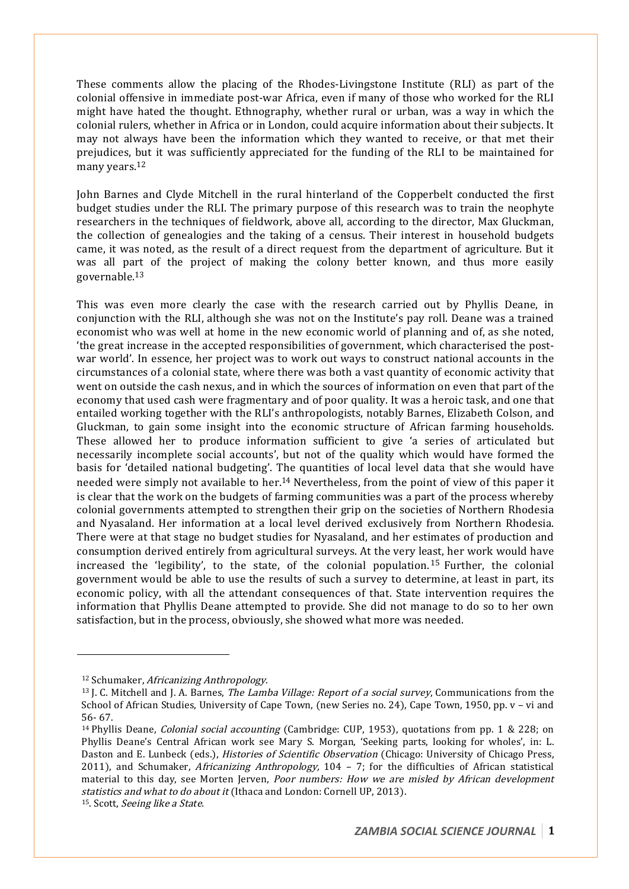These comments allow the placing of the Rhodes-Livingstone Institute (RLI) as part of the colonial offensive in immediate post-war Africa, even if many of those who worked for the RLI might have hated the thought. Ethnography, whether rural or urban, was a way in which the colonial rulers, whether in Africa or in London, could acquire information about their subjects. It may not always have been the information which they wanted to receive, or that met their prejudices, but it was sufficiently appreciated for the funding of the RLI to be maintained for many years.[12]

John Barnes and Clyde Mitchell in the rural hinterland of the Copperbelt conducted the first budget studies under the RLI. The primary purpose of this research was to train the neophyte researchers in the techniques of fieldwork, above all, according to the director, Max Gluckman, the collection of genealogies and the taking of a census. Their interest in household budgets came, it was noted, as the result of a direct request from the department of agriculture. But it was all part of the project of making the colony better known, and thus more easily governable.[13]

This was even more clearly the case with the research carried out by Phyllis Deane, in conjunction with the RLI, although she was not on the Institute's pay roll. Deane was a trained economist who was well at home in the new economic world of planning and of, as she noted, 'the great increase in the accepted responsibilities of government, which characterised the post-war world'. In essence, her project was to work out ways to construct national accounts in the circumstances of a colonial state, where there was both a vast quantity of economic activity that went on outside the cash nexus, and in which the sources of information on even that part of the economy that used cash were fragmentary and of poor quality. It was a heroic task, and one that entailed working together with the RLI's anthropologists, notably Barnes, Elizabeth Colson, and Gluckman, to gain some insight into the economic structure of African farming households. These allowed her to produce information sufficient to give 'a series of articulated but necessarily incomplete social accounts', but not of the quality which would have formed the basis for 'detailed national budgeting'. The quantities of local level data that she would have needed were simply not available to her.[14] Nevertheless, from the point of view of this paper it is clear that the work on the budgets of farming communities was a part of the process whereby colonial governments attempted to strengthen their grip on the societies of Northern Rhodesia and Nyasaland. Her information at a local level derived exclusively from Northern Rhodesia. There were at that stage no budget studies for Nyasaland, and her estimates of production and consumption derived entirely from agricultural surveys. At the very least, her work would have increased the 'legibility', to the state, of the colonial population.[15] Further, the colonial government would be able to use the results of such a survey to determine, at least in part, its economic policy, with all the attendant consequences of that. State intervention requires the information that Phyllis Deane attempted to provide. She did not manage to do so to her own satisfaction, but in the process, obviously, she showed what more was needed.

---

[12] Schumaker, *Africanizing Anthropology*.

[13] J. C. Mitchell and J. A. Barnes, *The Lamba Village: Report of a social survey*, Communications from the School of African Studies, University of Cape Town, (new Series no. 24), Cape Town, 1950, pp. v – vi and 56- 67.

[14] Phyllis Deane, *Colonial social accounting* (Cambridge: CUP, 1953), quotations from pp. 1 & 228; on Phyllis Deane's Central African work see Mary S. Morgan, 'Seeking parts, looking for wholes', in: L. Daston and E. Lunbeck (eds.), *Histories of Scientific Observation* (Chicago: University of Chicago Press, 2011), and Schumaker, *Africanizing Anthropology*, 104 – 7; for the difficulties of African statistical material to this day, see Morten Jerven, *Poor numbers: How we are misled by African development statistics and what to do about it* (Ithaca and London: Cornell UP, 2013).

[15]. Scott, *Seeing like a State*.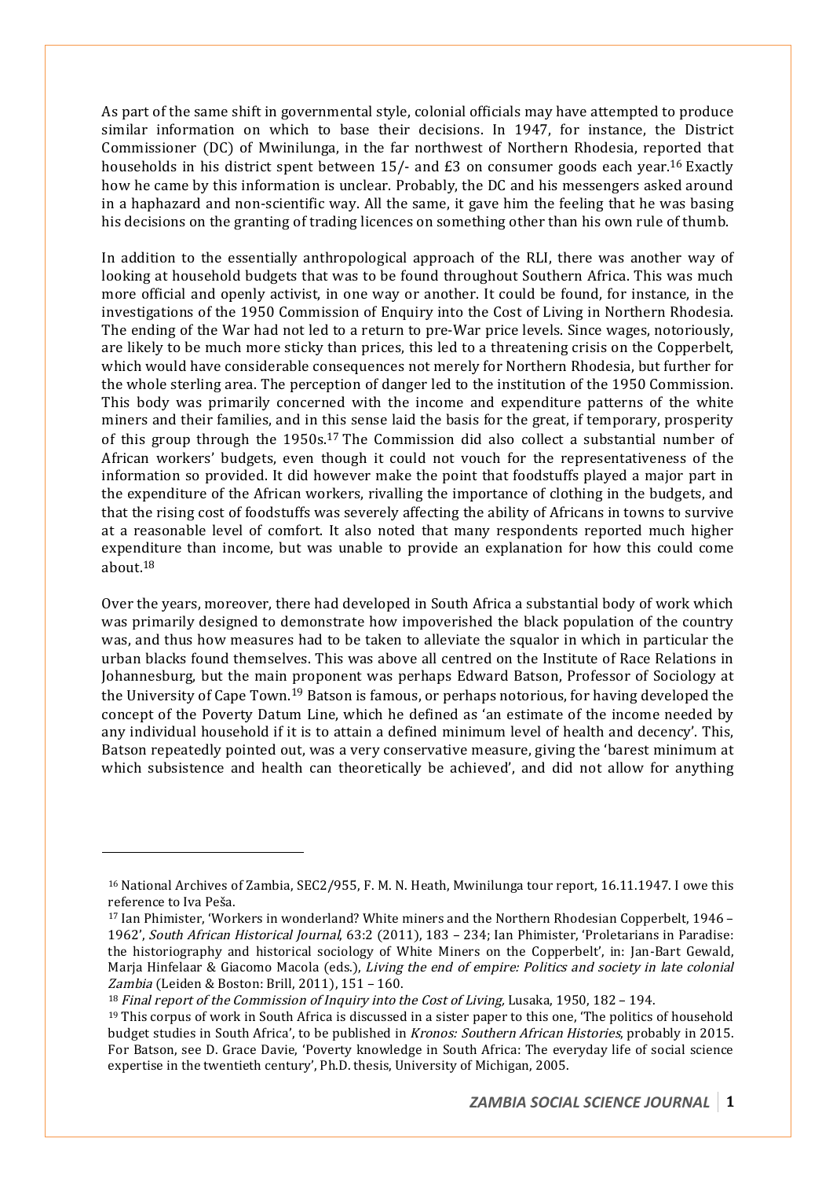As part of the same shift in governmental style, colonial officials may have attempted to produce similar information on which to base their decisions. In 1947, for instance, the District Commissioner (DC) of Mwinilunga, in the far northwest of Northern Rhodesia, reported that households in his district spent between 15/- and £3 on consumer goods each year.[16] Exactly how he came by this information is unclear. Probably, the DC and his messengers asked around in a haphazard and non-scientific way. All the same, it gave him the feeling that he was basing his decisions on the granting of trading licences on something other than his own rule of thumb.

In addition to the essentially anthropological approach of the RLI, there was another way of looking at household budgets that was to be found throughout Southern Africa. This was much more official and openly activist, in one way or another. It could be found, for instance, in the investigations of the 1950 Commission of Enquiry into the Cost of Living in Northern Rhodesia. The ending of the War had not led to a return to pre-War price levels. Since wages, notoriously, are likely to be much more sticky than prices, this led to a threatening crisis on the Copperbelt, which would have considerable consequences not merely for Northern Rhodesia, but further for the whole sterling area. The perception of danger led to the institution of the 1950 Commission. This body was primarily concerned with the income and expenditure patterns of the white miners and their families, and in this sense laid the basis for the great, if temporary, prosperity of this group through the 1950s.[17] The Commission did also collect a substantial number of African workers' budgets, even though it could not vouch for the representativeness of the information so provided. It did however make the point that foodstuffs played a major part in the expenditure of the African workers, rivalling the importance of clothing in the budgets, and that the rising cost of foodstuffs was severely affecting the ability of Africans in towns to survive at a reasonable level of comfort. It also noted that many respondents reported much higher expenditure than income, but was unable to provide an explanation for how this could come about.[18]

Over the years, moreover, there had developed in South Africa a substantial body of work which was primarily designed to demonstrate how impoverished the black population of the country was, and thus how measures had to be taken to alleviate the squalor in which in particular the urban blacks found themselves. This was above all centred on the Institute of Race Relations in Johannesburg, but the main proponent was perhaps Edward Batson, Professor of Sociology at the University of Cape Town.[19] Batson is famous, or perhaps notorious, for having developed the concept of the Poverty Datum Line, which he defined as 'an estimate of the income needed by any individual household if it is to attain a defined minimum level of health and decency'. This, Batson repeatedly pointed out, was a very conservative measure, giving the 'barest minimum at which subsistence and health can theoretically be achieved', and did not allow for anything

---

[16] National Archives of Zambia, SEC2/955, F. M. N. Heath, Mwinilunga tour report, 16.11.1947. I owe this reference to Iva Peša.

[17] Ian Phimister, 'Workers in wonderland? White miners and the Northern Rhodesian Copperbelt, 1946 – 1962', *South African Historical Journal*, 63:2 (2011), 183 – 234; Ian Phimister, 'Proletarians in Paradise: the historiography and historical sociology of White Miners on the Copperbelt', in: Jan-Bart Gewald, Marja Hinfelaar & Giacomo Macola (eds.), *Living the end of empire: Politics and society in late colonial Zambia* (Leiden & Boston: Brill, 2011), 151 – 160.

[18] *Final report of the Commission of Inquiry into the Cost of Living,* Lusaka, 1950, 182 – 194.

[19] This corpus of work in South Africa is discussed in a sister paper to this one, 'The politics of household budget studies in South Africa', to be published in *Kronos: Southern African Histories*, probably in 2015. For Batson, see D. Grace Davie, 'Poverty knowledge in South Africa: The everyday life of social science expertise in the twentieth century', Ph.D. thesis, University of Michigan, 2005.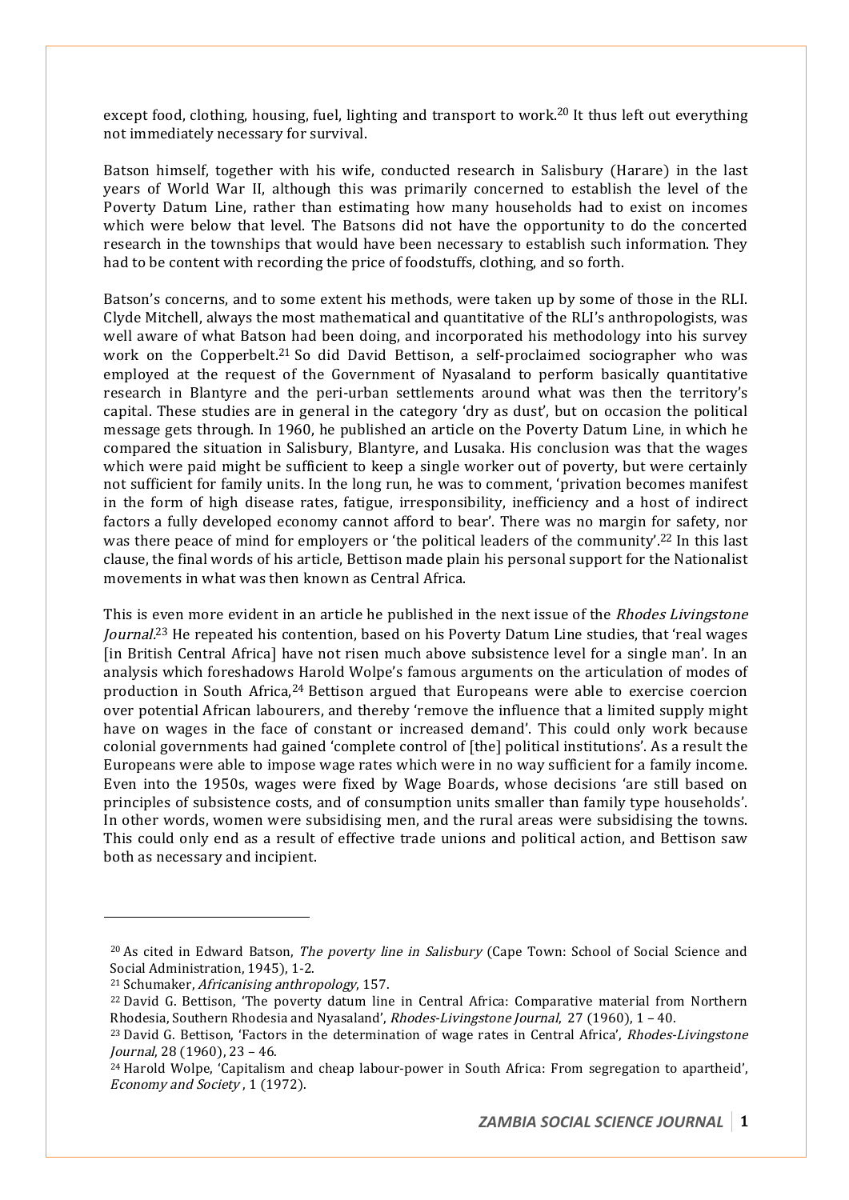except food, clothing, housing, fuel, lighting and transport to work.[20] It thus left out everything not immediately necessary for survival.

Batson himself, together with his wife, conducted research in Salisbury (Harare) in the last years of World War II, although this was primarily concerned to establish the level of the Poverty Datum Line, rather than estimating how many households had to exist on incomes which were below that level. The Batsons did not have the opportunity to do the concerted research in the townships that would have been necessary to establish such information. They had to be content with recording the price of foodstuffs, clothing, and so forth.

Batson's concerns, and to some extent his methods, were taken up by some of those in the RLI. Clyde Mitchell, always the most mathematical and quantitative of the RLI's anthropologists, was well aware of what Batson had been doing, and incorporated his methodology into his survey work on the Copperbelt.[21] So did David Bettison, a self-proclaimed sociographer who was employed at the request of the Government of Nyasaland to perform basically quantitative research in Blantyre and the peri-urban settlements around what was then the territory's capital. These studies are in general in the category 'dry as dust', but on occasion the political message gets through. In 1960, he published an article on the Poverty Datum Line, in which he compared the situation in Salisbury, Blantyre, and Lusaka. His conclusion was that the wages which were paid might be sufficient to keep a single worker out of poverty, but were certainly not sufficient for family units. In the long run, he was to comment, 'privation becomes manifest in the form of high disease rates, fatigue, irresponsibility, inefficiency and a host of indirect factors a fully developed economy cannot afford to bear'. There was no margin for safety, nor was there peace of mind for employers or 'the political leaders of the community'.[22] In this last clause, the final words of his article, Bettison made plain his personal support for the Nationalist movements in what was then known as Central Africa.

This is even more evident in an article he published in the next issue of the *Rhodes Livingstone Journal*.[23] He repeated his contention, based on his Poverty Datum Line studies, that 'real wages [in British Central Africa] have not risen much above subsistence level for a single man'. In an analysis which foreshadows Harold Wolpe's famous arguments on the articulation of modes of production in South Africa,[24] Bettison argued that Europeans were able to exercise coercion over potential African labourers, and thereby 'remove the influence that a limited supply might have on wages in the face of constant or increased demand'. This could only work because colonial governments had gained 'complete control of [the] political institutions'. As a result the Europeans were able to impose wage rates which were in no way sufficient for a family income. Even into the 1950s, wages were fixed by Wage Boards, whose decisions 'are still based on principles of subsistence costs, and of consumption units smaller than family type households'. In other words, women were subsidising men, and the rural areas were subsidising the towns. This could only end as a result of effective trade unions and political action, and Bettison saw both as necessary and incipient.

---

[20] As cited in Edward Batson, *The poverty line in Salisbury* (Cape Town: School of Social Science and Social Administration, 1945), 1-2.

[21] Schumaker, *Africanising anthropology*, 157.

[22] David G. Bettison, 'The poverty datum line in Central Africa: Comparative material from Northern Rhodesia, Southern Rhodesia and Nyasaland', *Rhodes-Livingstone Journal*, 27 (1960), 1 – 40.

[23] David G. Bettison, 'Factors in the determination of wage rates in Central Africa', *Rhodes-Livingstone Journal*, 28 (1960), 23 – 46.

[24] Harold Wolpe, 'Capitalism and cheap labour-power in South Africa: From segregation to apartheid', *Economy and Society*, 1 (1972).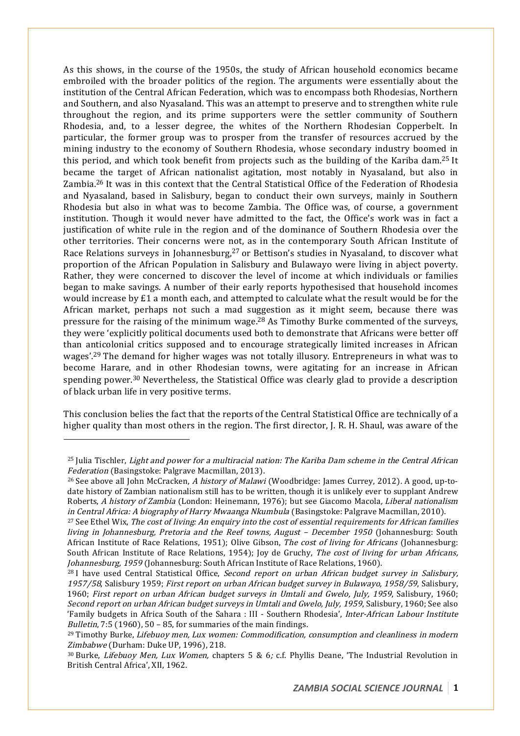As this shows, in the course of the 1950s, the study of African household economics became embroiled with the broader politics of the region. The arguments were essentially about the institution of the Central African Federation, which was to encompass both Rhodesias, Northern and Southern, and also Nyasaland. This was an attempt to preserve and to strengthen white rule throughout the region, and its prime supporters were the settler community of Southern Rhodesia, and, to a lesser degree, the whites of the Northern Rhodesian Copperbelt. In particular, the former group was to prosper from the transfer of resources accrued by the mining industry to the economy of Southern Rhodesia, whose secondary industry boomed in this period, and which took benefit from projects such as the building of the Kariba dam.[25] It became the target of African nationalist agitation, most notably in Nyasaland, but also in Zambia.[26] It was in this context that the Central Statistical Office of the Federation of Rhodesia and Nyasaland, based in Salisbury, began to conduct their own surveys, mainly in Southern Rhodesia but also in what was to become Zambia. The Office was, of course, a government institution. Though it would never have admitted to the fact, the Office's work was in fact a justification of white rule in the region and of the dominance of Southern Rhodesia over the other territories. Their concerns were not, as in the contemporary South African Institute of Race Relations surveys in Johannesburg,[27] or Bettison's studies in Nyasaland, to discover what proportion of the African Population in Salisbury and Bulawayo were living in abject poverty. Rather, they were concerned to discover the level of income at which individuals or families began to make savings. A number of their early reports hypothesised that household incomes would increase by £1 a month each, and attempted to calculate what the result would be for the African market, perhaps not such a mad suggestion as it might seem, because there was pressure for the raising of the minimum wage.[28] As Timothy Burke commented of the surveys, they were 'explicitly political documents used both to demonstrate that Africans were better off than anticolonial critics supposed and to encourage strategically limited increases in African wages'.[29] The demand for higher wages was not totally illusory. Entrepreneurs in what was to become Harare, and in other Rhodesian towns, were agitating for an increase in African spending power.[30] Nevertheless, the Statistical Office was clearly glad to provide a description of black urban life in very positive terms.

This conclusion belies the fact that the reports of the Central Statistical Office are technically of a higher quality than most others in the region. The first director, J. R. H. Shaul, was aware of the

---

[25] Julia Tischler, *Light and power for a multiracial nation: The Kariba Dam scheme in the Central African Federation* (Basingstoke: Palgrave Macmillan, 2013).

[26] See above all John McCracken, *A history of Malawi* (Woodbridge: James Currey, 2012). A good, up-to-date history of Zambian nationalism still has to be written, though it is unlikely ever to supplant Andrew Roberts, *A history of Zambia* (London: Heinemann, 1976); but see Giacomo Macola, *Liberal nationalism in Central Africa: A biography of Harry Mwaanga Nkumbula* (Basingstoke: Palgrave Macmillan, 2010).

[27] See Ethel Wix, *The cost of living: An enquiry into the cost of essential requirements for African families living in Johannesburg, Pretoria and the Reef towns, August – December 1950* (Johannesburg: South African Institute of Race Relations, 1951); Olive Gibson, *The cost of living for Africans* (Johannesburg: South African Institute of Race Relations, 1954); Joy de Gruchy, *The cost of living for urban Africans, Johannesburg, 1959* (Johannesburg: South African Institute of Race Relations, 1960).

[28] I have used Central Statistical Office, *Second report on urban African budget survey in Salisbury, 1957/58*, Salisbury 1959; *First report on urban African budget survey in Bulawayo, 1958/59*, Salisbury, 1960; *First report on urban African budget surveys in Umtali and Gwelo, July, 1959*, Salisbury, 1960; *Second report on urban African budget surveys in Umtali and Gwelo, July, 1959*, Salisbury, 1960; See also 'Family budgets in Africa South of the Sahara : III - Southern Rhodesia', *Inter-African Labour Institute Bulletin*, 7:5 (1960), 50 – 85, for summaries of the main findings.

[29] Timothy Burke, *Lifebuoy men, Lux women: Commodification, consumption and cleanliness in modern Zimbabwe* (Durham: Duke UP, 1996), 218.

[30] Burke, *Lifebuoy Men, Lux Women,* chapters 5 & 6*;* c.f. Phyllis Deane, 'The Industrial Revolution in British Central Africa', XII, 1962.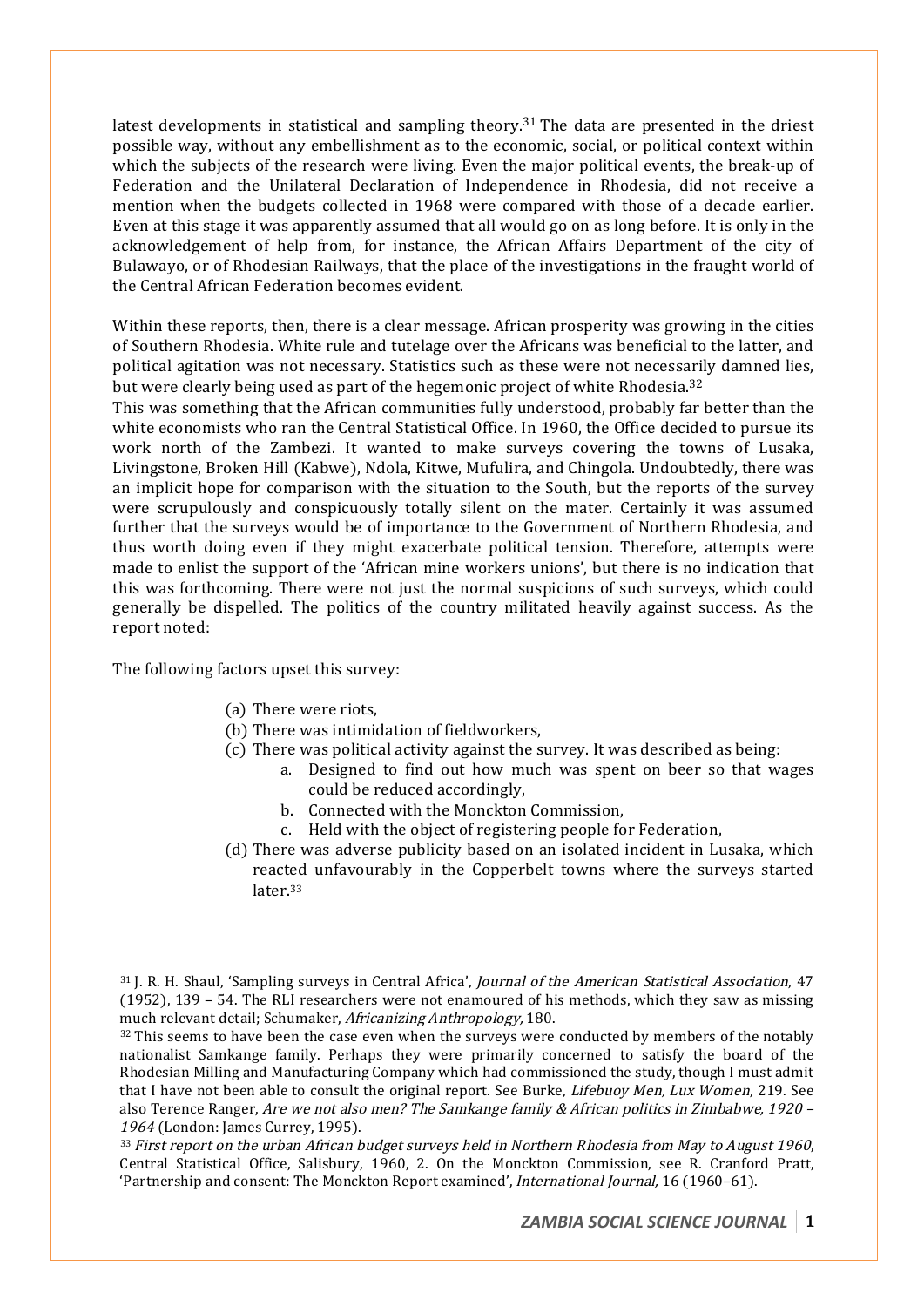latest developments in statistical and sampling theory.[31] The data are presented in the driest possible way, without any embellishment as to the economic, social, or political context within which the subjects of the research were living. Even the major political events, the break-up of Federation and the Unilateral Declaration of Independence in Rhodesia, did not receive a mention when the budgets collected in 1968 were compared with those of a decade earlier. Even at this stage it was apparently assumed that all would go on as long before. It is only in the acknowledgement of help from, for instance, the African Affairs Department of the city of Bulawayo, or of Rhodesian Railways, that the place of the investigations in the fraught world of the Central African Federation becomes evident.

Within these reports, then, there is a clear message. African prosperity was growing in the cities of Southern Rhodesia. White rule and tutelage over the Africans was beneficial to the latter, and political agitation was not necessary. Statistics such as these were not necessarily damned lies, but were clearly being used as part of the hegemonic project of white Rhodesia.[32]

This was something that the African communities fully understood, probably far better than the white economists who ran the Central Statistical Office. In 1960, the Office decided to pursue its work north of the Zambezi. It wanted to make surveys covering the towns of Lusaka, Livingstone, Broken Hill (Kabwe), Ndola, Kitwe, Mufulira, and Chingola. Undoubtedly, there was an implicit hope for comparison with the situation to the South, but the reports of the survey were scrupulously and conspicuously totally silent on the mater. Certainly it was assumed further that the surveys would be of importance to the Government of Northern Rhodesia, and thus worth doing even if they might exacerbate political tension. Therefore, attempts were made to enlist the support of the 'African mine workers unions', but there is no indication that this was forthcoming. There were not just the normal suspicions of such surveys, which could generally be dispelled. The politics of the country militated heavily against success. As the report noted:

The following factors upset this survey:

> (a) There were riots,
> (b) There was intimidation of fieldworkers,
> (c) There was political activity against the survey. It was described as being:
>     a. Designed to find out how much was spent on beer so that wages could be reduced accordingly,
>     b. Connected with the Monckton Commission,
>     c. Held with the object of registering people for Federation,
> (d) There was adverse publicity based on an isolated incident in Lusaka, which reacted unfavourably in the Copperbelt towns where the surveys started later.[33]

---

[31] J. R. H. Shaul, 'Sampling surveys in Central Africa', *Journal of the American Statistical Association*, 47 (1952), 139 – 54. The RLI researchers were not enamoured of his methods, which they saw as missing much relevant detail; Schumaker, *Africanizing Anthropology,* 180.

[32] This seems to have been the case even when the surveys were conducted by members of the notably nationalist Samkange family. Perhaps they were primarily concerned to satisfy the board of the Rhodesian Milling and Manufacturing Company which had commissioned the study, though I must admit that I have not been able to consult the original report. See Burke, *Lifebuoy Men, Lux Women*, 219. See also Terence Ranger, *Are we not also men? The Samkange family & African politics in Zimbabwe, 1920 – 1964* (London: James Currey, 1995).

[33] *First report on the urban African budget surveys held in Northern Rhodesia from May to August 1960*, Central Statistical Office, Salisbury, 1960, 2. On the Monckton Commission, see R. Cranford Pratt, 'Partnership and consent: The Monckton Report examined', *International Journal,* 16 (1960–61).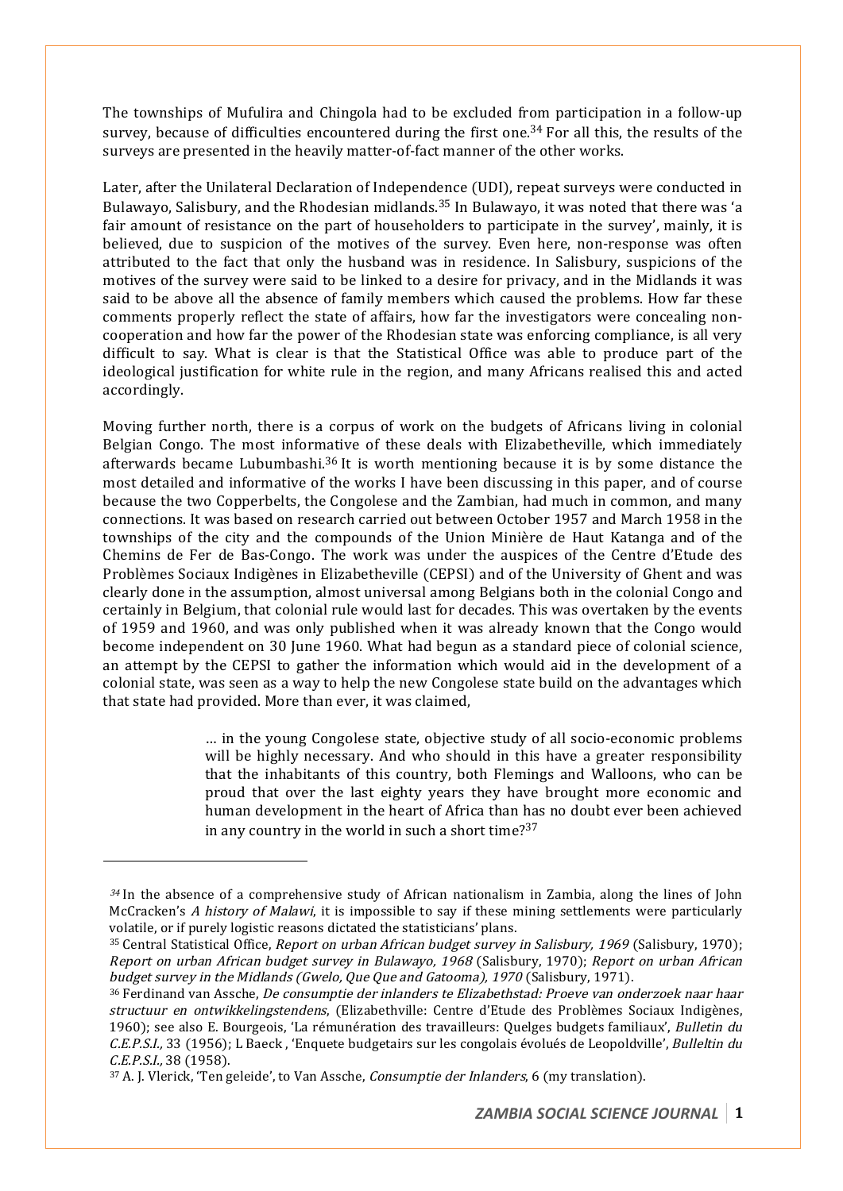The townships of Mufulira and Chingola had to be excluded from participation in a follow-up survey, because of difficulties encountered during the first one.[34] For all this, the results of the surveys are presented in the heavily matter-of-fact manner of the other works.

Later, after the Unilateral Declaration of Independence (UDI), repeat surveys were conducted in Bulawayo, Salisbury, and the Rhodesian midlands.[35] In Bulawayo, it was noted that there was 'a fair amount of resistance on the part of householders to participate in the survey', mainly, it is believed, due to suspicion of the motives of the survey. Even here, non-response was often attributed to the fact that only the husband was in residence. In Salisbury, suspicions of the motives of the survey were said to be linked to a desire for privacy, and in the Midlands it was said to be above all the absence of family members which caused the problems. How far these comments properly reflect the state of affairs, how far the investigators were concealing non-cooperation and how far the power of the Rhodesian state was enforcing compliance, is all very difficult to say. What is clear is that the Statistical Office was able to produce part of the ideological justification for white rule in the region, and many Africans realised this and acted accordingly.

Moving further north, there is a corpus of work on the budgets of Africans living in colonial Belgian Congo. The most informative of these deals with Elizabetheville, which immediately afterwards became Lubumbashi.[36] It is worth mentioning because it is by some distance the most detailed and informative of the works I have been discussing in this paper, and of course because the two Copperbelts, the Congolese and the Zambian, had much in common, and many connections. It was based on research carried out between October 1957 and March 1958 in the townships of the city and the compounds of the Union Minière de Haut Katanga and of the Chemins de Fer de Bas-Congo. The work was under the auspices of the Centre d'Etude des Problèmes Sociaux Indigènes in Elizabetheville (CEPSI) and of the University of Ghent and was clearly done in the assumption, almost universal among Belgians both in the colonial Congo and certainly in Belgium, that colonial rule would last for decades. This was overtaken by the events of 1959 and 1960, and was only published when it was already known that the Congo would become independent on 30 June 1960. What had begun as a standard piece of colonial science, an attempt by the CEPSI to gather the information which would aid in the development of a colonial state, was seen as a way to help the new Congolese state build on the advantages which that state had provided. More than ever, it was claimed,

> … in the young Congolese state, objective study of all socio-economic problems will be highly necessary. And who should in this have a greater responsibility that the inhabitants of this country, both Flemings and Walloons, who can be proud that over the last eighty years they have brought more economic and human development in the heart of Africa than has no doubt ever been achieved in any country in the world in such a short time?[37]

---

[34] In the absence of a comprehensive study of African nationalism in Zambia, along the lines of John McCracken's *A history of Malawi*, it is impossible to say if these mining settlements were particularly volatile, or if purely logistic reasons dictated the statisticians' plans.

[35] Central Statistical Office, *Report on urban African budget survey in Salisbury, 1969* (Salisbury, 1970); *Report on urban African budget survey in Bulawayo, 1968* (Salisbury, 1970); *Report on urban African budget survey in the Midlands (Gwelo, Que Que and Gatooma), 1970* (Salisbury, 1971).

[36] Ferdinand van Assche, *De consumptie der inlanders te Elizabethstad: Proeve van onderzoek naar haar structuur en ontwikkelingstendens*, (Elizabethville: Centre d'Etude des Problèmes Sociaux Indigènes, 1960); see also E. Bourgeois, 'La rémunération des travailleurs: Quelges budgets familiaux', *Bulletin du C.E.P.S.I.,* 33 (1956); L Baeck , 'Enquete budgetairs sur les congolais évolués de Leopoldville', *Bulleltin du C.E.P.S.I.,* 38 (1958).

[37] A. J. Vlerick, 'Ten geleide', to Van Assche, *Consumptie der Inlanders*, 6 (my translation).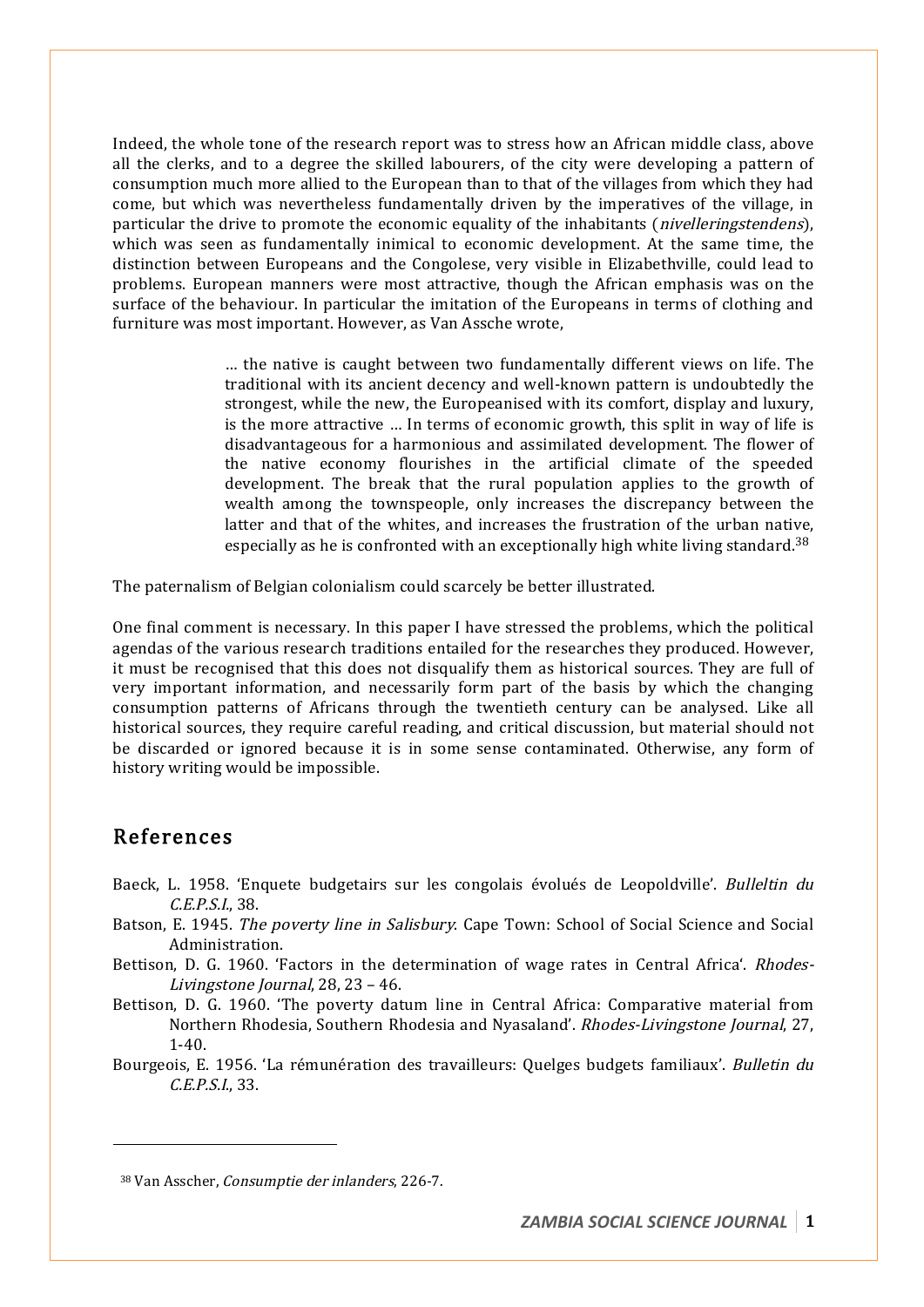Indeed, the whole tone of the research report was to stress how an African middle class, above all the clerks, and to a degree the skilled labourers, of the city were developing a pattern of consumption much more allied to the European than to that of the villages from which they had come, but which was nevertheless fundamentally driven by the imperatives of the village, in particular the drive to promote the economic equality of the inhabitants (*nivelleringstendens*), which was seen as fundamentally inimical to economic development. At the same time, the distinction between Europeans and the Congolese, very visible in Elizabethville, could lead to problems. European manners were most attractive, though the African emphasis was on the surface of the behaviour. In particular the imitation of the Europeans in terms of clothing and furniture was most important. However, as Van Assche wrote,

> … the native is caught between two fundamentally different views on life. The traditional with its ancient decency and well-known pattern is undoubtedly the strongest, while the new, the Europeanised with its comfort, display and luxury, is the more attractive … In terms of economic growth, this split in way of life is disadvantageous for a harmonious and assimilated development. The flower of the native economy flourishes in the artificial climate of the speeded development. The break that the rural population applies to the growth of wealth among the townspeople, only increases the discrepancy between the latter and that of the whites, and increases the frustration of the urban native, especially as he is confronted with an exceptionally high white living standard.[38]

The paternalism of Belgian colonialism could scarcely be better illustrated.

One final comment is necessary. In this paper I have stressed the problems, which the political agendas of the various research traditions entailed for the researches they produced. However, it must be recognised that this does not disqualify them as historical sources. They are full of very important information, and necessarily form part of the basis by which the changing consumption patterns of Africans through the twentieth century can be analysed. Like all historical sources, they require careful reading, and critical discussion, but material should not be discarded or ignored because it is in some sense contaminated. Otherwise, any form of history writing would be impossible.

## References

Baeck, L. 1958. 'Enquete budgetairs sur les congolais évolués de Leopoldville'. *Bulleltin du C.E.P.S.I.*, 38.

Batson, E. 1945. *The poverty line in Salisbury*. Cape Town: School of Social Science and Social Administration.

Bettison, D. G. 1960. 'Factors in the determination of wage rates in Central Africa'. *Rhodes-Livingstone Journal*, 28, 23 – 46.

Bettison, D. G. 1960. 'The poverty datum line in Central Africa: Comparative material from Northern Rhodesia, Southern Rhodesia and Nyasaland'. *Rhodes-Livingstone Journal*, 27, 1-40.

Bourgeois, E. 1956. 'La rémunération des travailleurs: Quelges budgets familiaux'. *Bulletin du C.E.P.S.I.*, 33.

[38] Van Asscher, *Consumptie der inlanders*, 226-7.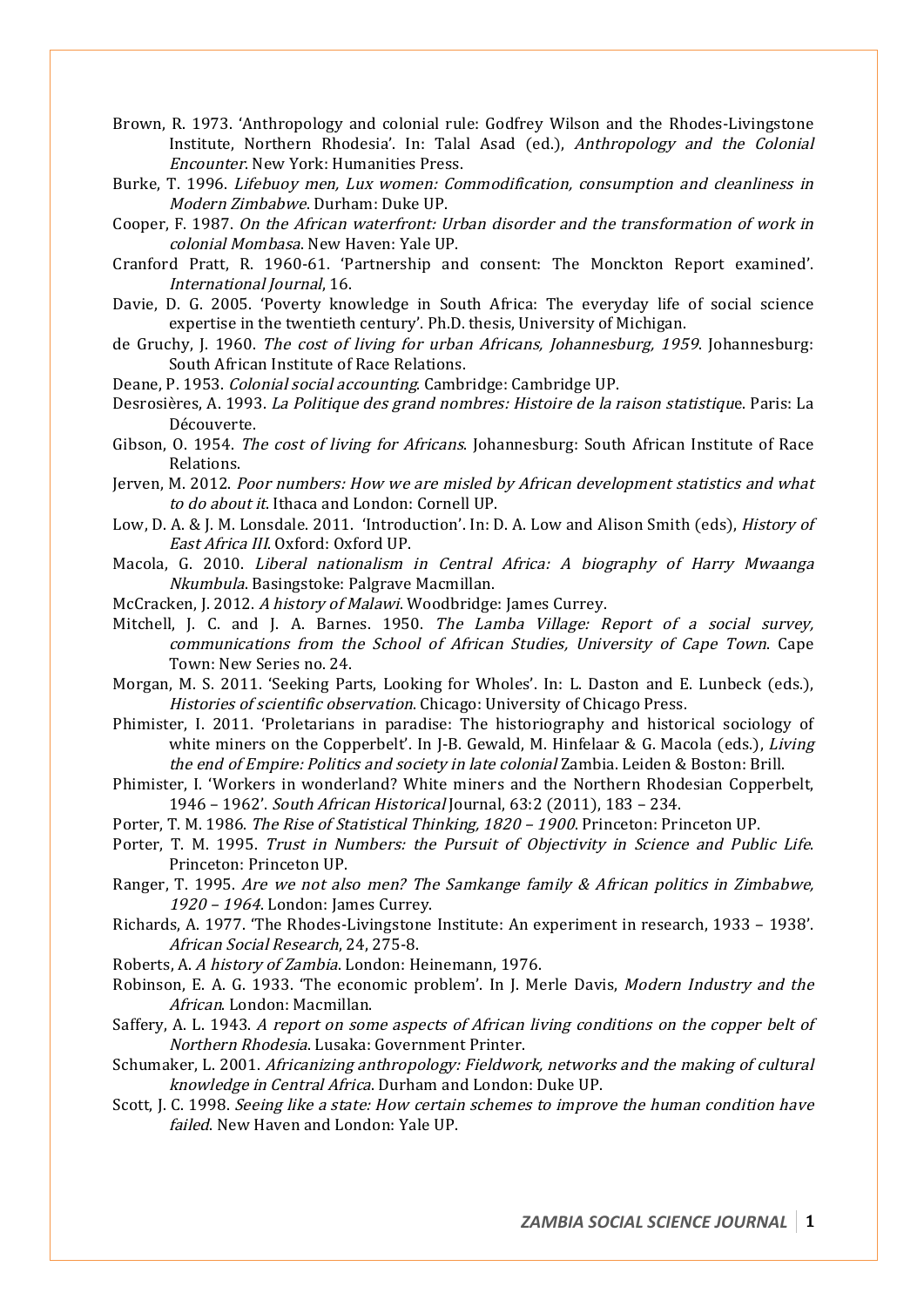Brown, R. 1973. 'Anthropology and colonial rule: Godfrey Wilson and the Rhodes-Livingstone Institute, Northern Rhodesia'. In: Talal Asad (ed.), *Anthropology and the Colonial Encounter*. New York: Humanities Press.

Burke, T. 1996. *Lifebuoy men, Lux women: Commodification, consumption and cleanliness in Modern Zimbabwe*. Durham: Duke UP.

Cooper, F. 1987. *On the African waterfront: Urban disorder and the transformation of work in colonial Mombasa*. New Haven: Yale UP.

Cranford Pratt, R. 1960-61. 'Partnership and consent: The Monckton Report examined'. *International Journal*, 16.

Davie, D. G. 2005. 'Poverty knowledge in South Africa: The everyday life of social science expertise in the twentieth century'. Ph.D. thesis, University of Michigan.

de Gruchy, J. 1960. *The cost of living for urban Africans, Johannesburg, 1959*. Johannesburg: South African Institute of Race Relations.

Deane, P. 1953. *Colonial social accounting*. Cambridge: Cambridge UP.

Desrosières, A. 1993. *La Politique des grand nombres: Histoire de la raison statistique*. Paris: La Découverte.

Gibson, O. 1954. *The cost of living for Africans*. Johannesburg: South African Institute of Race Relations.

Jerven, M. 2012. *Poor numbers: How we are misled by African development statistics and what to do about it*. Ithaca and London: Cornell UP.

Low, D. A. & J. M. Lonsdale. 2011. 'Introduction'. In: D. A. Low and Alison Smith (eds), *History of East Africa III*. Oxford: Oxford UP.

Macola, G. 2010. *Liberal nationalism in Central Africa: A biography of Harry Mwaanga Nkumbula*. Basingstoke: Palgrave Macmillan.

McCracken, J. 2012. *A history of Malawi*. Woodbridge: James Currey.

Mitchell, J. C. and J. A. Barnes. 1950. *The Lamba Village: Report of a social survey, communications from the School of African Studies, University of Cape Town*. Cape Town: New Series no. 24.

Morgan, M. S. 2011. 'Seeking Parts, Looking for Wholes'. In: L. Daston and E. Lunbeck (eds.), *Histories of scientific observation*. Chicago: University of Chicago Press.

Phimister, I. 2011. 'Proletarians in paradise: The historiography and historical sociology of white miners on the Copperbelt'. In J-B. Gewald, M. Hinfelaar & G. Macola (eds.), *Living the end of Empire: Politics and society in late colonial* Zambia. Leiden & Boston: Brill.

Phimister, I. 'Workers in wonderland? White miners and the Northern Rhodesian Copperbelt, 1946 – 1962'. *South African Historical* Journal, 63:2 (2011), 183 – 234.

Porter, T. M. 1986. *The Rise of Statistical Thinking, 1820 – 1900*. Princeton: Princeton UP.

Porter, T. M. 1995. *Trust in Numbers: the Pursuit of Objectivity in Science and Public Life*. Princeton: Princeton UP.

Ranger, T. 1995. *Are we not also men? The Samkange family & African politics in Zimbabwe, 1920 – 1964*. London: James Currey.

Richards, A. 1977. 'The Rhodes-Livingstone Institute: An experiment in research, 1933 – 1938'. *African Social Research*, 24, 275-8.

Roberts, A. *A history of Zambia*. London: Heinemann, 1976.

Robinson, E. A. G. 1933. 'The economic problem'. In J. Merle Davis, *Modern Industry and the African*. London: Macmillan.

Saffery, A. L. 1943. *A report on some aspects of African living conditions on the copper belt of Northern Rhodesia*. Lusaka: Government Printer.

Schumaker, L. 2001. *Africanizing anthropology: Fieldwork, networks and the making of cultural knowledge in Central Africa*. Durham and London: Duke UP.

Scott, J. C. 1998. *Seeing like a state: How certain schemes to improve the human condition have failed*. New Haven and London: Yale UP.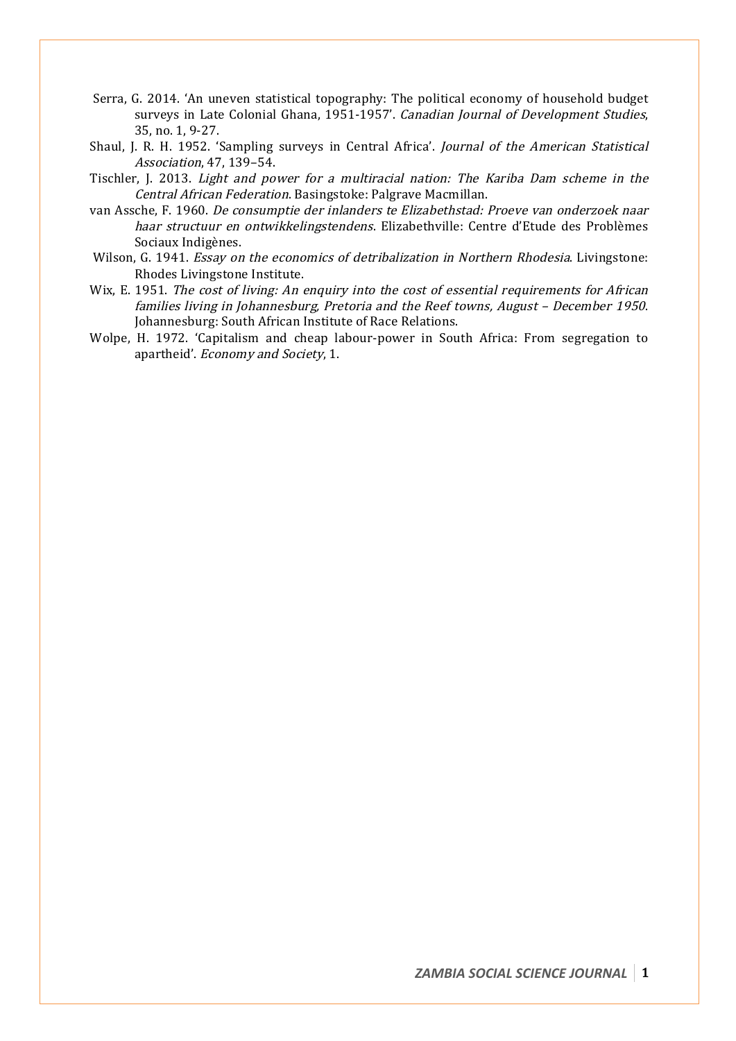Serra, G. 2014. 'An uneven statistical topography: The political economy of household budget surveys in Late Colonial Ghana, 1951-1957'. *Canadian Journal of Development Studies*, 35, no. 1, 9-27.

Shaul, J. R. H. 1952. 'Sampling surveys in Central Africa'. *Journal of the American Statistical Association*, 47, 139–54.

Tischler, J. 2013. *Light and power for a multiracial nation: The Kariba Dam scheme in the Central African Federation*. Basingstoke: Palgrave Macmillan.

van Assche, F. 1960. *De consumptie der inlanders te Elizabethstad: Proeve van onderzoek naar haar structuur en ontwikkelingstendens*. Elizabethville: Centre d'Etude des Problèmes Sociaux Indigènes.

Wilson, G. 1941. *Essay on the economics of detribalization in Northern Rhodesia*. Livingstone: Rhodes Livingstone Institute.

Wix, E. 1951. *The cost of living: An enquiry into the cost of essential requirements for African families living in Johannesburg, Pretoria and the Reef towns, August – December 1950*. Johannesburg: South African Institute of Race Relations.

Wolpe, H. 1972. 'Capitalism and cheap labour-power in South Africa: From segregation to apartheid'. *Economy and Society*, 1.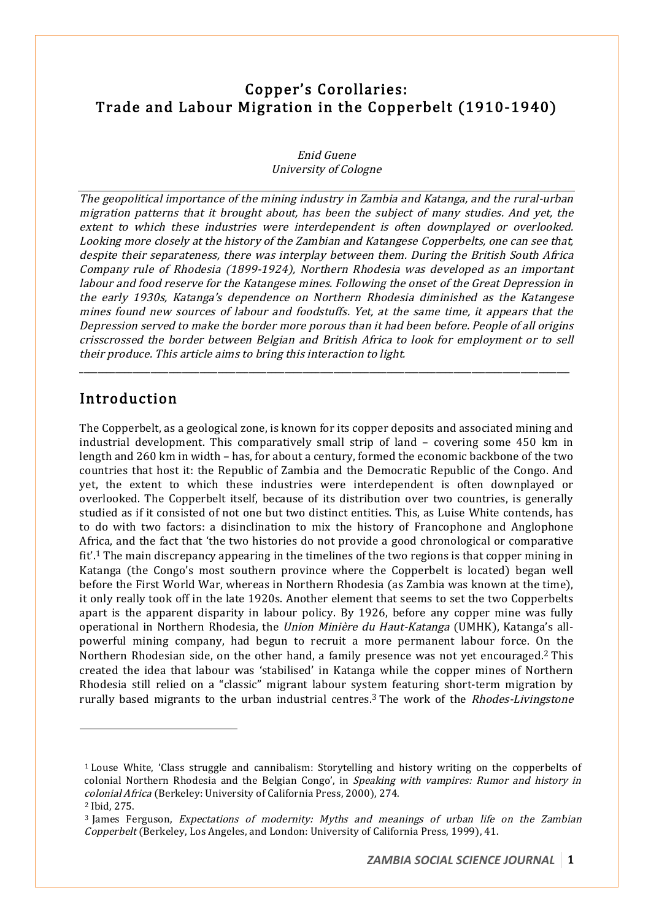# Copper's Corollaries: Trade and Labour Migration in the Copperbelt (1910-1940)

*Enid Guene*
*University of Cologne*

*The geopolitical importance of the mining industry in Zambia and Katanga, and the rural-urban migration patterns that it brought about, has been the subject of many studies. And yet, the extent to which these industries were interdependent is often downplayed or overlooked. Looking more closely at the history of the Zambian and Katangese Copperbelts, one can see that, despite their separateness, there was interplay between them. During the British South Africa Company rule of Rhodesia (1899-1924), Northern Rhodesia was developed as an important labour and food reserve for the Katangese mines. Following the onset of the Great Depression in the early 1930s, Katanga's dependence on Northern Rhodesia diminished as the Katangese mines found new sources of labour and foodstuffs. Yet, at the same time, it appears that the Depression served to make the border more porous than it had been before. People of all origins crisscrossed the border between Belgian and British Africa to look for employment or to sell their produce. This article aims to bring this interaction to light.*

---

## Introduction

The Copperbelt, as a geological zone, is known for its copper deposits and associated mining and industrial development. This comparatively small strip of land – covering some 450 km in length and 260 km in width – has, for about a century, formed the economic backbone of the two countries that host it: the Republic of Zambia and the Democratic Republic of the Congo. And yet, the extent to which these industries were interdependent is often downplayed or overlooked. The Copperbelt itself, because of its distribution over two countries, is generally studied as if it consisted of not one but two distinct entities. This, as Luise White contends, has to do with two factors: a disinclination to mix the history of Francophone and Anglophone Africa, and the fact that 'the two histories do not provide a good chronological or comparative fit'.[1] The main discrepancy appearing in the timelines of the two regions is that copper mining in Katanga (the Congo's most southern province where the Copperbelt is located) began well before the First World War, whereas in Northern Rhodesia (as Zambia was known at the time), it only really took off in the late 1920s. Another element that seems to set the two Copperbelts apart is the apparent disparity in labour policy. By 1926, before any copper mine was fully operational in Northern Rhodesia, the *Union Minière du Haut-Katanga* (UMHK), Katanga's all-powerful mining company, had begun to recruit a more permanent labour force. On the Northern Rhodesian side, on the other hand, a family presence was not yet encouraged.[2] This created the idea that labour was 'stabilised' in Katanga while the copper mines of Northern Rhodesia still relied on a "classic" migrant labour system featuring short-term migration by rurally based migrants to the urban industrial centres.[3] The work of the *Rhodes-Livingstone*

---

[1] Louse White, 'Class struggle and cannibalism: Storytelling and history writing on the copperbelts of colonial Northern Rhodesia and the Belgian Congo', in *Speaking with vampires: Rumor and history in colonial Africa* (Berkeley: University of California Press, 2000), 274.

[2] Ibid, 275.

[3] James Ferguson, *Expectations of modernity: Myths and meanings of urban life on the Zambian Copperbelt* (Berkeley, Los Angeles, and London: University of California Press, 1999), 41.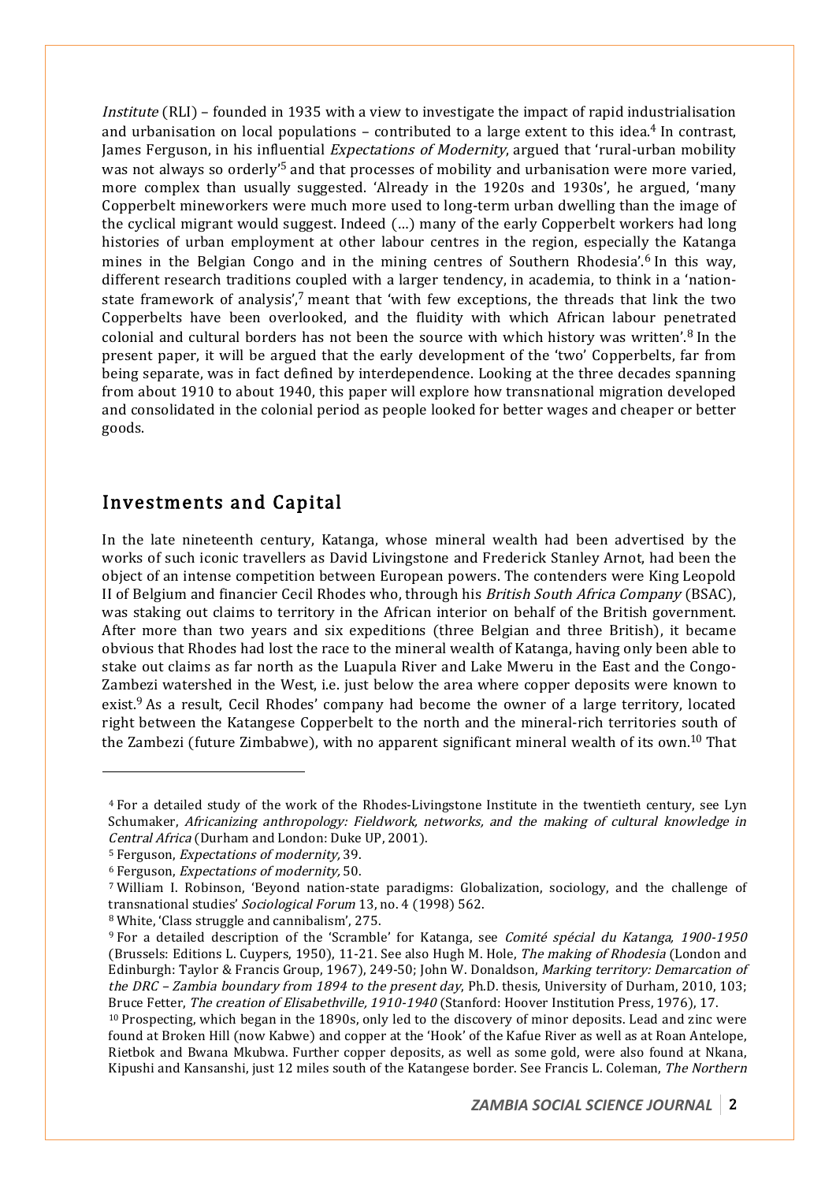*Institute* (RLI) – founded in 1935 with a view to investigate the impact of rapid industrialisation and urbanisation on local populations – contributed to a large extent to this idea.[4] In contrast, James Ferguson, in his influential *Expectations of Modernity*, argued that 'rural-urban mobility was not always so orderly'[5] and that processes of mobility and urbanisation were more varied, more complex than usually suggested. 'Already in the 1920s and 1930s', he argued, 'many Copperbelt mineworkers were much more used to long-term urban dwelling than the image of the cyclical migrant would suggest. Indeed (…) many of the early Copperbelt workers had long histories of urban employment at other labour centres in the region, especially the Katanga mines in the Belgian Congo and in the mining centres of Southern Rhodesia'.[6] In this way, different research traditions coupled with a larger tendency, in academia, to think in a 'nation-state framework of analysis',[7] meant that 'with few exceptions, the threads that link the two Copperbelts have been overlooked, and the fluidity with which African labour penetrated colonial and cultural borders has not been the source with which history was written'.[8] In the present paper, it will be argued that the early development of the 'two' Copperbelts, far from being separate, was in fact defined by interdependence. Looking at the three decades spanning from about 1910 to about 1940, this paper will explore how transnational migration developed and consolidated in the colonial period as people looked for better wages and cheaper or better goods.

## Investments and Capital

In the late nineteenth century, Katanga, whose mineral wealth had been advertised by the works of such iconic travellers as David Livingstone and Frederick Stanley Arnot, had been the object of an intense competition between European powers. The contenders were King Leopold II of Belgium and financier Cecil Rhodes who, through his *British South Africa Company* (BSAC), was staking out claims to territory in the African interior on behalf of the British government. After more than two years and six expeditions (three Belgian and three British), it became obvious that Rhodes had lost the race to the mineral wealth of Katanga, having only been able to stake out claims as far north as the Luapula River and Lake Mweru in the East and the Congo-Zambezi watershed in the West, i.e. just below the area where copper deposits were known to exist.[9] As a result, Cecil Rhodes' company had become the owner of a large territory, located right between the Katangese Copperbelt to the north and the mineral-rich territories south of the Zambezi (future Zimbabwe), with no apparent significant mineral wealth of its own.[10] That

---

[4] For a detailed study of the work of the Rhodes-Livingstone Institute in the twentieth century, see Lyn Schumaker, *Africanizing anthropology: Fieldwork, networks, and the making of cultural knowledge in Central Africa* (Durham and London: Duke UP, 2001).

[5] Ferguson, *Expectations of modernity*, 39.

[6] Ferguson, *Expectations of modernity*, 50.

[7] William I. Robinson, 'Beyond nation-state paradigms: Globalization, sociology, and the challenge of transnational studies' *Sociological Forum* 13, no. 4 (1998) 562.

[8] White, 'Class struggle and cannibalism', 275.

[9] For a detailed description of the 'Scramble' for Katanga, see *Comité spécial du Katanga, 1900-1950* (Brussels: Editions L. Cuypers, 1950), 11-21. See also Hugh M. Hole, *The making of Rhodesia* (London and Edinburgh: Taylor & Francis Group, 1967), 249-50; John W. Donaldson, *Marking territory: Demarcation of the DRC – Zambia boundary from 1894 to the present day*, Ph.D. thesis, University of Durham, 2010, 103; Bruce Fetter, *The creation of Elisabethville, 1910-1940* (Stanford: Hoover Institution Press, 1976), 17.

[10] Prospecting, which began in the 1890s, only led to the discovery of minor deposits. Lead and zinc were found at Broken Hill (now Kabwe) and copper at the 'Hook' of the Kafue River as well as at Roan Antelope, Rietbok and Bwana Mkubwa. Further copper deposits, as well as some gold, were also found at Nkana, Kipushi and Kansanshi, just 12 miles south of the Katangese border. See Francis L. Coleman, *The Northern*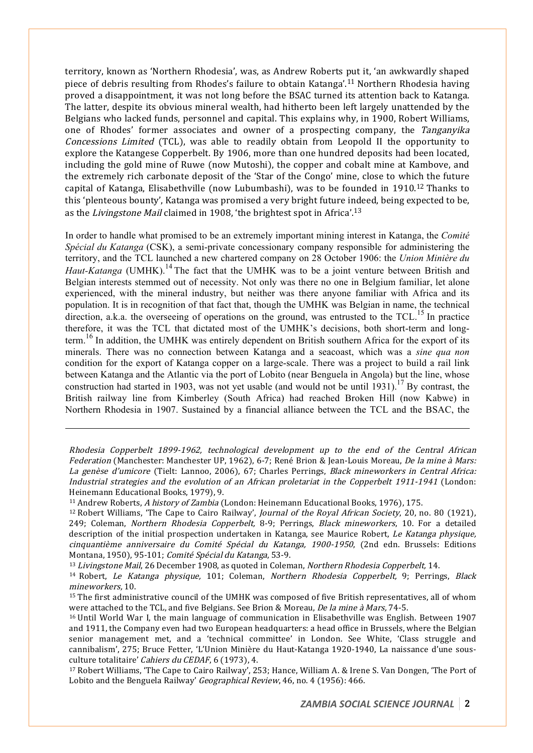territory, known as 'Northern Rhodesia', was, as Andrew Roberts put it, 'an awkwardly shaped piece of debris resulting from Rhodes's failure to obtain Katanga'.[11] Northern Rhodesia having proved a disappointment, it was not long before the BSAC turned its attention back to Katanga. The latter, despite its obvious mineral wealth, had hitherto been left largely unattended by the Belgians who lacked funds, personnel and capital. This explains why, in 1900, Robert Williams, one of Rhodes' former associates and owner of a prospecting company, the *Tanganyika Concessions Limited* (TCL), was able to readily obtain from Leopold II the opportunity to explore the Katangese Copperbelt. By 1906, more than one hundred deposits had been located, including the gold mine of Ruwe (now Mutoshi), the copper and cobalt mine at Kambove, and the extremely rich carbonate deposit of the 'Star of the Congo' mine, close to which the future capital of Katanga, Elisabethville (now Lubumbashi), was to be founded in 1910.[12] Thanks to this 'plenteous bounty', Katanga was promised a very bright future indeed, being expected to be, as the *Livingstone Mail* claimed in 1908, 'the brightest spot in Africa'.[13]

In order to handle what promised to be an extremely important mining interest in Katanga, the *Comité Spécial du Katanga* (CSK), a semi-private concessionary company responsible for administering the territory, and the TCL launched a new chartered company on 28 October 1906: the *Union Minière du Haut-Katanga* (UMHK).[14] The fact that the UMHK was to be a joint venture between British and Belgian interests stemmed out of necessity. Not only was there no one in Belgium familiar, let alone experienced, with the mineral industry, but neither was there anyone familiar with Africa and its population. It is in recognition of that fact that, though the UMHK was Belgian in name, the technical direction, a.k.a. the overseeing of operations on the ground, was entrusted to the TCL.[15] In practice therefore, it was the TCL that dictated most of the UMHK's decisions, both short-term and long-term.[16] In addition, the UMHK was entirely dependent on British southern Africa for the export of its minerals. There was no connection between Katanga and a seacoast, which was a *sine qua non* condition for the export of Katanga copper on a large-scale. There was a project to build a rail link between Katanga and the Atlantic via the port of Lobito (near Benguela in Angola) but the line, whose construction had started in 1903, was not yet usable (and would not be until 1931).[17] By contrast, the British railway line from Kimberley (South Africa) had reached Broken Hill (now Kabwe) in Northern Rhodesia in 1907. Sustained by a financial alliance between the TCL and the BSAC, the

---

*Rhodesia Copperbelt 1899-1962, technological development up to the end of the Central African Federation* (Manchester: Manchester UP, 1962), 6-7; René Brion & Jean-Louis Moreau, *De la mine à Mars: La genèse d'umicore* (Tielt: Lannoo, 2006), 67; Charles Perrings, *Black mineworkers in Central Africa: Industrial strategies and the evolution of an African proletariat in the Copperbelt 1911-1941* (London: Heinemann Educational Books, 1979), 9.

[11] Andrew Roberts, *A history of Zambia* (London: Heinemann Educational Books, 1976), 175.

[12] Robert Williams, 'The Cape to Cairo Railway', *Journal of the Royal African Society*, 20, no. 80 (1921), 249; Coleman, *Northern Rhodesia Copperbelt,* 8-9; Perrings, *Black mineworkers*, 10. For a detailed description of the initial prospection undertaken in Katanga, see Maurice Robert, *Le Katanga physique, cinquantième anniversaire du Comité Spécial du Katanga, 1900-1950*, (2nd edn. Brussels: Editions Montana, 1950), 95-101; *Comité Spécial du Katanga*, 53-9.

[13] *Livingstone Mail*, 26 December 1908, as quoted in Coleman, *Northern Rhodesia Copperbelt,* 14.

[14] Robert, *Le Katanga physique,* 101; Coleman, *Northern Rhodesia Copperbelt,* 9; Perrings, *Black mineworkers,* 10.

[15] The first administrative council of the UMHK was composed of five British representatives, all of whom were attached to the TCL, and five Belgians. See Brion & Moreau, *De la mine à Mars,* 74-5.

[16] Until World War I, the main language of communication in Elisabethville was English. Between 1907 and 1911, the Company even had two European headquarters: a head office in Brussels, where the Belgian senior management met, and a 'technical committee' in London. See White, 'Class struggle and cannibalism', 275; Bruce Fetter, 'L'Union Minière du Haut-Katanga 1920-1940, La naissance d'une sous-culture totalitaire' *Cahiers du CEDAF*, 6 (1973), 4.

[17] Robert Williams, 'The Cape to Cairo Railway', 253; Hance, William A. & Irene S. Van Dongen, 'The Port of Lobito and the Benguela Railway' *Geographical Review*, 46, no. 4 (1956): 466.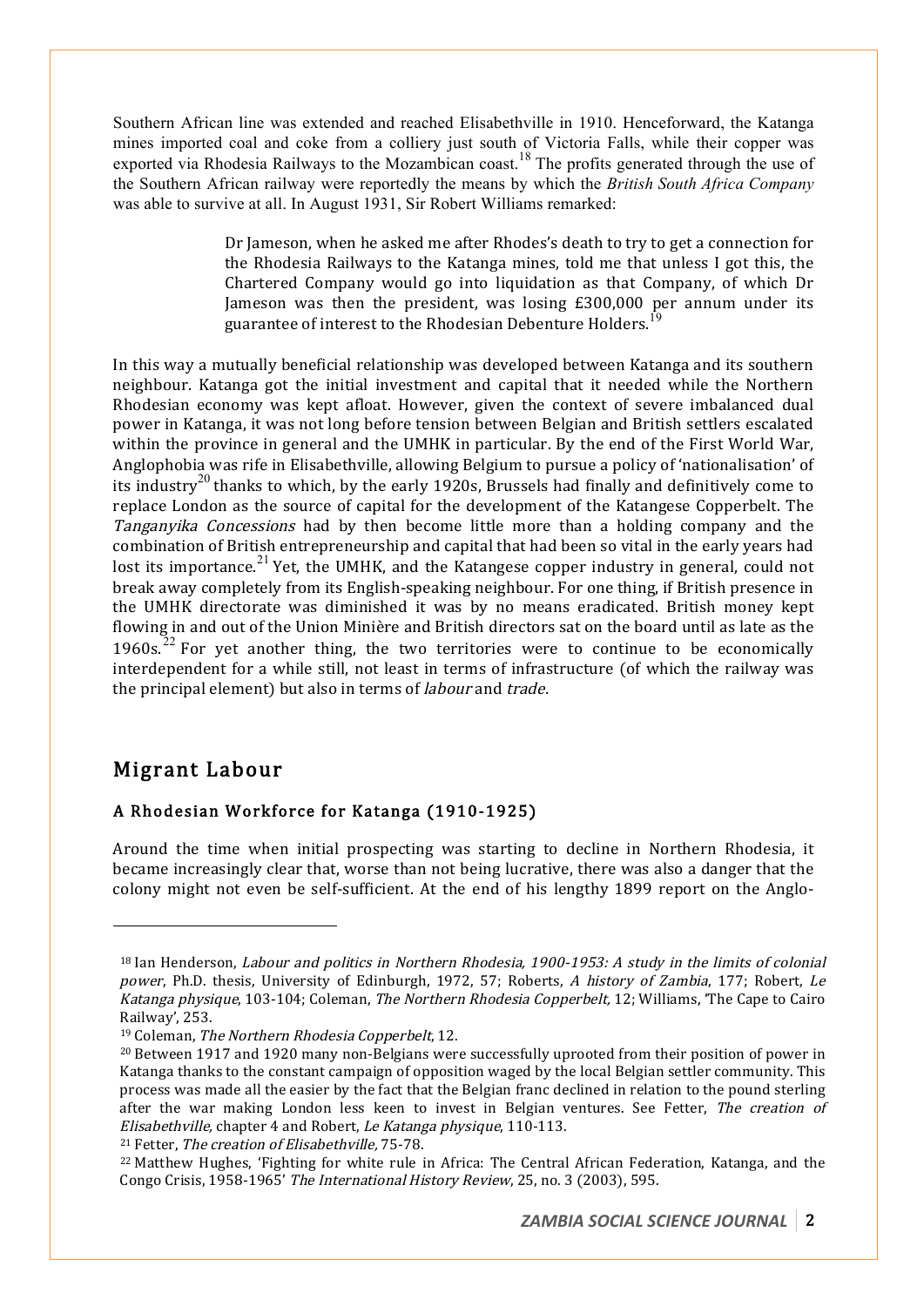Southern African line was extended and reached Elisabethville in 1910. Henceforward, the Katanga mines imported coal and coke from a colliery just south of Victoria Falls, while their copper was exported via Rhodesia Railways to the Mozambican coast.[18] The profits generated through the use of the Southern African railway were reportedly the means by which the *British South Africa Company* was able to survive at all. In August 1931, Sir Robert Williams remarked:

> Dr Jameson, when he asked me after Rhodes's death to try to get a connection for the Rhodesia Railways to the Katanga mines, told me that unless I got this, the Chartered Company would go into liquidation as that Company, of which Dr Jameson was then the president, was losing £300,000 per annum under its guarantee of interest to the Rhodesian Debenture Holders.[19]

In this way a mutually beneficial relationship was developed between Katanga and its southern neighbour. Katanga got the initial investment and capital that it needed while the Northern Rhodesian economy was kept afloat. However, given the context of severe imbalanced dual power in Katanga, it was not long before tension between Belgian and British settlers escalated within the province in general and the UMHK in particular. By the end of the First World War, Anglophobia was rife in Elisabethville, allowing Belgium to pursue a policy of 'nationalisation' of its industry[20] thanks to which, by the early 1920s, Brussels had finally and definitively come to replace London as the source of capital for the development of the Katangese Copperbelt. The *Tanganyika Concessions* had by then become little more than a holding company and the combination of British entrepreneurship and capital that had been so vital in the early years had lost its importance.[21] Yet, the UMHK, and the Katangese copper industry in general, could not break away completely from its English-speaking neighbour. For one thing, if British presence in the UMHK directorate was diminished it was by no means eradicated. British money kept flowing in and out of the Union Minière and British directors sat on the board until as late as the 1960s.[22] For yet another thing, the two territories were to continue to be economically interdependent for a while still, not least in terms of infrastructure (of which the railway was the principal element) but also in terms of *labour* and *trade.*

## Migrant Labour

### A Rhodesian Workforce for Katanga (1910-1925)

Around the time when initial prospecting was starting to decline in Northern Rhodesia, it became increasingly clear that, worse than not being lucrative, there was also a danger that the colony might not even be self-sufficient. At the end of his lengthy 1899 report on the Anglo-

---

[18] Ian Henderson, *Labour and politics in Northern Rhodesia, 1900-1953: A study in the limits of colonial power*, Ph.D. thesis, University of Edinburgh, 1972, 57; Roberts, *A history of Zambia*, 177; Robert, *Le Katanga physique*, 103-104; Coleman, *The Northern Rhodesia Copperbelt,* 12; Williams, 'The Cape to Cairo Railway', 253.

[19] Coleman, *The Northern Rhodesia Copperbelt*, 12.

[20] Between 1917 and 1920 many non-Belgians were successfully uprooted from their position of power in Katanga thanks to the constant campaign of opposition waged by the local Belgian settler community. This process was made all the easier by the fact that the Belgian franc declined in relation to the pound sterling after the war making London less keen to invest in Belgian ventures. See Fetter, *The creation of Elisabethville,* chapter 4 and Robert, *Le Katanga physique*, 110-113.

[21] Fetter, *The creation of Elisabethville,* 75-78.

[22] Matthew Hughes, 'Fighting for white rule in Africa: The Central African Federation, Katanga, and the Congo Crisis, 1958-1965' *The International History Review*, 25, no. 3 (2003), 595.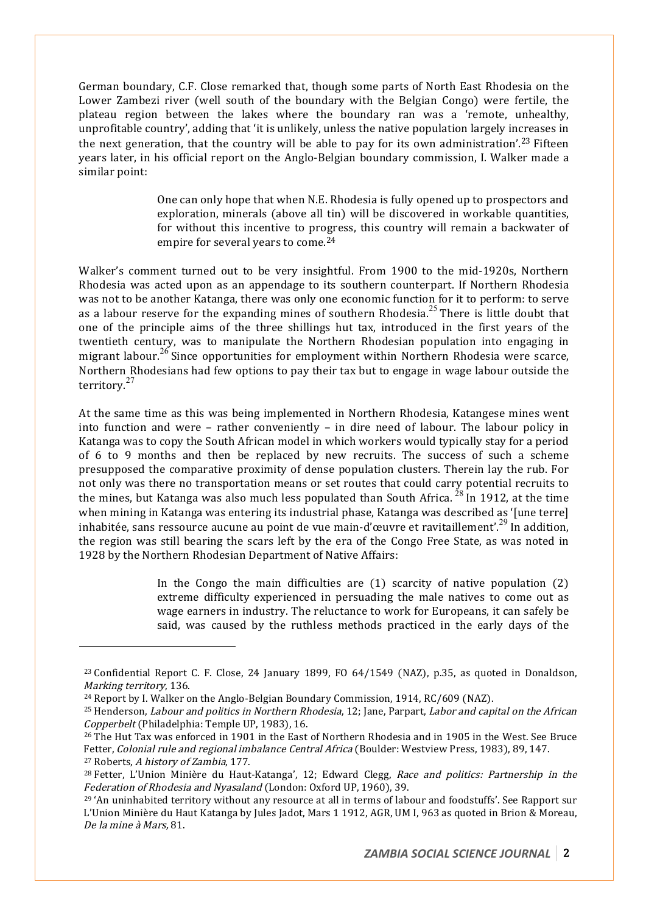German boundary, C.F. Close remarked that, though some parts of North East Rhodesia on the Lower Zambezi river (well south of the boundary with the Belgian Congo) were fertile, the plateau region between the lakes where the boundary ran was a 'remote, unhealthy, unprofitable country', adding that 'it is unlikely, unless the native population largely increases in the next generation, that the country will be able to pay for its own administration'.[23] Fifteen years later, in his official report on the Anglo-Belgian boundary commission, I. Walker made a similar point:

> One can only hope that when N.E. Rhodesia is fully opened up to prospectors and exploration, minerals (above all tin) will be discovered in workable quantities, for without this incentive to progress, this country will remain a backwater of empire for several years to come.[24]

Walker's comment turned out to be very insightful. From 1900 to the mid-1920s, Northern Rhodesia was acted upon as an appendage to its southern counterpart. If Northern Rhodesia was not to be another Katanga, there was only one economic function for it to perform: to serve as a labour reserve for the expanding mines of southern Rhodesia.[25] There is little doubt that one of the principle aims of the three shillings hut tax, introduced in the first years of the twentieth century, was to manipulate the Northern Rhodesian population into engaging in migrant labour.[26] Since opportunities for employment within Northern Rhodesia were scarce, Northern Rhodesians had few options to pay their tax but to engage in wage labour outside the territory.[27]

At the same time as this was being implemented in Northern Rhodesia, Katangese mines went into function and were – rather conveniently – in dire need of labour. The labour policy in Katanga was to copy the South African model in which workers would typically stay for a period of 6 to 9 months and then be replaced by new recruits. The success of such a scheme presupposed the comparative proximity of dense population clusters. Therein lay the rub. For not only was there no transportation means or set routes that could carry potential recruits to the mines, but Katanga was also much less populated than South Africa. [28] In 1912, at the time when mining in Katanga was entering its industrial phase, Katanga was described as '[une terre] inhabitée, sans ressource aucune au point de vue main-d'œuvre et ravitaillement'.[29] In addition, the region was still bearing the scars left by the era of the Congo Free State, as was noted in 1928 by the Northern Rhodesian Department of Native Affairs:

> In the Congo the main difficulties are (1) scarcity of native population (2) extreme difficulty experienced in persuading the male natives to come out as wage earners in industry. The reluctance to work for Europeans, it can safely be said, was caused by the ruthless methods practiced in the early days of the

---

[23] Confidential Report C. F. Close, 24 January 1899, FO 64/1549 (NAZ), p.35, as quoted in Donaldson, *Marking territory*, 136.

[24] Report by I. Walker on the Anglo-Belgian Boundary Commission, 1914, RC/609 (NAZ).

[25] Henderson, *Labour and politics in Northern Rhodesia*, 12; Jane, Parpart, *Labor and capital on the African Copperbelt* (Philadelphia: Temple UP, 1983), 16.

[26] The Hut Tax was enforced in 1901 in the East of Northern Rhodesia and in 1905 in the West. See Bruce Fetter, *Colonial rule and regional imbalance Central Africa* (Boulder: Westview Press, 1983), 89, 147.

[27] Roberts, *A history of Zambia*, 177.

[28] Fetter, L'Union Minière du Haut-Katanga', 12; Edward Clegg, *Race and politics: Partnership in the Federation of Rhodesia and Nyasaland* (London: Oxford UP, 1960), 39.

[29] 'An uninhabited territory without any resource at all in terms of labour and foodstuffs'. See Rapport sur L'Union Minière du Haut Katanga by Jules Jadot, Mars 1 1912, AGR, UM I, 963 as quoted in Brion & Moreau, *De la mine à Mars*, 81.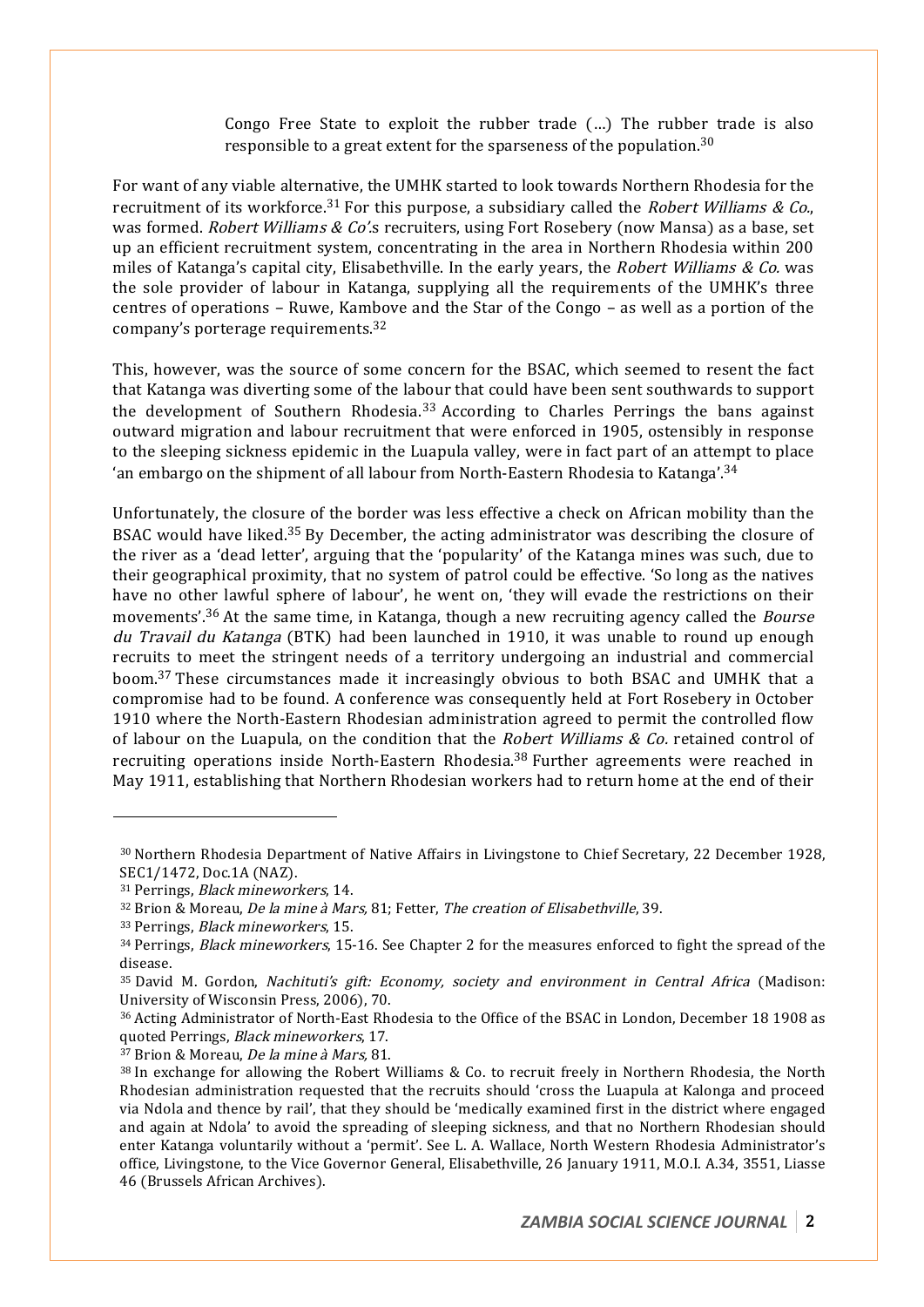> Congo Free State to exploit the rubber trade (…) The rubber trade is also responsible to a great extent for the sparseness of the population.[30]

For want of any viable alternative, the UMHK started to look towards Northern Rhodesia for the recruitment of its workforce.[31] For this purpose, a subsidiary called the *Robert Williams & Co.*, was formed. *Robert Williams & Co'.*s recruiters, using Fort Rosebery (now Mansa) as a base, set up an efficient recruitment system, concentrating in the area in Northern Rhodesia within 200 miles of Katanga's capital city, Elisabethville. In the early years, the *Robert Williams & Co.* was the sole provider of labour in Katanga, supplying all the requirements of the UMHK's three centres of operations – Ruwe, Kambove and the Star of the Congo – as well as a portion of the company's porterage requirements.[32]

This, however, was the source of some concern for the BSAC, which seemed to resent the fact that Katanga was diverting some of the labour that could have been sent southwards to support the development of Southern Rhodesia.[33] According to Charles Perrings the bans against outward migration and labour recruitment that were enforced in 1905, ostensibly in response to the sleeping sickness epidemic in the Luapula valley, were in fact part of an attempt to place 'an embargo on the shipment of all labour from North-Eastern Rhodesia to Katanga'.[34]

Unfortunately, the closure of the border was less effective a check on African mobility than the BSAC would have liked.[35] By December, the acting administrator was describing the closure of the river as a 'dead letter', arguing that the 'popularity' of the Katanga mines was such, due to their geographical proximity, that no system of patrol could be effective. 'So long as the natives have no other lawful sphere of labour', he went on, 'they will evade the restrictions on their movements'.[36] At the same time, in Katanga, though a new recruiting agency called the *Bourse du Travail du Katanga* (BTK) had been launched in 1910, it was unable to round up enough recruits to meet the stringent needs of a territory undergoing an industrial and commercial boom.[37] These circumstances made it increasingly obvious to both BSAC and UMHK that a compromise had to be found. A conference was consequently held at Fort Rosebery in October 1910 where the North-Eastern Rhodesian administration agreed to permit the controlled flow of labour on the Luapula, on the condition that the *Robert Williams & Co.* retained control of recruiting operations inside North-Eastern Rhodesia.[38] Further agreements were reached in May 1911, establishing that Northern Rhodesian workers had to return home at the end of their

---

[30] Northern Rhodesia Department of Native Affairs in Livingstone to Chief Secretary, 22 December 1928, SEC1/1472, Doc.1A (NAZ).

[31] Perrings, *Black mineworkers*, 14.

[32] Brion & Moreau, *De la mine à Mars,* 81; Fetter, *The creation of Elisabethville*, 39.

[33] Perrings, *Black mineworkers*, 15.

[34] Perrings, *Black mineworkers*, 15-16. See Chapter 2 for the measures enforced to fight the spread of the disease.

[35] David M. Gordon, *Nachituti's gift: Economy, society and environment in Central Africa* (Madison: University of Wisconsin Press, 2006), 70.

[36] Acting Administrator of North-East Rhodesia to the Office of the BSAC in London, December 18 1908 as quoted Perrings, *Black mineworkers*, 17.

[37] Brion & Moreau, *De la mine à Mars,* 81.

[38] In exchange for allowing the Robert Williams & Co. to recruit freely in Northern Rhodesia, the North Rhodesian administration requested that the recruits should 'cross the Luapula at Kalonga and proceed via Ndola and thence by rail', that they should be 'medically examined first in the district where engaged and again at Ndola' to avoid the spreading of sleeping sickness, and that no Northern Rhodesian should enter Katanga voluntarily without a 'permit'. See L. A. Wallace, North Western Rhodesia Administrator's office, Livingstone, to the Vice Governor General, Elisabethville, 26 January 1911, M.O.I. A.34, 3551, Liasse 46 (Brussels African Archives).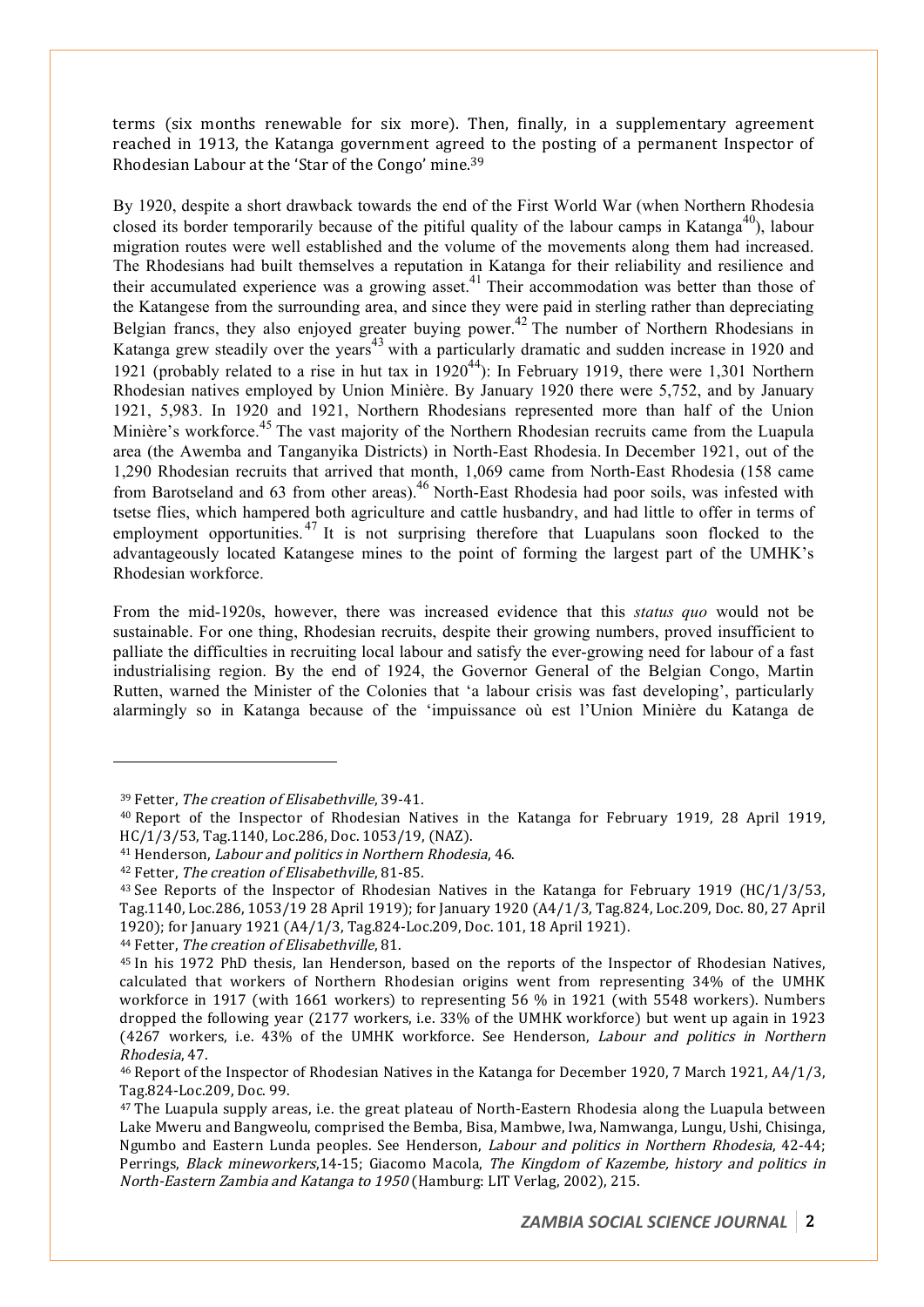terms (six months renewable for six more). Then, finally, in a supplementary agreement reached in 1913, the Katanga government agreed to the posting of a permanent Inspector of Rhodesian Labour at the 'Star of the Congo' mine.[39]

By 1920, despite a short drawback towards the end of the First World War (when Northern Rhodesia closed its border temporarily because of the pitiful quality of the labour camps in Katanga[40]), labour migration routes were well established and the volume of the movements along them had increased. The Rhodesians had built themselves a reputation in Katanga for their reliability and resilience and their accumulated experience was a growing asset.[41] Their accommodation was better than those of the Katangese from the surrounding area, and since they were paid in sterling rather than depreciating Belgian francs, they also enjoyed greater buying power.[42] The number of Northern Rhodesians in Katanga grew steadily over the years[43] with a particularly dramatic and sudden increase in 1920 and 1921 (probably related to a rise in hut tax in 1920[44]): In February 1919, there were 1,301 Northern Rhodesian natives employed by Union Minière. By January 1920 there were 5,752, and by January 1921, 5,983. In 1920 and 1921, Northern Rhodesians represented more than half of the Union Minière's workforce.[45] The vast majority of the Northern Rhodesian recruits came from the Luapula area (the Awemba and Tanganyika Districts) in North-East Rhodesia. In December 1921, out of the 1,290 Rhodesian recruits that arrived that month, 1,069 came from North-East Rhodesia (158 came from Barotseland and 63 from other areas).[46] North-East Rhodesia had poor soils, was infested with tsetse flies, which hampered both agriculture and cattle husbandry, and had little to offer in terms of employment opportunities.[47] It is not surprising therefore that Luapulans soon flocked to the advantageously located Katangese mines to the point of forming the largest part of the UMHK's Rhodesian workforce.

From the mid-1920s, however, there was increased evidence that this *status quo* would not be sustainable. For one thing, Rhodesian recruits, despite their growing numbers, proved insufficient to palliate the difficulties in recruiting local labour and satisfy the ever-growing need for labour of a fast industrialising region. By the end of 1924, the Governor General of the Belgian Congo, Martin Rutten, warned the Minister of the Colonies that 'a labour crisis was fast developing', particularly alarmingly so in Katanga because of the 'impuissance où est l'Union Minière du Katanga de

---

[39] Fetter, *The creation of Elisabethville*, 39-41.

[40] Report of the Inspector of Rhodesian Natives in the Katanga for February 1919, 28 April 1919, HC/1/3/53, Tag.1140, Loc.286, Doc. 1053/19, (NAZ).

[41] Henderson, *Labour and politics in Northern Rhodesia*, 46.

[42] Fetter, *The creation of Elisabethville*, 81-85.

[43] See Reports of the Inspector of Rhodesian Natives in the Katanga for February 1919 (HC/1/3/53, Tag.1140, Loc.286, 1053/19 28 April 1919); for January 1920 (A4/1/3, Tag.824, Loc.209, Doc. 80, 27 April 1920); for January 1921 (A4/1/3, Tag.824-Loc.209, Doc. 101, 18 April 1921).

[44] Fetter, *The creation of Elisabethville*, 81.

[45] In his 1972 PhD thesis, Ian Henderson, based on the reports of the Inspector of Rhodesian Natives, calculated that workers of Northern Rhodesian origins went from representing 34% of the UMHK workforce in 1917 (with 1661 workers) to representing 56 % in 1921 (with 5548 workers). Numbers dropped the following year (2177 workers, i.e. 33% of the UMHK workforce) but went up again in 1923 (4267 workers, i.e. 43% of the UMHK workforce. See Henderson, *Labour and politics in Northern Rhodesia*, 47.

[46] Report of the Inspector of Rhodesian Natives in the Katanga for December 1920, 7 March 1921, A4/1/3, Tag.824-Loc.209, Doc. 99.

[47] The Luapula supply areas, i.e. the great plateau of North-Eastern Rhodesia along the Luapula between Lake Mweru and Bangweolu, comprised the Bemba, Bisa, Mambwe, Iwa, Namwanga, Lungu, Ushi, Chisinga, Ngumbo and Eastern Lunda peoples. See Henderson, *Labour and politics in Northern Rhodesia*, 42-44; Perrings, *Black mineworkers*,14-15; Giacomo Macola, *The Kingdom of Kazembe, history and politics in North-Eastern Zambia and Katanga to 1950* (Hamburg: LIT Verlag, 2002), 215.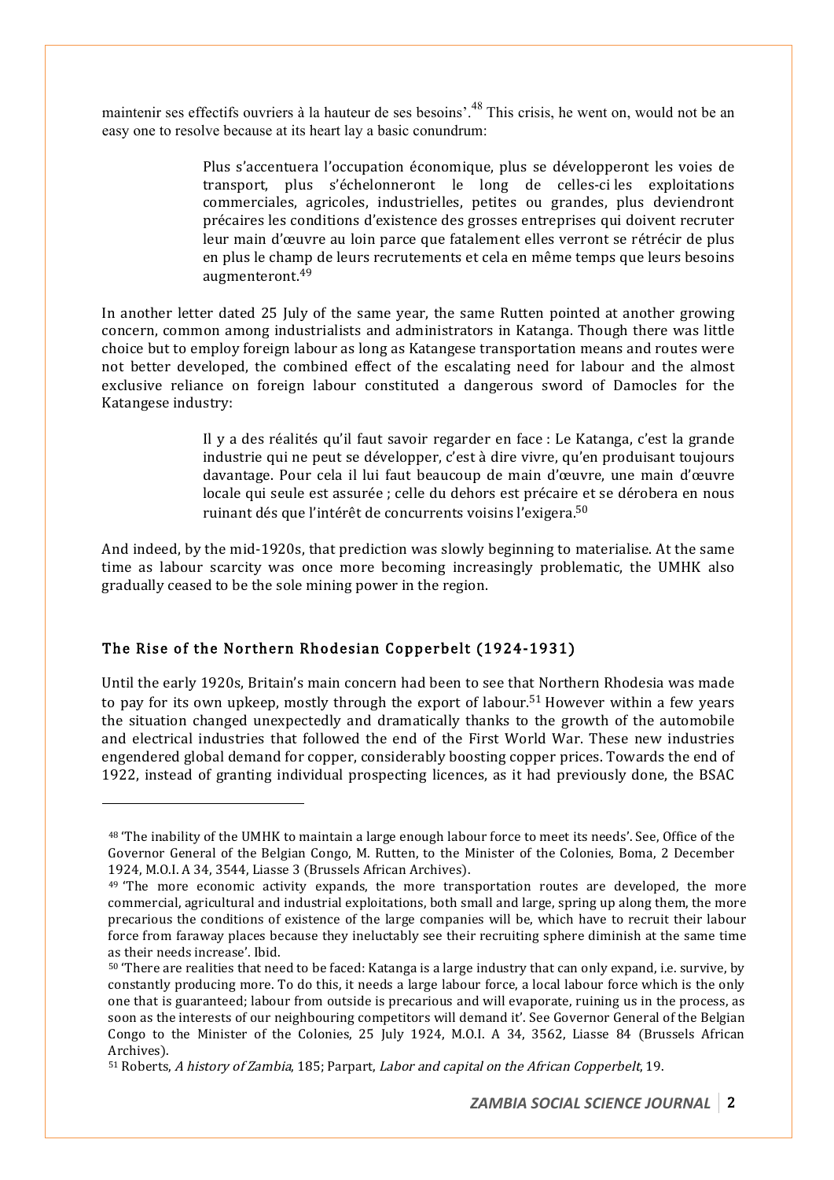maintenir ses effectifs ouvriers à la hauteur de ses besoins'.[48] This crisis, he went on, would not be an easy one to resolve because at its heart lay a basic conundrum:

> Plus s'accentuera l'occupation économique, plus se développeront les voies de transport, plus s'échelonneront le long de celles-ci les exploitations commerciales, agricoles, industrielles, petites ou grandes, plus deviendront précaires les conditions d'existence des grosses entreprises qui doivent recruter leur main d'œuvre au loin parce que fatalement elles verront se rétrécir de plus en plus le champ de leurs recrutements et cela en même temps que leurs besoins augmenteront.[49]

In another letter dated 25 July of the same year, the same Rutten pointed at another growing concern, common among industrialists and administrators in Katanga. Though there was little choice but to employ foreign labour as long as Katangese transportation means and routes were not better developed, the combined effect of the escalating need for labour and the almost exclusive reliance on foreign labour constituted a dangerous sword of Damocles for the Katangese industry:

> Il y a des réalités qu'il faut savoir regarder en face : Le Katanga, c'est la grande industrie qui ne peut se développer, c'est à dire vivre, qu'en produisant toujours davantage. Pour cela il lui faut beaucoup de main d'œuvre, une main d'œuvre locale qui seule est assurée ; celle du dehors est précaire et se dérobera en nous ruinant dés que l'intérêt de concurrents voisins l'exigera.[50]

And indeed, by the mid-1920s, that prediction was slowly beginning to materialise. At the same time as labour scarcity was once more becoming increasingly problematic, the UMHK also gradually ceased to be the sole mining power in the region.

## The Rise of the Northern Rhodesian Copperbelt (1924-1931)

Until the early 1920s, Britain's main concern had been to see that Northern Rhodesia was made to pay for its own upkeep, mostly through the export of labour.[51] However within a few years the situation changed unexpectedly and dramatically thanks to the growth of the automobile and electrical industries that followed the end of the First World War. These new industries engendered global demand for copper, considerably boosting copper prices. Towards the end of 1922, instead of granting individual prospecting licences, as it had previously done, the BSAC

---

[48] 'The inability of the UMHK to maintain a large enough labour force to meet its needs'. See, Office of the Governor General of the Belgian Congo, M. Rutten, to the Minister of the Colonies, Boma, 2 December 1924, M.O.I. A 34, 3544, Liasse 3 (Brussels African Archives).

[49] 'The more economic activity expands, the more transportation routes are developed, the more commercial, agricultural and industrial exploitations, both small and large, spring up along them, the more precarious the conditions of existence of the large companies will be, which have to recruit their labour force from faraway places because they ineluctably see their recruiting sphere diminish at the same time as their needs increase'. Ibid.

[50] 'There are realities that need to be faced: Katanga is a large industry that can only expand, i.e. survive, by constantly producing more. To do this, it needs a large labour force, a local labour force which is the only one that is guaranteed; labour from outside is precarious and will evaporate, ruining us in the process, as soon as the interests of our neighbouring competitors will demand it'. See Governor General of the Belgian Congo to the Minister of the Colonies, 25 July 1924, M.O.I. A 34, 3562, Liasse 84 (Brussels African Archives).

[51] Roberts, *A history of Zambia*, 185; Parpart, *Labor and capital on the African Copperbelt*, 19.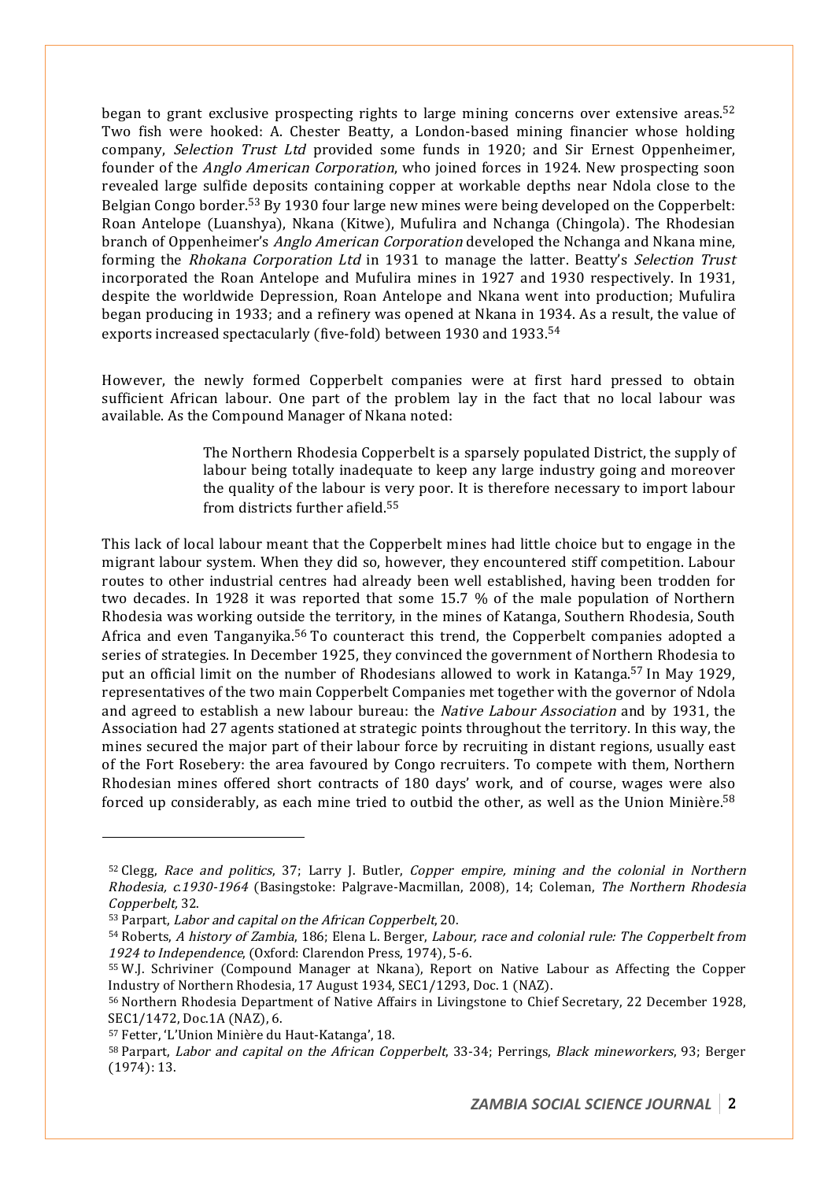began to grant exclusive prospecting rights to large mining concerns over extensive areas.[52] Two fish were hooked: A. Chester Beatty, a London-based mining financier whose holding company, *Selection Trust Ltd* provided some funds in 1920; and Sir Ernest Oppenheimer, founder of the *Anglo American Corporation*, who joined forces in 1924. New prospecting soon revealed large sulfide deposits containing copper at workable depths near Ndola close to the Belgian Congo border.[53] By 1930 four large new mines were being developed on the Copperbelt: Roan Antelope (Luanshya), Nkana (Kitwe), Mufulira and Nchanga (Chingola). The Rhodesian branch of Oppenheimer's *Anglo American Corporation* developed the Nchanga and Nkana mine, forming the *Rhokana Corporation Ltd* in 1931 to manage the latter. Beatty's *Selection Trust* incorporated the Roan Antelope and Mufulira mines in 1927 and 1930 respectively. In 1931, despite the worldwide Depression, Roan Antelope and Nkana went into production; Mufulira began producing in 1933; and a refinery was opened at Nkana in 1934. As a result, the value of exports increased spectacularly (five-fold) between 1930 and 1933.[54]

However, the newly formed Copperbelt companies were at first hard pressed to obtain sufficient African labour. One part of the problem lay in the fact that no local labour was available. As the Compound Manager of Nkana noted:

> The Northern Rhodesia Copperbelt is a sparsely populated District, the supply of labour being totally inadequate to keep any large industry going and moreover the quality of the labour is very poor. It is therefore necessary to import labour from districts further afield.[55]

This lack of local labour meant that the Copperbelt mines had little choice but to engage in the migrant labour system. When they did so, however, they encountered stiff competition. Labour routes to other industrial centres had already been well established, having been trodden for two decades. In 1928 it was reported that some 15.7 % of the male population of Northern Rhodesia was working outside the territory, in the mines of Katanga, Southern Rhodesia, South Africa and even Tanganyika.[56] To counteract this trend, the Copperbelt companies adopted a series of strategies. In December 1925, they convinced the government of Northern Rhodesia to put an official limit on the number of Rhodesians allowed to work in Katanga.[57] In May 1929, representatives of the two main Copperbelt Companies met together with the governor of Ndola and agreed to establish a new labour bureau: the *Native Labour Association* and by 1931, the Association had 27 agents stationed at strategic points throughout the territory. In this way, the mines secured the major part of their labour force by recruiting in distant regions, usually east of the Fort Rosebery: the area favoured by Congo recruiters. To compete with them, Northern Rhodesian mines offered short contracts of 180 days' work, and of course, wages were also forced up considerably, as each mine tried to outbid the other, as well as the Union Minière.[58]

---

[52] Clegg, *Race and politics*, 37; Larry J. Butler, *Copper empire, mining and the colonial in Northern Rhodesia, c.1930-1964* (Basingstoke: Palgrave-Macmillan, 2008), 14; Coleman, *The Northern Rhodesia Copperbelt*, 32.

[53] Parpart, *Labor and capital on the African Copperbelt*, 20.

[54] Roberts, *A history of Zambia*, 186; Elena L. Berger, *Labour, race and colonial rule: The Copperbelt from 1924 to Independence*, (Oxford: Clarendon Press, 1974), 5-6.

[55] W.J. Schriviner (Compound Manager at Nkana), Report on Native Labour as Affecting the Copper Industry of Northern Rhodesia, 17 August 1934, SEC1/1293, Doc. 1 (NAZ).

[56] Northern Rhodesia Department of Native Affairs in Livingstone to Chief Secretary, 22 December 1928, SEC1/1472, Doc.1A (NAZ), 6.

[57] Fetter, 'L'Union Minière du Haut-Katanga', 18.

[58] Parpart, *Labor and capital on the African Copperbelt*, 33-34; Perrings, *Black mineworkers*, 93; Berger (1974): 13.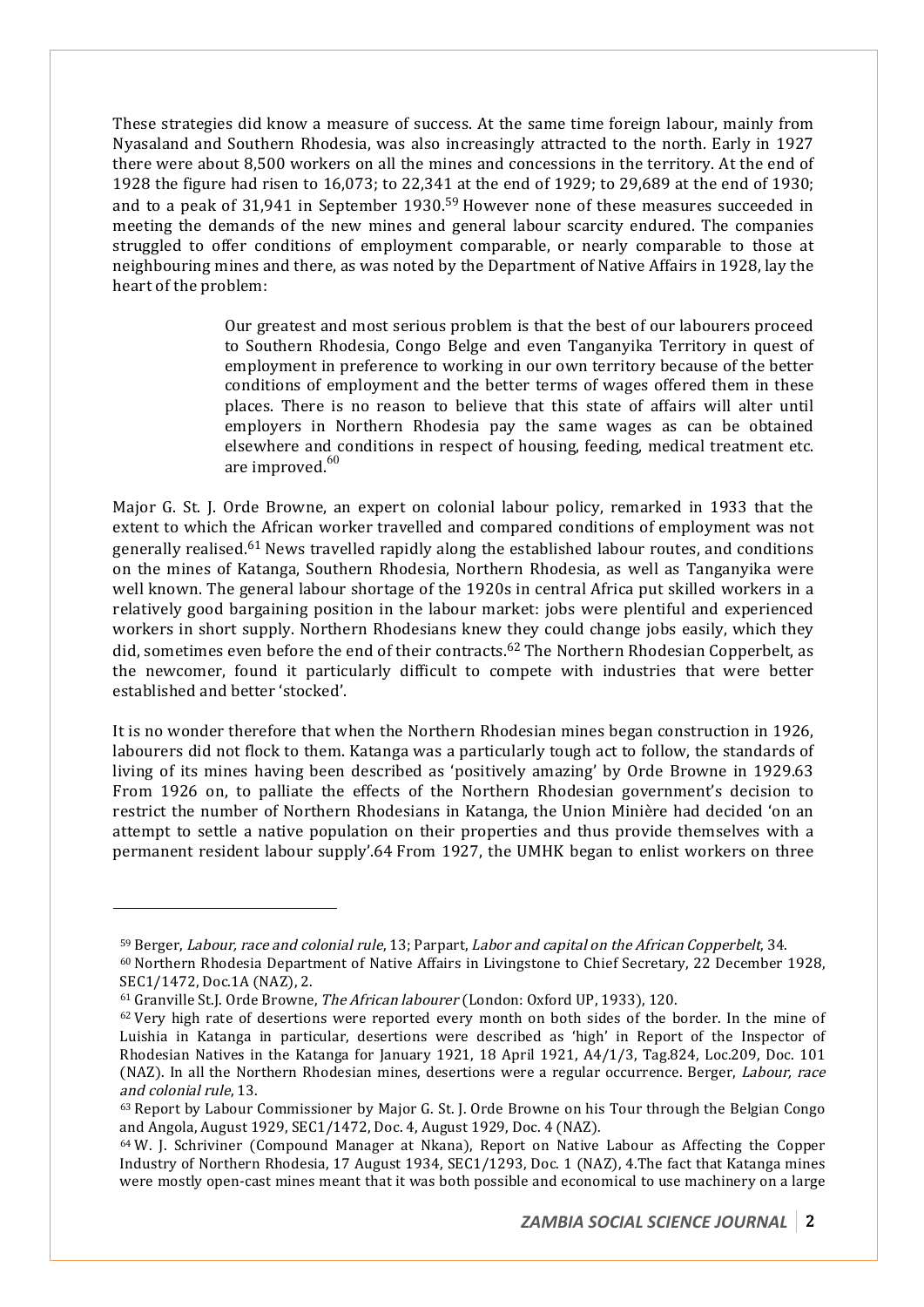These strategies did know a measure of success. At the same time foreign labour, mainly from Nyasaland and Southern Rhodesia, was also increasingly attracted to the north. Early in 1927 there were about 8,500 workers on all the mines and concessions in the territory. At the end of 1928 the figure had risen to 16,073; to 22,341 at the end of 1929; to 29,689 at the end of 1930; and to a peak of 31,941 in September 1930.[59] However none of these measures succeeded in meeting the demands of the new mines and general labour scarcity endured. The companies struggled to offer conditions of employment comparable, or nearly comparable to those at neighbouring mines and there, as was noted by the Department of Native Affairs in 1928, lay the heart of the problem:

> Our greatest and most serious problem is that the best of our labourers proceed to Southern Rhodesia, Congo Belge and even Tanganyika Territory in quest of employment in preference to working in our own territory because of the better conditions of employment and the better terms of wages offered them in these places. There is no reason to believe that this state of affairs will alter until employers in Northern Rhodesia pay the same wages as can be obtained elsewhere and conditions in respect of housing, feeding, medical treatment etc. are improved.[60]

Major G. St. J. Orde Browne, an expert on colonial labour policy, remarked in 1933 that the extent to which the African worker travelled and compared conditions of employment was not generally realised.[61] News travelled rapidly along the established labour routes, and conditions on the mines of Katanga, Southern Rhodesia, Northern Rhodesia, as well as Tanganyika were well known. The general labour shortage of the 1920s in central Africa put skilled workers in a relatively good bargaining position in the labour market: jobs were plentiful and experienced workers in short supply. Northern Rhodesians knew they could change jobs easily, which they did, sometimes even before the end of their contracts.[62] The Northern Rhodesian Copperbelt, as the newcomer, found it particularly difficult to compete with industries that were better established and better 'stocked'.

It is no wonder therefore that when the Northern Rhodesian mines began construction in 1926, labourers did not flock to them. Katanga was a particularly tough act to follow, the standards of living of its mines having been described as 'positively amazing' by Orde Browne in 1929.63 From 1926 on, to palliate the effects of the Northern Rhodesian government's decision to restrict the number of Northern Rhodesians in Katanga, the Union Minière had decided 'on an attempt to settle a native population on their properties and thus provide themselves with a permanent resident labour supply'.64 From 1927, the UMHK began to enlist workers on three

---

[59] Berger, *Labour, race and colonial rule*, 13; Parpart, *Labor and capital on the African Copperbelt*, 34.

[60] Northern Rhodesia Department of Native Affairs in Livingstone to Chief Secretary, 22 December 1928, SEC1/1472, Doc.1A (NAZ), 2.

[61] Granville St.J. Orde Browne, *The African labourer* (London: Oxford UP, 1933), 120.

[62] Very high rate of desertions were reported every month on both sides of the border. In the mine of Luishia in Katanga in particular, desertions were described as 'high' in Report of the Inspector of Rhodesian Natives in the Katanga for January 1921, 18 April 1921, A4/1/3, Tag.824, Loc.209, Doc. 101 (NAZ). In all the Northern Rhodesian mines, desertions were a regular occurrence. Berger, *Labour, race and colonial rule*, 13.

[63] Report by Labour Commissioner by Major G. St. J. Orde Browne on his Tour through the Belgian Congo and Angola, August 1929, SEC1/1472, Doc. 4, August 1929, Doc. 4 (NAZ).

[64] W. J. Schriviner (Compound Manager at Nkana), Report on Native Labour as Affecting the Copper Industry of Northern Rhodesia, 17 August 1934, SEC1/1293, Doc. 1 (NAZ), 4.The fact that Katanga mines were mostly open-cast mines meant that it was both possible and economical to use machinery on a large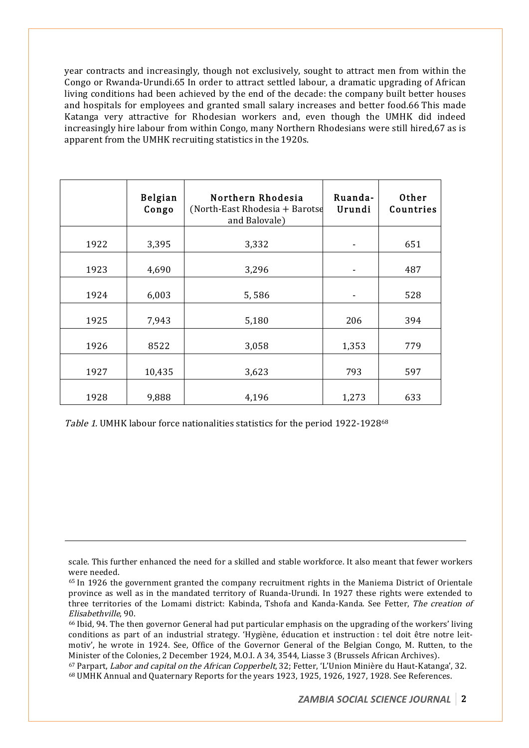year contracts and increasingly, though not exclusively, sought to attract men from within the Congo or Rwanda-Urundi.[65] In order to attract settled labour, a dramatic upgrading of African living conditions had been achieved by the end of the decade: the company built better houses and hospitals for employees and granted small salary increases and better food.[66] This made Katanga very attractive for Rhodesian workers and, even though the UMHK did indeed increasingly hire labour from within Congo, many Northern Rhodesians were still hired,[67] as is apparent from the UMHK recruiting statistics in the 1920s.

| | Belgian Congo | Northern Rhodesia (North-East Rhodesia + Barotse and Balovale) | Ruanda-Urundi | Other Countries |
|---|---|---|---|---|
| 1922 | 3,395 | 3,332 | - | 651 |
| 1923 | 4,690 | 3,296 | - | 487 |
| 1924 | 6,003 | 5, 586 | - | 528 |
| 1925 | 7,943 | 5,180 | 206 | 394 |
| 1926 | 8522 | 3,058 | 1,353 | 779 |
| 1927 | 10,435 | 3,623 | 793 | 597 |
| 1928 | 9,888 | 4,196 | 1,273 | 633 |

*Table 1.* UMHK labour force nationalities statistics for the period 1922-1928[68]

---

scale. This further enhanced the need for a skilled and stable workforce. It also meant that fewer workers were needed.

[65] In 1926 the government granted the company recruitment rights in the Maniema District of Orientale province as well as in the mandated territory of Ruanda-Urundi. In 1927 these rights were extended to three territories of the Lomami district: Kabinda, Tshofa and Kanda-Kanda. See Fetter, *The creation of Elisabethville*, 90.

[66] Ibid, 94. The then governor General had put particular emphasis on the upgrading of the workers' living conditions as part of an industrial strategy. 'Hygiène, éducation et instruction : tel doit être notre leit-motiv', he wrote in 1924. See, Office of the Governor General of the Belgian Congo, M. Rutten, to the Minister of the Colonies, 2 December 1924, M.O.I. A 34, 3544, Liasse 3 (Brussels African Archives).

[67] Parpart, *Labor and capital on the African Copperbelt*, 32; Fetter, 'L'Union Minière du Haut-Katanga', 32.

[68] UMHK Annual and Quaternary Reports for the years 1923, 1925, 1926, 1927, 1928. See References.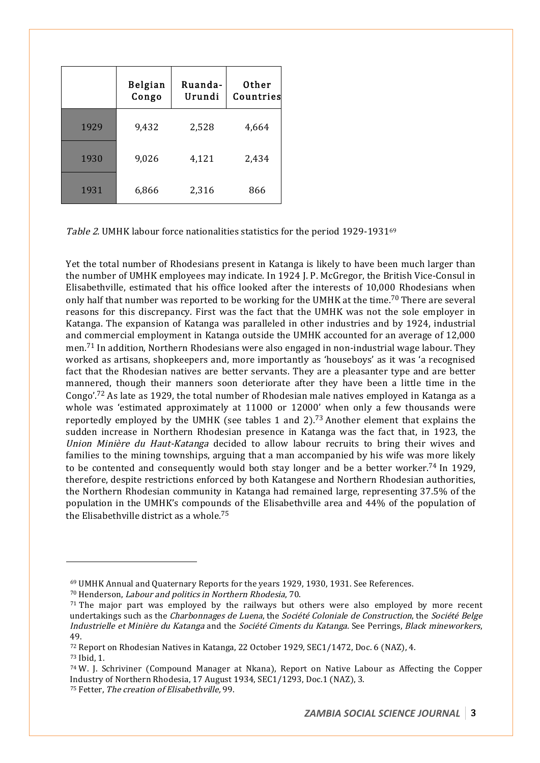| | Belgian Congo | Ruanda-Urundi | Other Countries |
|---|---|---|---|
| 1929 | 9,432 | 2,528 | 4,664 |
| 1930 | 9,026 | 4,121 | 2,434 |
| 1931 | 6,866 | 2,316 | 866 |

*Table 2.* UMHK labour force nationalities statistics for the period 1929-1931[69]

Yet the total number of Rhodesians present in Katanga is likely to have been much larger than the number of UMHK employees may indicate. In 1924 J. P. McGregor, the British Vice-Consul in Elisabethville, estimated that his office looked after the interests of 10,000 Rhodesians when only half that number was reported to be working for the UMHK at the time.[70] There are several reasons for this discrepancy. First was the fact that the UMHK was not the sole employer in Katanga. The expansion of Katanga was paralleled in other industries and by 1924, industrial and commercial employment in Katanga outside the UMHK accounted for an average of 12,000 men.[71] In addition, Northern Rhodesians were also engaged in non-industrial wage labour. They worked as artisans, shopkeepers and, more importantly as 'houseboys' as it was 'a recognised fact that the Rhodesian natives are better servants. They are a pleasanter type and are better mannered, though their manners soon deteriorate after they have been a little time in the Congo'.[72] As late as 1929, the total number of Rhodesian male natives employed in Katanga as a whole was 'estimated approximately at 11000 or 12000' when only a few thousands were reportedly employed by the UMHK (see tables 1 and 2).[73] Another element that explains the sudden increase in Northern Rhodesian presence in Katanga was the fact that, in 1923, the *Union Minière du Haut-Katanga* decided to allow labour recruits to bring their wives and families to the mining townships, arguing that a man accompanied by his wife was more likely to be contented and consequently would both stay longer and be a better worker.[74] In 1929, therefore, despite restrictions enforced by both Katangese and Northern Rhodesian authorities, the Northern Rhodesian community in Katanga had remained large, representing 37.5% of the population in the UMHK's compounds of the Elisabethville area and 44% of the population of the Elisabethville district as a whole.[75]

---

[69] UMHK Annual and Quaternary Reports for the years 1929, 1930, 1931. See References.

[70] Henderson, *Labour and politics in Northern Rhodesia*, 70.

[71] The major part was employed by the railways but others were also employed by more recent undertakings such as the *Charbonnages de Luena*, the *Société Coloniale de Construction*, the *Société Belge Industrielle et Minière du Katanga* and the *Société Ciments du Katanga*. See Perrings, *Black mineworkers*, 49.

[72] Report on Rhodesian Natives in Katanga, 22 October 1929, SEC1/1472, Doc. 6 (NAZ), 4.

[73] Ibid, 1.

[74] W. J. Schriviner (Compound Manager at Nkana), Report on Native Labour as Affecting the Copper Industry of Northern Rhodesia, 17 August 1934, SEC1/1293, Doc.1 (NAZ), 3.

[75] Fetter, *The creation of Elisabethville*, 99.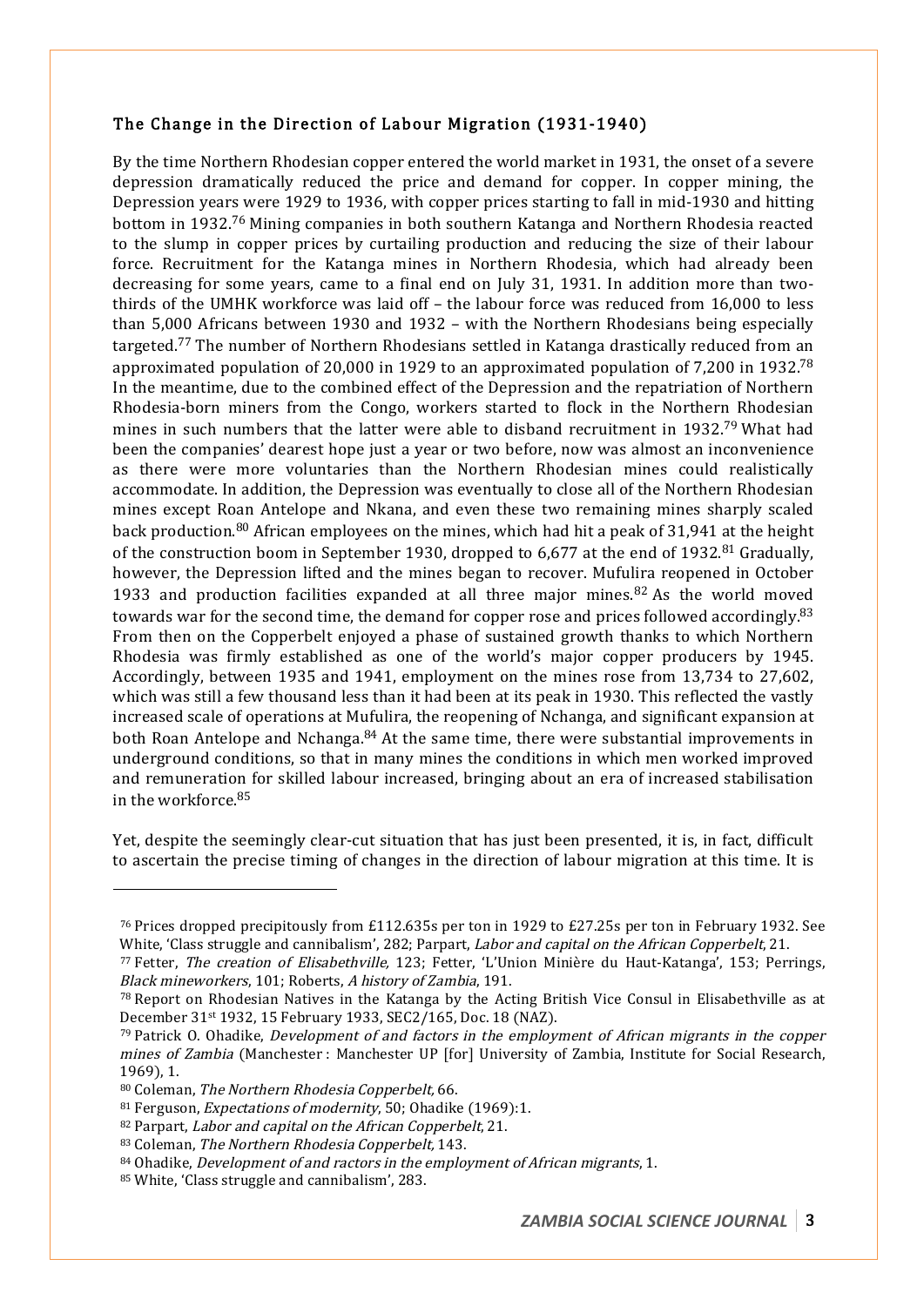### The Change in the Direction of Labour Migration (1931-1940)

By the time Northern Rhodesian copper entered the world market in 1931, the onset of a severe depression dramatically reduced the price and demand for copper. In copper mining, the Depression years were 1929 to 1936, with copper prices starting to fall in mid-1930 and hitting bottom in 1932.[76] Mining companies in both southern Katanga and Northern Rhodesia reacted to the slump in copper prices by curtailing production and reducing the size of their labour force. Recruitment for the Katanga mines in Northern Rhodesia, which had already been decreasing for some years, came to a final end on July 31, 1931. In addition more than two-thirds of the UMHK workforce was laid off – the labour force was reduced from 16,000 to less than 5,000 Africans between 1930 and 1932 – with the Northern Rhodesians being especially targeted.[77] The number of Northern Rhodesians settled in Katanga drastically reduced from an approximated population of 20,000 in 1929 to an approximated population of 7,200 in 1932.[78] In the meantime, due to the combined effect of the Depression and the repatriation of Northern Rhodesia-born miners from the Congo, workers started to flock in the Northern Rhodesian mines in such numbers that the latter were able to disband recruitment in 1932.[79] What had been the companies' dearest hope just a year or two before, now was almost an inconvenience as there were more voluntaries than the Northern Rhodesian mines could realistically accommodate. In addition, the Depression was eventually to close all of the Northern Rhodesian mines except Roan Antelope and Nkana, and even these two remaining mines sharply scaled back production.[80] African employees on the mines, which had hit a peak of 31,941 at the height of the construction boom in September 1930, dropped to 6,677 at the end of 1932.[81] Gradually, however, the Depression lifted and the mines began to recover. Mufulira reopened in October 1933 and production facilities expanded at all three major mines.[82] As the world moved towards war for the second time, the demand for copper rose and prices followed accordingly.[83] From then on the Copperbelt enjoyed a phase of sustained growth thanks to which Northern Rhodesia was firmly established as one of the world's major copper producers by 1945. Accordingly, between 1935 and 1941, employment on the mines rose from 13,734 to 27,602, which was still a few thousand less than it had been at its peak in 1930. This reflected the vastly increased scale of operations at Mufulira, the reopening of Nchanga, and significant expansion at both Roan Antelope and Nchanga.[84] At the same time, there were substantial improvements in underground conditions, so that in many mines the conditions in which men worked improved and remuneration for skilled labour increased, bringing about an era of increased stabilisation in the workforce.[85]

Yet, despite the seemingly clear-cut situation that has just been presented, it is, in fact, difficult to ascertain the precise timing of changes in the direction of labour migration at this time. It is

---

[76] Prices dropped precipitously from £112.635s per ton in 1929 to £27.25s per ton in February 1932. See White, 'Class struggle and cannibalism', 282; Parpart, *Labor and capital on the African Copperbelt*, 21.

[77] Fetter, *The creation of Elisabethville*, 123; Fetter, 'L'Union Minière du Haut-Katanga', 153; Perrings, *Black mineworkers*, 101; Roberts, *A history of Zambia*, 191.

[78] Report on Rhodesian Natives in the Katanga by the Acting British Vice Consul in Elisabethville as at December 31st 1932, 15 February 1933, SEC2/165, Doc. 18 (NAZ).

[79] Patrick O. Ohadike, *Development of and factors in the employment of African migrants in the copper mines of Zambia* (Manchester : Manchester UP [for] University of Zambia, Institute for Social Research, 1969), 1.

[80] Coleman, *The Northern Rhodesia Copperbelt*, 66.

[81] Ferguson, *Expectations of modernity*, 50; Ohadike (1969):1.

[82] Parpart, *Labor and capital on the African Copperbelt*, 21.

[83] Coleman, *The Northern Rhodesia Copperbelt*, 143.

[84] Ohadike, *Development of and ractors in the employment of African migrants*, 1.

[85] White, 'Class struggle and cannibalism', 283.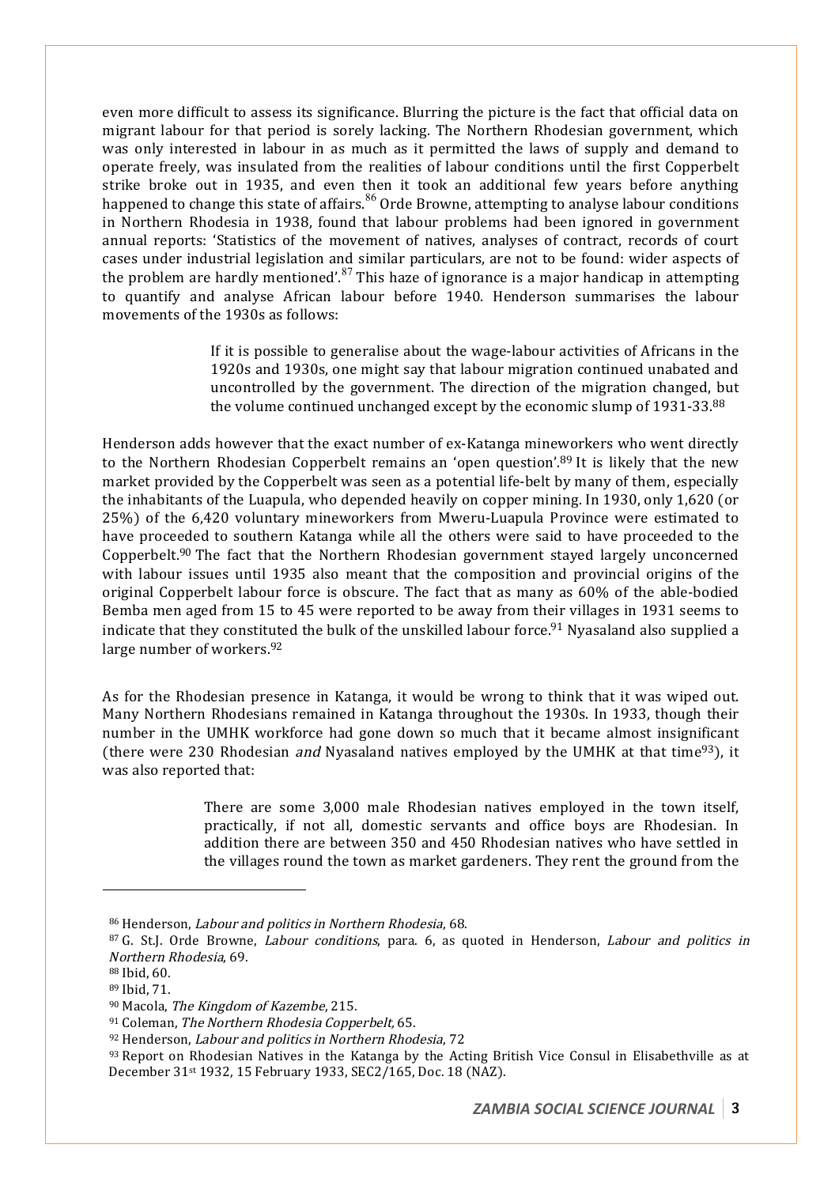even more difficult to assess its significance. Blurring the picture is the fact that official data on migrant labour for that period is sorely lacking. The Northern Rhodesian government, which was only interested in labour in as much as it permitted the laws of supply and demand to operate freely, was insulated from the realities of labour conditions until the first Copperbelt strike broke out in 1935, and even then it took an additional few years before anything happened to change this state of affairs.[86] Orde Browne, attempting to analyse labour conditions in Northern Rhodesia in 1938, found that labour problems had been ignored in government annual reports: 'Statistics of the movement of natives, analyses of contract, records of court cases under industrial legislation and similar particulars, are not to be found: wider aspects of the problem are hardly mentioned'.[87] This haze of ignorance is a major handicap in attempting to quantify and analyse African labour before 1940. Henderson summarises the labour movements of the 1930s as follows:

> If it is possible to generalise about the wage-labour activities of Africans in the 1920s and 1930s, one might say that labour migration continued unabated and uncontrolled by the government. The direction of the migration changed, but the volume continued unchanged except by the economic slump of 1931-33.[88]

Henderson adds however that the exact number of ex-Katanga mineworkers who went directly to the Northern Rhodesian Copperbelt remains an 'open question'.[89] It is likely that the new market provided by the Copperbelt was seen as a potential life-belt by many of them, especially the inhabitants of the Luapula, who depended heavily on copper mining. In 1930, only 1,620 (or 25%) of the 6,420 voluntary mineworkers from Mweru-Luapula Province were estimated to have proceeded to southern Katanga while all the others were said to have proceeded to the Copperbelt.[90] The fact that the Northern Rhodesian government stayed largely unconcerned with labour issues until 1935 also meant that the composition and provincial origins of the original Copperbelt labour force is obscure. The fact that as many as 60% of the able-bodied Bemba men aged from 15 to 45 were reported to be away from their villages in 1931 seems to indicate that they constituted the bulk of the unskilled labour force.[91] Nyasaland also supplied a large number of workers.[92]

As for the Rhodesian presence in Katanga, it would be wrong to think that it was wiped out. Many Northern Rhodesians remained in Katanga throughout the 1930s. In 1933, though their number in the UMHK workforce had gone down so much that it became almost insignificant (there were 230 Rhodesian *and* Nyasaland natives employed by the UMHK at that time[93]), it was also reported that:

> There are some 3,000 male Rhodesian natives employed in the town itself, practically, if not all, domestic servants and office boys are Rhodesian. In addition there are between 350 and 450 Rhodesian natives who have settled in the villages round the town as market gardeners. They rent the ground from the

---

[86] Henderson, *Labour and politics in Northern Rhodesia*, 68.

[87] G. St.J. Orde Browne, *Labour conditions*, para. 6, as quoted in Henderson, *Labour and politics in Northern Rhodesia*, 69.

[88] Ibid, 60.

[89] Ibid, 71.

[90] Macola, *The Kingdom of Kazembe*, 215.

[91] Coleman, *The Northern Rhodesia Copperbelt,* 65.

[92] Henderson, *Labour and politics in Northern Rhodesia*, 72

[93] Report on Rhodesian Natives in the Katanga by the Acting British Vice Consul in Elisabethville as at December 31st 1932, 15 February 1933, SEC2/165, Doc. 18 (NAZ).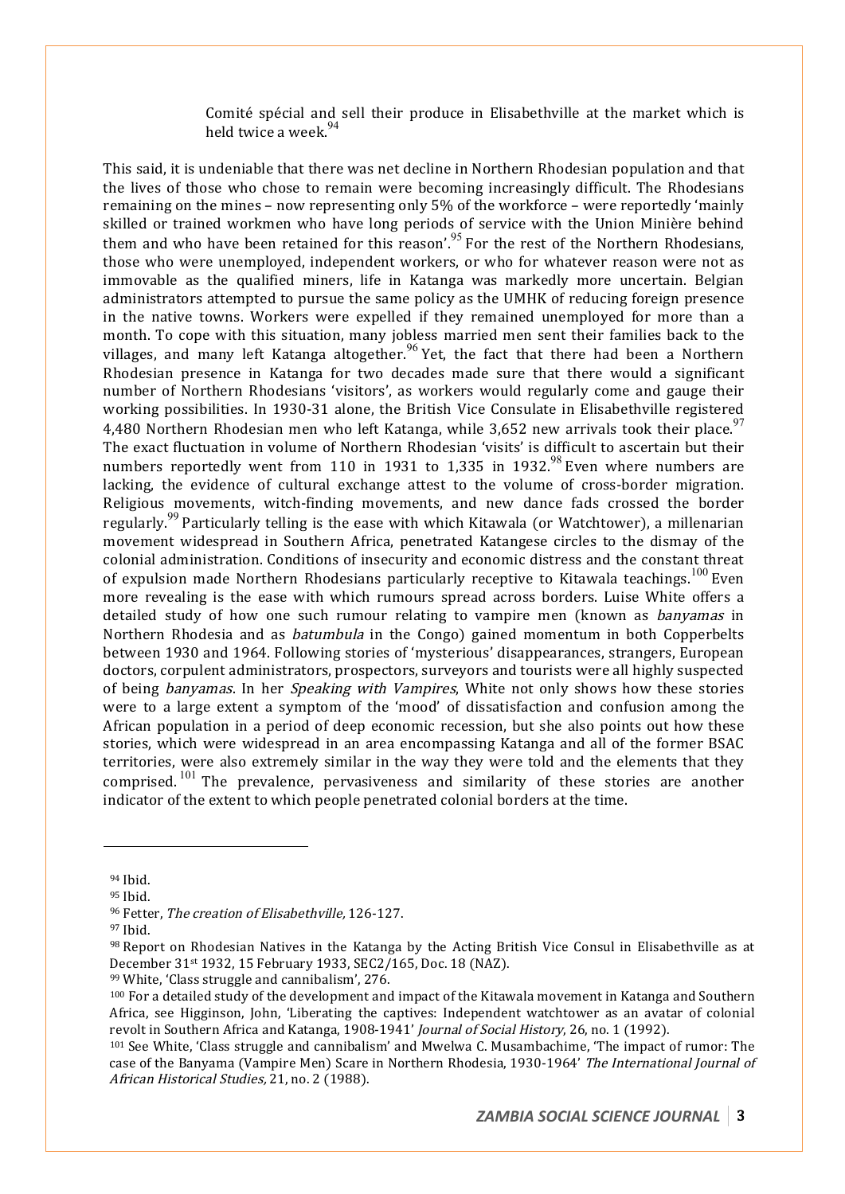> Comité spécial and sell their produce in Elisabethville at the market which is held twice a week.[94]

This said, it is undeniable that there was net decline in Northern Rhodesian population and that the lives of those who chose to remain were becoming increasingly difficult. The Rhodesians remaining on the mines – now representing only 5% of the workforce – were reportedly 'mainly skilled or trained workmen who have long periods of service with the Union Minière behind them and who have been retained for this reason'.[95] For the rest of the Northern Rhodesians, those who were unemployed, independent workers, or who for whatever reason were not as immovable as the qualified miners, life in Katanga was markedly more uncertain. Belgian administrators attempted to pursue the same policy as the UMHK of reducing foreign presence in the native towns. Workers were expelled if they remained unemployed for more than a month. To cope with this situation, many jobless married men sent their families back to the villages, and many left Katanga altogether.[96] Yet, the fact that there had been a Northern Rhodesian presence in Katanga for two decades made sure that there would a significant number of Northern Rhodesians 'visitors', as workers would regularly come and gauge their working possibilities. In 1930-31 alone, the British Vice Consulate in Elisabethville registered 4,480 Northern Rhodesian men who left Katanga, while 3,652 new arrivals took their place.[97] The exact fluctuation in volume of Northern Rhodesian 'visits' is difficult to ascertain but their numbers reportedly went from 110 in 1931 to 1,335 in 1932.[98] Even where numbers are lacking, the evidence of cultural exchange attest to the volume of cross-border migration. Religious movements, witch-finding movements, and new dance fads crossed the border regularly.[99] Particularly telling is the ease with which Kitawala (or Watchtower), a millenarian movement widespread in Southern Africa, penetrated Katangese circles to the dismay of the colonial administration. Conditions of insecurity and economic distress and the constant threat of expulsion made Northern Rhodesians particularly receptive to Kitawala teachings.[100] Even more revealing is the ease with which rumours spread across borders. Luise White offers a detailed study of how one such rumour relating to vampire men (known as *banyamas* in Northern Rhodesia and as *batumbula* in the Congo) gained momentum in both Copperbelts between 1930 and 1964. Following stories of 'mysterious' disappearances, strangers, European doctors, corpulent administrators, prospectors, surveyors and tourists were all highly suspected of being *banyamas*. In her *Speaking with Vampires*, White not only shows how these stories were to a large extent a symptom of the 'mood' of dissatisfaction and confusion among the African population in a period of deep economic recession, but she also points out how these stories, which were widespread in an area encompassing Katanga and all of the former BSAC territories, were also extremely similar in the way they were told and the elements that they comprised.[101] The prevalence, pervasiveness and similarity of these stories are another indicator of the extent to which people penetrated colonial borders at the time.

---

[94] Ibid.

[95] Ibid.

[96] Fetter, *The creation of Elisabethville,* 126-127.

[97] Ibid.

[98] Report on Rhodesian Natives in the Katanga by the Acting British Vice Consul in Elisabethville as at December 31st 1932, 15 February 1933, SEC2/165, Doc. 18 (NAZ).

[99] White, 'Class struggle and cannibalism', 276.

[100] For a detailed study of the development and impact of the Kitawala movement in Katanga and Southern Africa, see Higginson, John, 'Liberating the captives: Independent watchtower as an avatar of colonial revolt in Southern Africa and Katanga, 1908-1941' *Journal of Social History*, 26, no. 1 (1992).

[101] See White, 'Class struggle and cannibalism' and Mwelwa C. Musambachime, 'The impact of rumor: The case of the Banyama (Vampire Men) Scare in Northern Rhodesia, 1930-1964' *The International Journal of African Historical Studies,* 21, no. 2 (1988).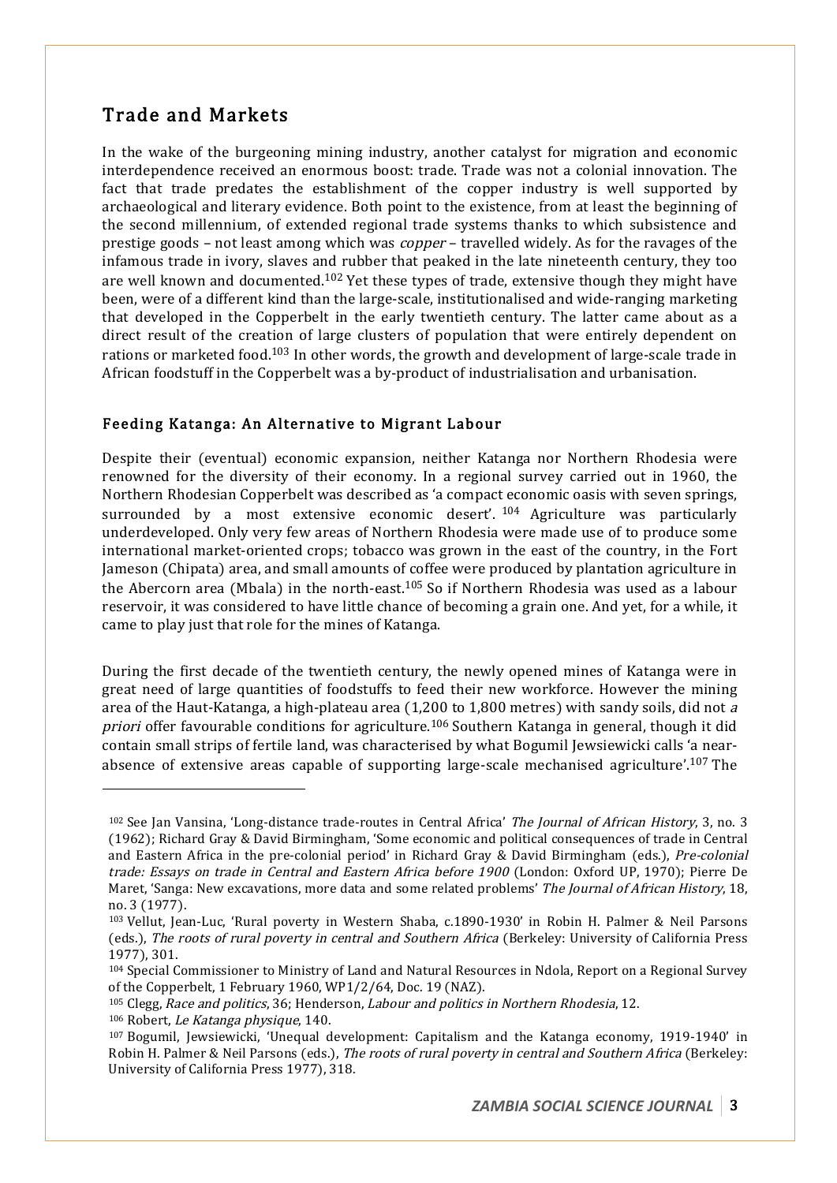## Trade and Markets

In the wake of the burgeoning mining industry, another catalyst for migration and economic interdependence received an enormous boost: trade. Trade was not a colonial innovation. The fact that trade predates the establishment of the copper industry is well supported by archaeological and literary evidence. Both point to the existence, from at least the beginning of the second millennium, of extended regional trade systems thanks to which subsistence and prestige goods – not least among which was *copper* – travelled widely. As for the ravages of the infamous trade in ivory, slaves and rubber that peaked in the late nineteenth century, they too are well known and documented.[102] Yet these types of trade, extensive though they might have been, were of a different kind than the large-scale, institutionalised and wide-ranging marketing that developed in the Copperbelt in the early twentieth century. The latter came about as a direct result of the creation of large clusters of population that were entirely dependent on rations or marketed food.[103] In other words, the growth and development of large-scale trade in African foodstuff in the Copperbelt was a by-product of industrialisation and urbanisation.

### Feeding Katanga: An Alternative to Migrant Labour

Despite their (eventual) economic expansion, neither Katanga nor Northern Rhodesia were renowned for the diversity of their economy. In a regional survey carried out in 1960, the Northern Rhodesian Copperbelt was described as 'a compact economic oasis with seven springs, surrounded by a most extensive economic desert'.[104] Agriculture was particularly underdeveloped. Only very few areas of Northern Rhodesia were made use of to produce some international market-oriented crops; tobacco was grown in the east of the country, in the Fort Jameson (Chipata) area, and small amounts of coffee were produced by plantation agriculture in the Abercorn area (Mbala) in the north-east.[105] So if Northern Rhodesia was used as a labour reservoir, it was considered to have little chance of becoming a grain one. And yet, for a while, it came to play just that role for the mines of Katanga.

During the first decade of the twentieth century, the newly opened mines of Katanga were in great need of large quantities of foodstuffs to feed their new workforce. However the mining area of the Haut-Katanga, a high-plateau area (1,200 to 1,800 metres) with sandy soils, did not *a priori* offer favourable conditions for agriculture.[106] Southern Katanga in general, though it did contain small strips of fertile land, was characterised by what Bogumil Jewsiewicki calls 'a near-absence of extensive areas capable of supporting large-scale mechanised agriculture'.[107] The

---

[102] See Jan Vansina, 'Long-distance trade-routes in Central Africa' *The Journal of African History*, 3, no. 3 (1962); Richard Gray & David Birmingham, 'Some economic and political consequences of trade in Central and Eastern Africa in the pre-colonial period' in Richard Gray & David Birmingham (eds.), *Pre-colonial trade: Essays on trade in Central and Eastern Africa before 1900* (London: Oxford UP, 1970); Pierre De Maret, 'Sanga: New excavations, more data and some related problems' *The Journal of African History*, 18, no. 3 (1977).

[103] Vellut, Jean-Luc, 'Rural poverty in Western Shaba, c.1890-1930' in Robin H. Palmer & Neil Parsons (eds.), *The roots of rural poverty in central and Southern Africa* (Berkeley: University of California Press 1977), 301.

[104] Special Commissioner to Ministry of Land and Natural Resources in Ndola, Report on a Regional Survey of the Copperbelt, 1 February 1960, WP1/2/64, Doc. 19 (NAZ).

[105] Clegg, *Race and politics*, 36; Henderson, *Labour and politics in Northern Rhodesia*, 12.

[106] Robert, *Le Katanga physique*, 140.

[107] Bogumil, Jewsiewicki, 'Unequal development: Capitalism and the Katanga economy, 1919-1940' in Robin H. Palmer & Neil Parsons (eds.), *The roots of rural poverty in central and Southern Africa* (Berkeley: University of California Press 1977), 318.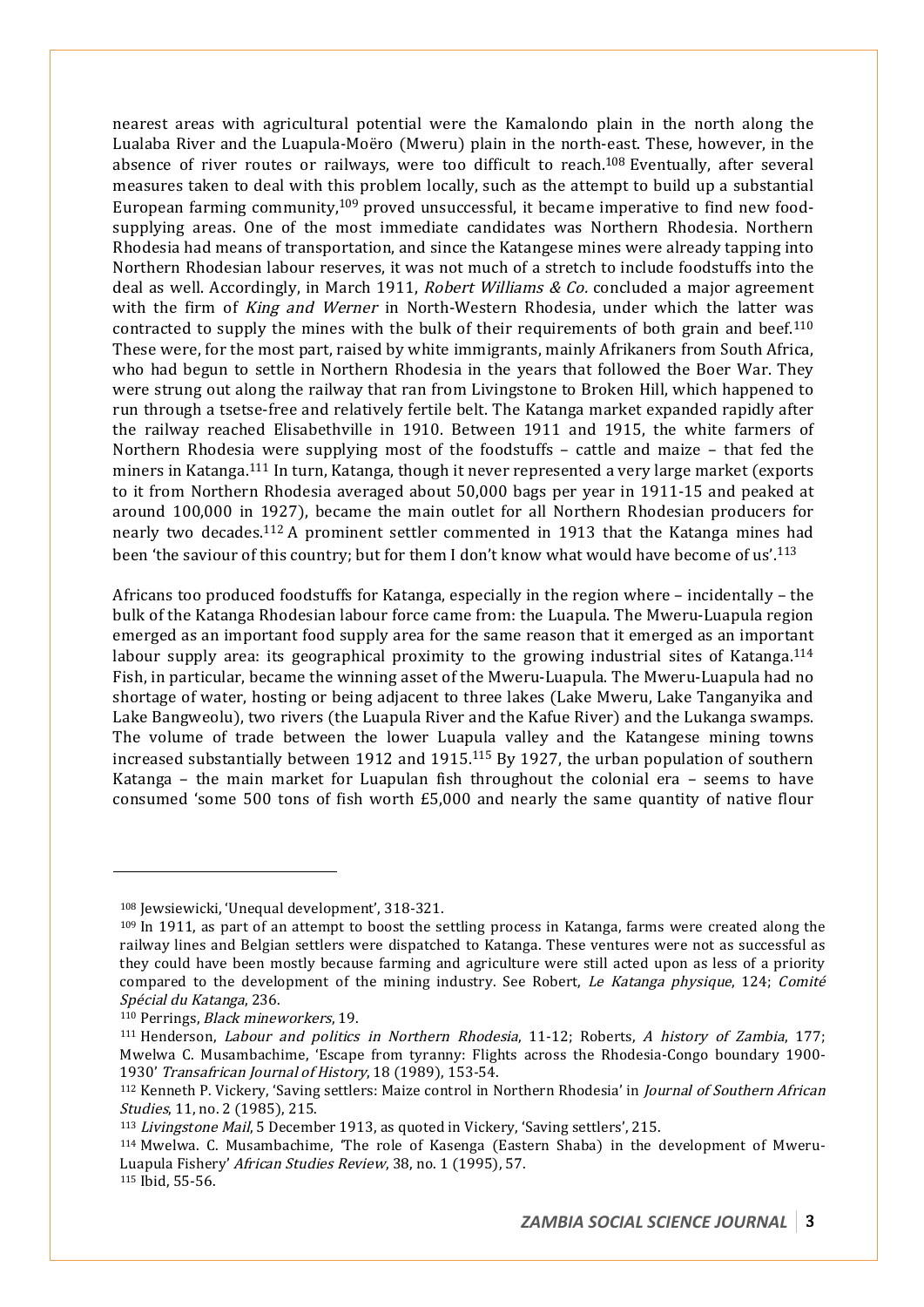nearest areas with agricultural potential were the Kamalondo plain in the north along the Lualaba River and the Luapula-Moëro (Mweru) plain in the north-east. These, however, in the absence of river routes or railways, were too difficult to reach.[108] Eventually, after several measures taken to deal with this problem locally, such as the attempt to build up a substantial European farming community,[109] proved unsuccessful, it became imperative to find new food-supplying areas. One of the most immediate candidates was Northern Rhodesia. Northern Rhodesia had means of transportation, and since the Katangese mines were already tapping into Northern Rhodesian labour reserves, it was not much of a stretch to include foodstuffs into the deal as well. Accordingly, in March 1911, *Robert Williams & Co.* concluded a major agreement with the firm of *King and Werner* in North-Western Rhodesia, under which the latter was contracted to supply the mines with the bulk of their requirements of both grain and beef.[110] These were, for the most part, raised by white immigrants, mainly Afrikaners from South Africa, who had begun to settle in Northern Rhodesia in the years that followed the Boer War. They were strung out along the railway that ran from Livingstone to Broken Hill, which happened to run through a tsetse-free and relatively fertile belt. The Katanga market expanded rapidly after the railway reached Elisabethville in 1910. Between 1911 and 1915, the white farmers of Northern Rhodesia were supplying most of the foodstuffs – cattle and maize – that fed the miners in Katanga.[111] In turn, Katanga, though it never represented a very large market (exports to it from Northern Rhodesia averaged about 50,000 bags per year in 1911-15 and peaked at around 100,000 in 1927), became the main outlet for all Northern Rhodesian producers for nearly two decades.[112] A prominent settler commented in 1913 that the Katanga mines had been 'the saviour of this country; but for them I don't know what would have become of us'.[113]

Africans too produced foodstuffs for Katanga, especially in the region where – incidentally – the bulk of the Katanga Rhodesian labour force came from: the Luapula. The Mweru-Luapula region emerged as an important food supply area for the same reason that it emerged as an important labour supply area: its geographical proximity to the growing industrial sites of Katanga.[114] Fish, in particular, became the winning asset of the Mweru-Luapula. The Mweru-Luapula had no shortage of water, hosting or being adjacent to three lakes (Lake Mweru, Lake Tanganyika and Lake Bangweolu), two rivers (the Luapula River and the Kafue River) and the Lukanga swamps. The volume of trade between the lower Luapula valley and the Katangese mining towns increased substantially between 1912 and 1915.[115] By 1927, the urban population of southern Katanga – the main market for Luapulan fish throughout the colonial era – seems to have consumed 'some 500 tons of fish worth £5,000 and nearly the same quantity of native flour

---

[108] Jewsiewicki, 'Unequal development', 318-321.

[109] In 1911, as part of an attempt to boost the settling process in Katanga, farms were created along the railway lines and Belgian settlers were dispatched to Katanga. These ventures were not as successful as they could have been mostly because farming and agriculture were still acted upon as less of a priority compared to the development of the mining industry. See Robert, *Le Katanga physique*, 124; *Comité Spécial du Katanga*, 236.

[110] Perrings, *Black mineworkers*, 19.

[111] Henderson, *Labour and politics in Northern Rhodesia*, 11-12; Roberts, *A history of Zambia*, 177; Mwelwa C. Musambachime, 'Escape from tyranny: Flights across the Rhodesia-Congo boundary 1900-1930' *Transafrican Journal of History*, 18 (1989), 153-54.

[112] Kenneth P. Vickery, 'Saving settlers: Maize control in Northern Rhodesia' in *Journal of Southern African Studies*, 11, no. 2 (1985), 215.

[113] *Livingstone Mail*, 5 December 1913, as quoted in Vickery, 'Saving settlers', 215.

[114] Mwelwa. C. Musambachime, 'The role of Kasenga (Eastern Shaba) in the development of Mweru-Luapula Fishery' *African Studies Review*, 38, no. 1 (1995), 57.

[115] Ibid, 55-56.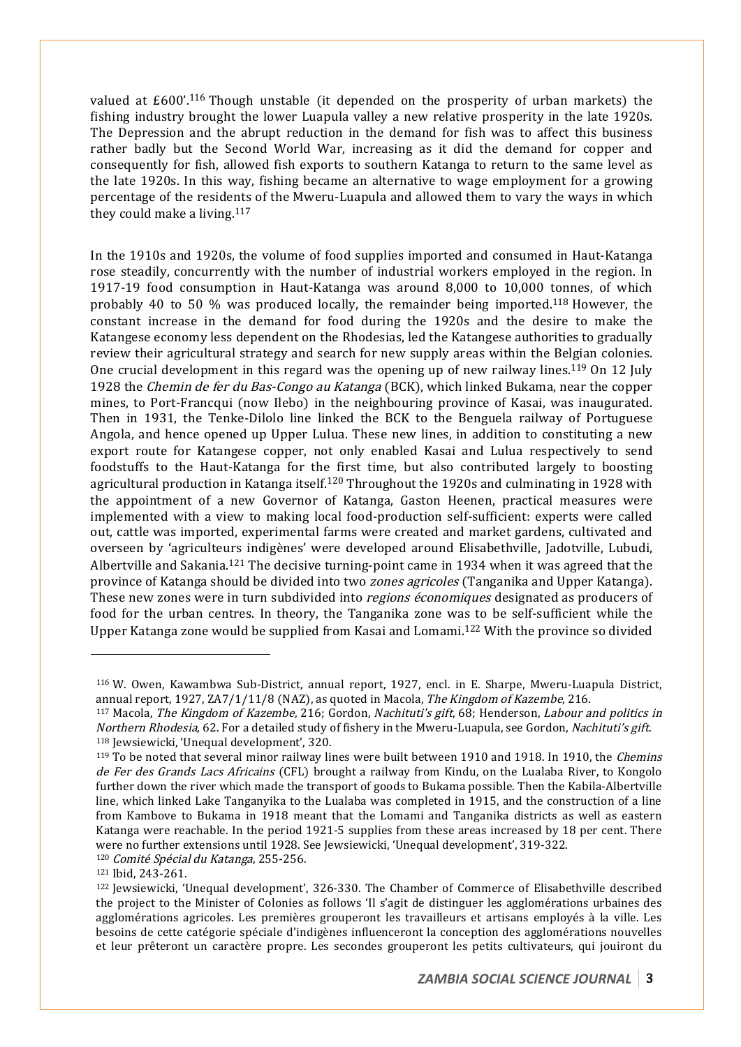valued at £600'.[116] Though unstable (it depended on the prosperity of urban markets) the fishing industry brought the lower Luapula valley a new relative prosperity in the late 1920s. The Depression and the abrupt reduction in the demand for fish was to affect this business rather badly but the Second World War, increasing as it did the demand for copper and consequently for fish, allowed fish exports to southern Katanga to return to the same level as the late 1920s. In this way, fishing became an alternative to wage employment for a growing percentage of the residents of the Mweru-Luapula and allowed them to vary the ways in which they could make a living.[117]

In the 1910s and 1920s, the volume of food supplies imported and consumed in Haut-Katanga rose steadily, concurrently with the number of industrial workers employed in the region. In 1917-19 food consumption in Haut-Katanga was around 8,000 to 10,000 tonnes, of which probably 40 to 50 % was produced locally, the remainder being imported.[118] However, the constant increase in the demand for food during the 1920s and the desire to make the Katangese economy less dependent on the Rhodesias, led the Katangese authorities to gradually review their agricultural strategy and search for new supply areas within the Belgian colonies. One crucial development in this regard was the opening up of new railway lines.[119] On 12 July 1928 the *Chemin de fer du Bas-Congo au Katanga* (BCK), which linked Bukama, near the copper mines, to Port-Francqui (now Ilebo) in the neighbouring province of Kasai, was inaugurated. Then in 1931, the Tenke-Dilolo line linked the BCK to the Benguela railway of Portuguese Angola, and hence opened up Upper Lulua. These new lines, in addition to constituting a new export route for Katangese copper, not only enabled Kasai and Lulua respectively to send foodstuffs to the Haut-Katanga for the first time, but also contributed largely to boosting agricultural production in Katanga itself.[120] Throughout the 1920s and culminating in 1928 with the appointment of a new Governor of Katanga, Gaston Heenen, practical measures were implemented with a view to making local food-production self-sufficient: experts were called out, cattle was imported, experimental farms were created and market gardens, cultivated and overseen by 'agriculteurs indigènes' were developed around Elisabethville, Jadotville, Lubudi, Albertville and Sakania.[121] The decisive turning-point came in 1934 when it was agreed that the province of Katanga should be divided into two *zones agricoles* (Tanganika and Upper Katanga). These new zones were in turn subdivided into *regions économiques* designated as producers of food for the urban centres. In theory, the Tanganika zone was to be self-sufficient while the Upper Katanga zone would be supplied from Kasai and Lomami.[122] With the province so divided

---

[116] W. Owen, Kawambwa Sub-District, annual report, 1927, encl. in E. Sharpe, Mweru-Luapula District, annual report, 1927, ZA7/1/11/8 (NAZ), as quoted in Macola, *The Kingdom of Kazembe*, 216.

[117] Macola, *The Kingdom of Kazembe*, 216; Gordon, *Nachituti's gift*, 68; Henderson, *Labour and politics in Northern Rhodesia*, 62. For a detailed study of fishery in the Mweru-Luapula, see Gordon, *Nachituti's gift*.

[118] Jewsiewicki, 'Unequal development', 320.

[119] To be noted that several minor railway lines were built between 1910 and 1918. In 1910, the *Chemins de Fer des Grands Lacs Africains* (CFL) brought a railway from Kindu, on the Lualaba River, to Kongolo further down the river which made the transport of goods to Bukama possible. Then the Kabila-Albertville line, which linked Lake Tanganyika to the Lualaba was completed in 1915, and the construction of a line from Kambove to Bukama in 1918 meant that the Lomami and Tanganika districts as well as eastern Katanga were reachable. In the period 1921-5 supplies from these areas increased by 18 per cent. There were no further extensions until 1928. See Jewsiewicki, 'Unequal development', 319-322.

[120] *Comité Spécial du Katanga*, 255-256.

[121] Ibid, 243-261.

[122] Jewsiewicki, 'Unequal development', 326-330. The Chamber of Commerce of Elisabethville described the project to the Minister of Colonies as follows 'Il s'agit de distinguer les agglomérations urbaines des agglomérations agricoles. Les premières grouperont les travailleurs et artisans employés à la ville. Les besoins de cette catégorie spéciale d'indigènes influenceront la conception des agglomérations nouvelles et leur prêteront un caractère propre. Les secondes grouperont les petits cultivateurs, qui jouiront du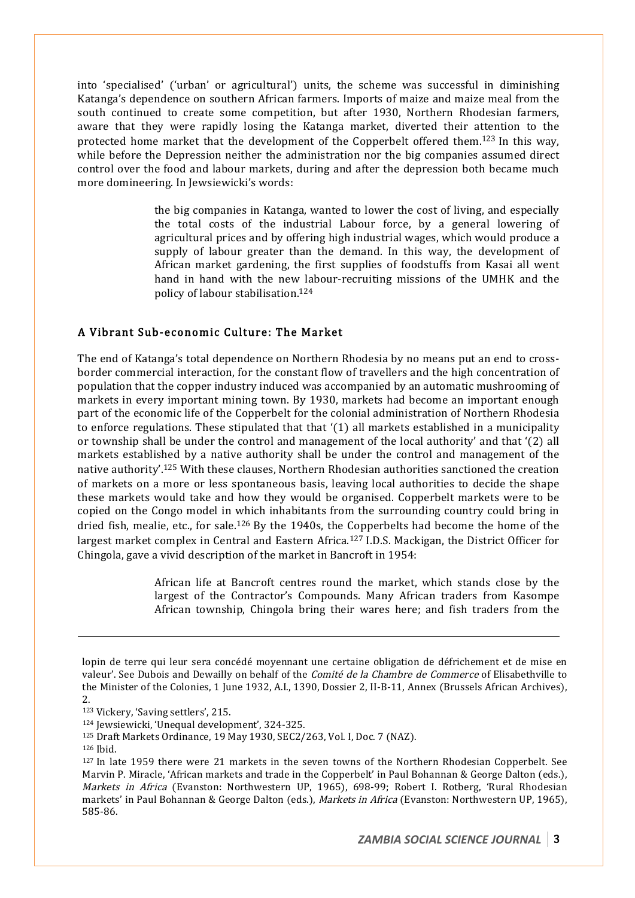into 'specialised' ('urban' or agricultural') units, the scheme was successful in diminishing Katanga's dependence on southern African farmers. Imports of maize and maize meal from the south continued to create some competition, but after 1930, Northern Rhodesian farmers, aware that they were rapidly losing the Katanga market, diverted their attention to the protected home market that the development of the Copperbelt offered them.[123] In this way, while before the Depression neither the administration nor the big companies assumed direct control over the food and labour markets, during and after the depression both became much more domineering. In Jewsiewicki's words:

> the big companies in Katanga, wanted to lower the cost of living, and especially the total costs of the industrial Labour force, by a general lowering of agricultural prices and by offering high industrial wages, which would produce a supply of labour greater than the demand. In this way, the development of African market gardening, the first supplies of foodstuffs from Kasai all went hand in hand with the new labour-recruiting missions of the UMHK and the policy of labour stabilisation.[124]

## A Vibrant Sub-economic Culture: The Market

The end of Katanga's total dependence on Northern Rhodesia by no means put an end to cross-border commercial interaction, for the constant flow of travellers and the high concentration of population that the copper industry induced was accompanied by an automatic mushrooming of markets in every important mining town. By 1930, markets had become an important enough part of the economic life of the Copperbelt for the colonial administration of Northern Rhodesia to enforce regulations. These stipulated that that '(1) all markets established in a municipality or township shall be under the control and management of the local authority' and that '(2) all markets established by a native authority shall be under the control and management of the native authority'.[125] With these clauses, Northern Rhodesian authorities sanctioned the creation of markets on a more or less spontaneous basis, leaving local authorities to decide the shape these markets would take and how they would be organised. Copperbelt markets were to be copied on the Congo model in which inhabitants from the surrounding country could bring in dried fish, mealie, etc., for sale.[126] By the 1940s, the Copperbelts had become the home of the largest market complex in Central and Eastern Africa.[127] I.D.S. Mackigan, the District Officer for Chingola, gave a vivid description of the market in Bancroft in 1954:

> African life at Bancroft centres round the market, which stands close by the largest of the Contractor's Compounds. Many African traders from Kasompe African township, Chingola bring their wares here; and fish traders from the

---

lopin de terre qui leur sera concédé moyennant une certaine obligation de défrichement et de mise en valeur'. See Dubois and Dewailly on behalf of the *Comité de la Chambre de Commerce* of Elisabethville to the Minister of the Colonies, 1 June 1932, A.I., 1390, Dossier 2, II-B-11, Annex (Brussels African Archives), 2.

[123] Vickery, 'Saving settlers', 215.

[124] Jewsiewicki, 'Unequal development', 324-325.

[125] Draft Markets Ordinance, 19 May 1930, SEC2/263, Vol. I, Doc. 7 (NAZ).

[126] Ibid.

[127] In late 1959 there were 21 markets in the seven towns of the Northern Rhodesian Copperbelt. See Marvin P. Miracle, 'African markets and trade in the Copperbelt' in Paul Bohannan & George Dalton (eds.), *Markets in Africa* (Evanston: Northwestern UP, 1965), 698-99; Robert I. Rotberg, 'Rural Rhodesian markets' in Paul Bohannan & George Dalton (eds.), *Markets in Africa* (Evanston: Northwestern UP, 1965), 585-86.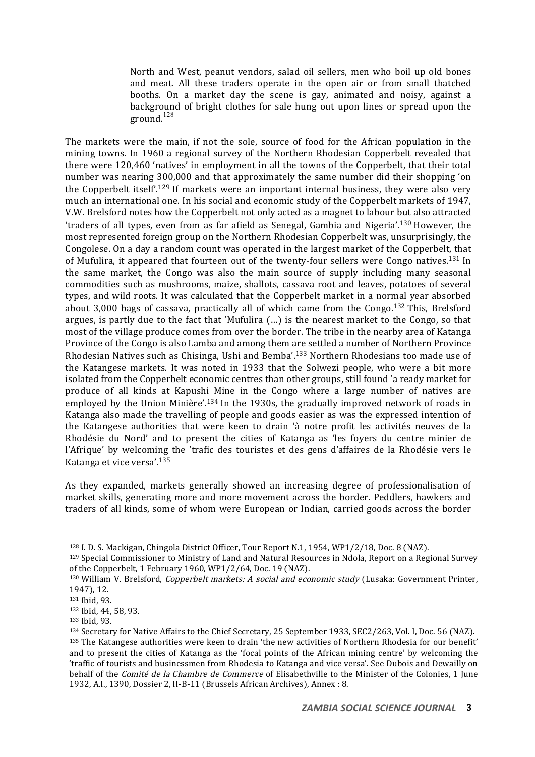> North and West, peanut vendors, salad oil sellers, men who boil up old bones and meat. All these traders operate in the open air or from small thatched booths. On a market day the scene is gay, animated and noisy, against a background of bright clothes for sale hung out upon lines or spread upon the ground.[128]

The markets were the main, if not the sole, source of food for the African population in the mining towns. In 1960 a regional survey of the Northern Rhodesian Copperbelt revealed that there were 120,460 'natives' in employment in all the towns of the Copperbelt, that their total number was nearing 300,000 and that approximately the same number did their shopping 'on the Copperbelt itself'.[129] If markets were an important internal business, they were also very much an international one. In his social and economic study of the Copperbelt markets of 1947, V.W. Brelsford notes how the Copperbelt not only acted as a magnet to labour but also attracted 'traders of all types, even from as far afield as Senegal, Gambia and Nigeria'.[130] However, the most represented foreign group on the Northern Rhodesian Copperbelt was, unsurprisingly, the Congolese. On a day a random count was operated in the largest market of the Copperbelt, that of Mufulira, it appeared that fourteen out of the twenty-four sellers were Congo natives.[131] In the same market, the Congo was also the main source of supply including many seasonal commodities such as mushrooms, maize, shallots, cassava root and leaves, potatoes of several types, and wild roots. It was calculated that the Copperbelt market in a normal year absorbed about 3,000 bags of cassava, practically all of which came from the Congo.[132] This, Brelsford argues, is partly due to the fact that 'Mufulira (…) is the nearest market to the Congo, so that most of the village produce comes from over the border. The tribe in the nearby area of Katanga Province of the Congo is also Lamba and among them are settled a number of Northern Province Rhodesian Natives such as Chisinga, Ushi and Bemba'.[133] Northern Rhodesians too made use of the Katangese markets. It was noted in 1933 that the Solwezi people, who were a bit more isolated from the Copperbelt economic centres than other groups, still found 'a ready market for produce of all kinds at Kapushi Mine in the Congo where a large number of natives are employed by the Union Minière'.[134] In the 1930s, the gradually improved network of roads in Katanga also made the travelling of people and goods easier as was the expressed intention of the Katangese authorities that were keen to drain 'à notre profit les activités neuves de la Rhodésie du Nord' and to present the cities of Katanga as 'les foyers du centre minier de l'Afrique' by welcoming the 'trafic des touristes et des gens d'affaires de la Rhodésie vers le Katanga et vice versa'.[135]

As they expanded, markets generally showed an increasing degree of professionalisation of market skills, generating more and more movement across the border. Peddlers, hawkers and traders of all kinds, some of whom were European or Indian, carried goods across the border

---

[128] I. D. S. Mackigan, Chingola District Officer, Tour Report N.1, 1954, WP1/2/18, Doc. 8 (NAZ).

[129] Special Commissioner to Ministry of Land and Natural Resources in Ndola, Report on a Regional Survey of the Copperbelt, 1 February 1960, WP1/2/64, Doc. 19 (NAZ).

[130] William V. Brelsford, *Copperbelt markets: A social and economic study* (Lusaka: Government Printer, 1947), 12.

[131] Ibid, 93.

[132] Ibid, 44, 58, 93.

[133] Ibid, 93.

[134] Secretary for Native Affairs to the Chief Secretary, 25 September 1933, SEC2/263, Vol. I, Doc. 56 (NAZ).

[135] The Katangese authorities were keen to drain 'the new activities of Northern Rhodesia for our benefit' and to present the cities of Katanga as the 'focal points of the African mining centre' by welcoming the 'traffic of tourists and businessmen from Rhodesia to Katanga and vice versa'. See Dubois and Dewailly on behalf of the *Comité de la Chambre de Commerce* of Elisabethville to the Minister of the Colonies, 1 June 1932, A.I., 1390, Dossier 2, II-B-11 (Brussels African Archives), Annex : 8.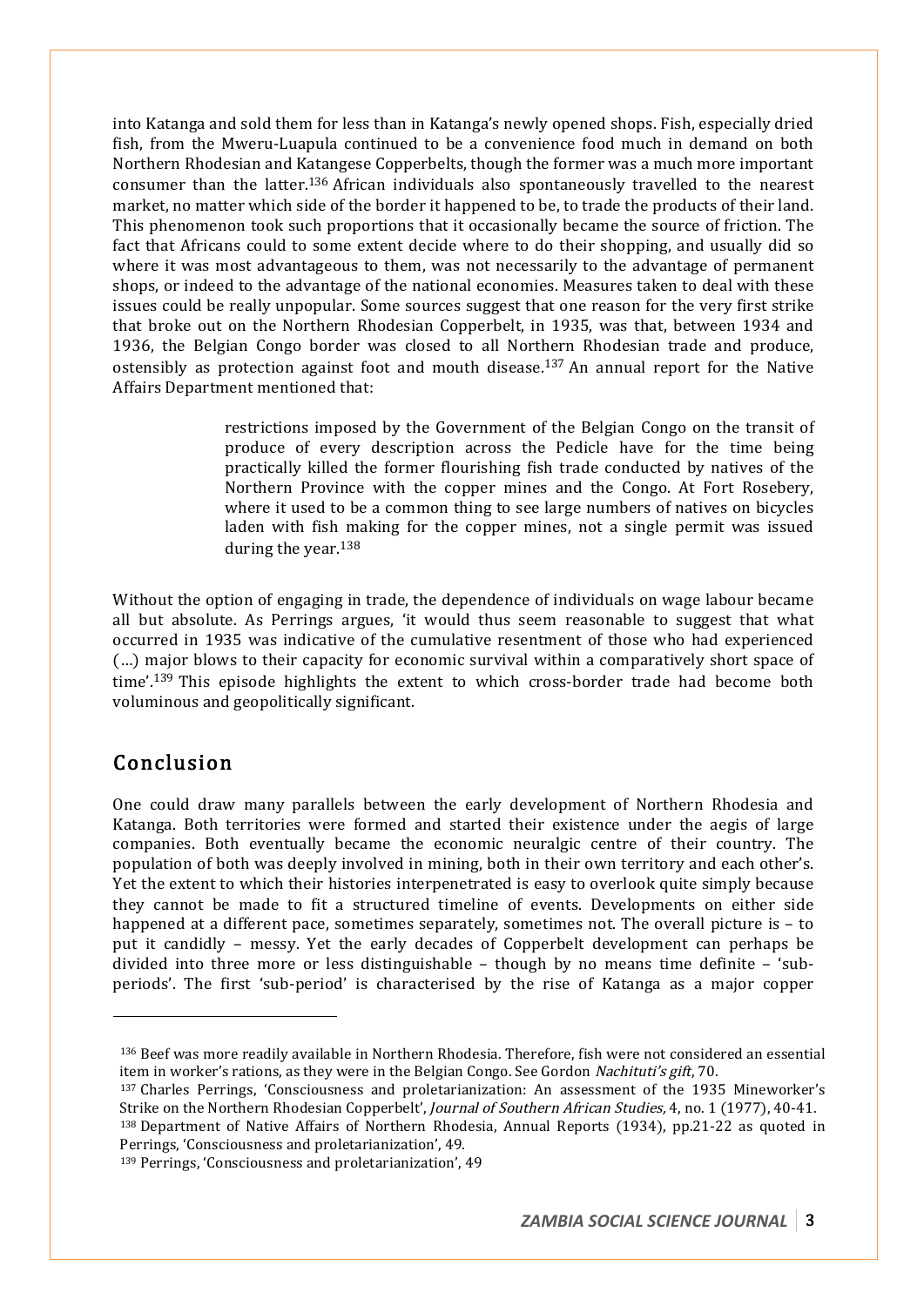into Katanga and sold them for less than in Katanga's newly opened shops. Fish, especially dried fish, from the Mweru-Luapula continued to be a convenience food much in demand on both Northern Rhodesian and Katangese Copperbelts, though the former was a much more important consumer than the latter.[136] African individuals also spontaneously travelled to the nearest market, no matter which side of the border it happened to be, to trade the products of their land. This phenomenon took such proportions that it occasionally became the source of friction. The fact that Africans could to some extent decide where to do their shopping, and usually did so where it was most advantageous to them, was not necessarily to the advantage of permanent shops, or indeed to the advantage of the national economies. Measures taken to deal with these issues could be really unpopular. Some sources suggest that one reason for the very first strike that broke out on the Northern Rhodesian Copperbelt, in 1935, was that, between 1934 and 1936, the Belgian Congo border was closed to all Northern Rhodesian trade and produce, ostensibly as protection against foot and mouth disease.[137] An annual report for the Native Affairs Department mentioned that:

> restrictions imposed by the Government of the Belgian Congo on the transit of produce of every description across the Pedicle have for the time being practically killed the former flourishing fish trade conducted by natives of the Northern Province with the copper mines and the Congo. At Fort Rosebery, where it used to be a common thing to see large numbers of natives on bicycles laden with fish making for the copper mines, not a single permit was issued during the year.[138]

Without the option of engaging in trade, the dependence of individuals on wage labour became all but absolute. As Perrings argues, 'it would thus seem reasonable to suggest that what occurred in 1935 was indicative of the cumulative resentment of those who had experienced (...) major blows to their capacity for economic survival within a comparatively short space of time'.[139] This episode highlights the extent to which cross-border trade had become both voluminous and geopolitically significant.

## Conclusion

One could draw many parallels between the early development of Northern Rhodesia and Katanga. Both territories were formed and started their existence under the aegis of large companies. Both eventually became the economic neuralgic centre of their country. The population of both was deeply involved in mining, both in their own territory and each other's. Yet the extent to which their histories interpenetrated is easy to overlook quite simply because they cannot be made to fit a structured timeline of events. Developments on either side happened at a different pace, sometimes separately, sometimes not. The overall picture is – to put it candidly – messy. Yet the early decades of Copperbelt development can perhaps be divided into three more or less distinguishable – though by no means time definite – 'sub-periods'. The first 'sub-period' is characterised by the rise of Katanga as a major copper

---

[136] Beef was more readily available in Northern Rhodesia. Therefore, fish were not considered an essential item in worker's rations, as they were in the Belgian Congo. See Gordon *Nachituti's gift*, 70.

[137] Charles Perrings, 'Consciousness and proletarianization: An assessment of the 1935 Mineworker's Strike on the Northern Rhodesian Copperbelt', *Journal of Southern African Studies,* 4, no. 1 (1977), 40-41.

[138] Department of Native Affairs of Northern Rhodesia, Annual Reports (1934), pp.21-22 as quoted in Perrings, 'Consciousness and proletarianization', 49.

[139] Perrings, 'Consciousness and proletarianization', 49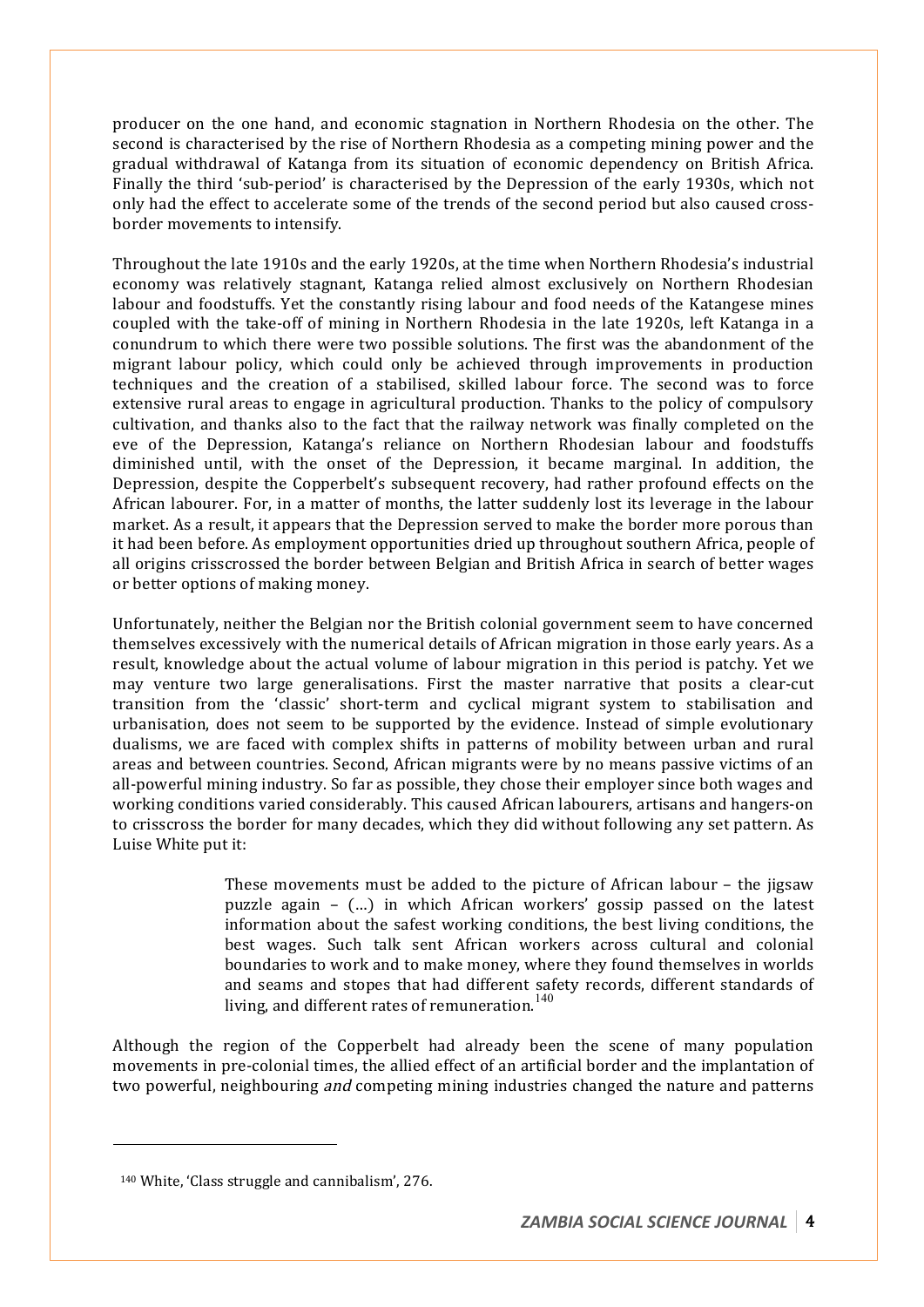producer on the one hand, and economic stagnation in Northern Rhodesia on the other. The second is characterised by the rise of Northern Rhodesia as a competing mining power and the gradual withdrawal of Katanga from its situation of economic dependency on British Africa. Finally the third 'sub-period' is characterised by the Depression of the early 1930s, which not only had the effect to accelerate some of the trends of the second period but also caused cross-border movements to intensify.

Throughout the late 1910s and the early 1920s, at the time when Northern Rhodesia's industrial economy was relatively stagnant, Katanga relied almost exclusively on Northern Rhodesian labour and foodstuffs. Yet the constantly rising labour and food needs of the Katangese mines coupled with the take-off of mining in Northern Rhodesia in the late 1920s, left Katanga in a conundrum to which there were two possible solutions. The first was the abandonment of the migrant labour policy, which could only be achieved through improvements in production techniques and the creation of a stabilised, skilled labour force. The second was to force extensive rural areas to engage in agricultural production. Thanks to the policy of compulsory cultivation, and thanks also to the fact that the railway network was finally completed on the eve of the Depression, Katanga's reliance on Northern Rhodesian labour and foodstuffs diminished until, with the onset of the Depression, it became marginal. In addition, the Depression, despite the Copperbelt's subsequent recovery, had rather profound effects on the African labourer. For, in a matter of months, the latter suddenly lost its leverage in the labour market. As a result, it appears that the Depression served to make the border more porous than it had been before. As employment opportunities dried up throughout southern Africa, people of all origins crisscrossed the border between Belgian and British Africa in search of better wages or better options of making money.

Unfortunately, neither the Belgian nor the British colonial government seem to have concerned themselves excessively with the numerical details of African migration in those early years. As a result, knowledge about the actual volume of labour migration in this period is patchy. Yet we may venture two large generalisations. First the master narrative that posits a clear-cut transition from the 'classic' short-term and cyclical migrant system to stabilisation and urbanisation, does not seem to be supported by the evidence. Instead of simple evolutionary dualisms, we are faced with complex shifts in patterns of mobility between urban and rural areas and between countries. Second, African migrants were by no means passive victims of an all-powerful mining industry. So far as possible, they chose their employer since both wages and working conditions varied considerably. This caused African labourers, artisans and hangers-on to crisscross the border for many decades, which they did without following any set pattern. As Luise White put it:

> These movements must be added to the picture of African labour – the jigsaw puzzle again – (…) in which African workers' gossip passed on the latest information about the safest working conditions, the best living conditions, the best wages. Such talk sent African workers across cultural and colonial boundaries to work and to make money, where they found themselves in worlds and seams and stopes that had different safety records, different standards of living, and different rates of remuneration.[140]

Although the region of the Copperbelt had already been the scene of many population movements in pre-colonial times, the allied effect of an artificial border and the implantation of two powerful, neighbouring *and* competing mining industries changed the nature and patterns

---

[140] White, 'Class struggle and cannibalism', 276.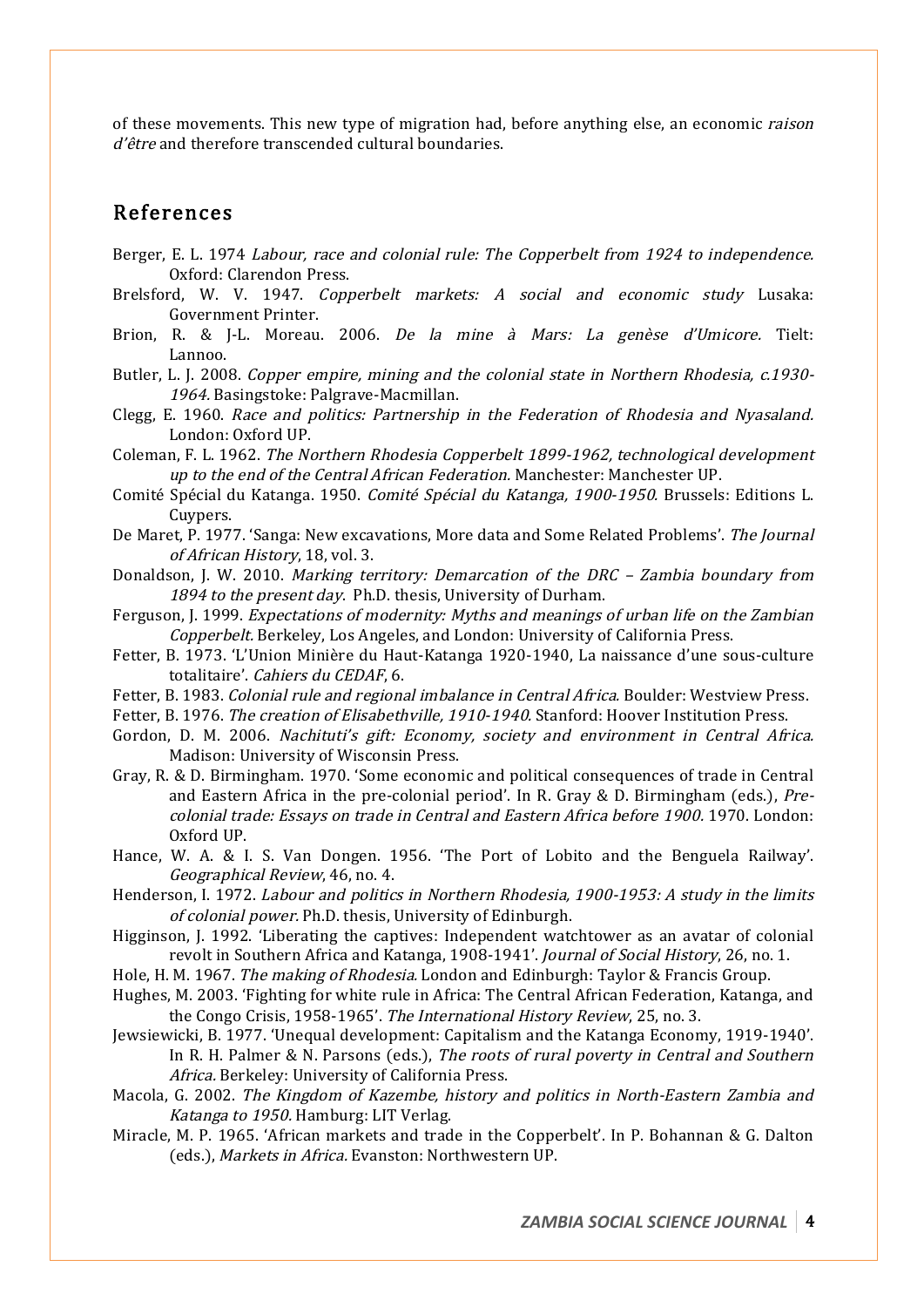of these movements. This new type of migration had, before anything else, an economic *raison d'être* and therefore transcended cultural boundaries.

## References

Berger, E. L. 1974 *Labour, race and colonial rule: The Copperbelt from 1924 to independence.* Oxford: Clarendon Press.

Brelsford, W. V. 1947. *Copperbelt markets: A social and economic study* Lusaka: Government Printer.

Brion, R. & J-L. Moreau. 2006. *De la mine à Mars: La genèse d'Umicore.* Tielt: Lannoo.

Butler, L. J. 2008. *Copper empire, mining and the colonial state in Northern Rhodesia, c.1930-1964.* Basingstoke: Palgrave-Macmillan.

Clegg, E. 1960. *Race and politics: Partnership in the Federation of Rhodesia and Nyasaland.* London: Oxford UP.

Coleman, F. L. 1962. *The Northern Rhodesia Copperbelt 1899-1962, technological development up to the end of the Central African Federation.* Manchester: Manchester UP.

Comité Spécial du Katanga. 1950. *Comité Spécial du Katanga, 1900-1950.* Brussels: Editions L. Cuypers.

De Maret, P. 1977. 'Sanga: New excavations, More data and Some Related Problems'. *The Journal of African History*, 18, vol. 3.

Donaldson, J. W. 2010. *Marking territory: Demarcation of the DRC – Zambia boundary from 1894 to the present day.* Ph.D. thesis, University of Durham.

Ferguson, J. 1999. *Expectations of modernity: Myths and meanings of urban life on the Zambian Copperbelt.* Berkeley, Los Angeles, and London: University of California Press.

Fetter, B. 1973. 'L'Union Minière du Haut-Katanga 1920-1940, La naissance d'une sous-culture totalitaire'. *Cahiers du CEDAF*, 6.

Fetter, B. 1983. *Colonial rule and regional imbalance in Central Africa.* Boulder: Westview Press.

Fetter, B. 1976. *The creation of Elisabethville, 1910-1940.* Stanford: Hoover Institution Press.

Gordon, D. M. 2006. *Nachituti's gift: Economy, society and environment in Central Africa.* Madison: University of Wisconsin Press.

Gray, R. & D. Birmingham. 1970. 'Some economic and political consequences of trade in Central and Eastern Africa in the pre-colonial period'. In R. Gray & D. Birmingham (eds.), *Pre-colonial trade: Essays on trade in Central and Eastern Africa before 1900.* 1970. London: Oxford UP.

Hance, W. A. & I. S. Van Dongen. 1956. 'The Port of Lobito and the Benguela Railway'. *Geographical Review*, 46, no. 4.

Henderson, I. 1972. *Labour and politics in Northern Rhodesia, 1900-1953: A study in the limits of colonial power.* Ph.D. thesis, University of Edinburgh.

Higginson, J. 1992. 'Liberating the captives: Independent watchtower as an avatar of colonial revolt in Southern Africa and Katanga, 1908-1941'. *Journal of Social History*, 26, no. 1.

Hole, H. M. 1967. *The making of Rhodesia.* London and Edinburgh: Taylor & Francis Group.

Hughes, M. 2003. 'Fighting for white rule in Africa: The Central African Federation, Katanga, and the Congo Crisis, 1958-1965'. *The International History Review*, 25, no. 3.

Jewsiewicki, B. 1977. 'Unequal development: Capitalism and the Katanga Economy, 1919-1940'. In R. H. Palmer & N. Parsons (eds.), *The roots of rural poverty in Central and Southern Africa.* Berkeley: University of California Press.

Macola, G. 2002. *The Kingdom of Kazembe, history and politics in North-Eastern Zambia and Katanga to 1950.* Hamburg: LIT Verlag.

Miracle, M. P. 1965. 'African markets and trade in the Copperbelt'. In P. Bohannan & G. Dalton (eds.), *Markets in Africa.* Evanston: Northwestern UP.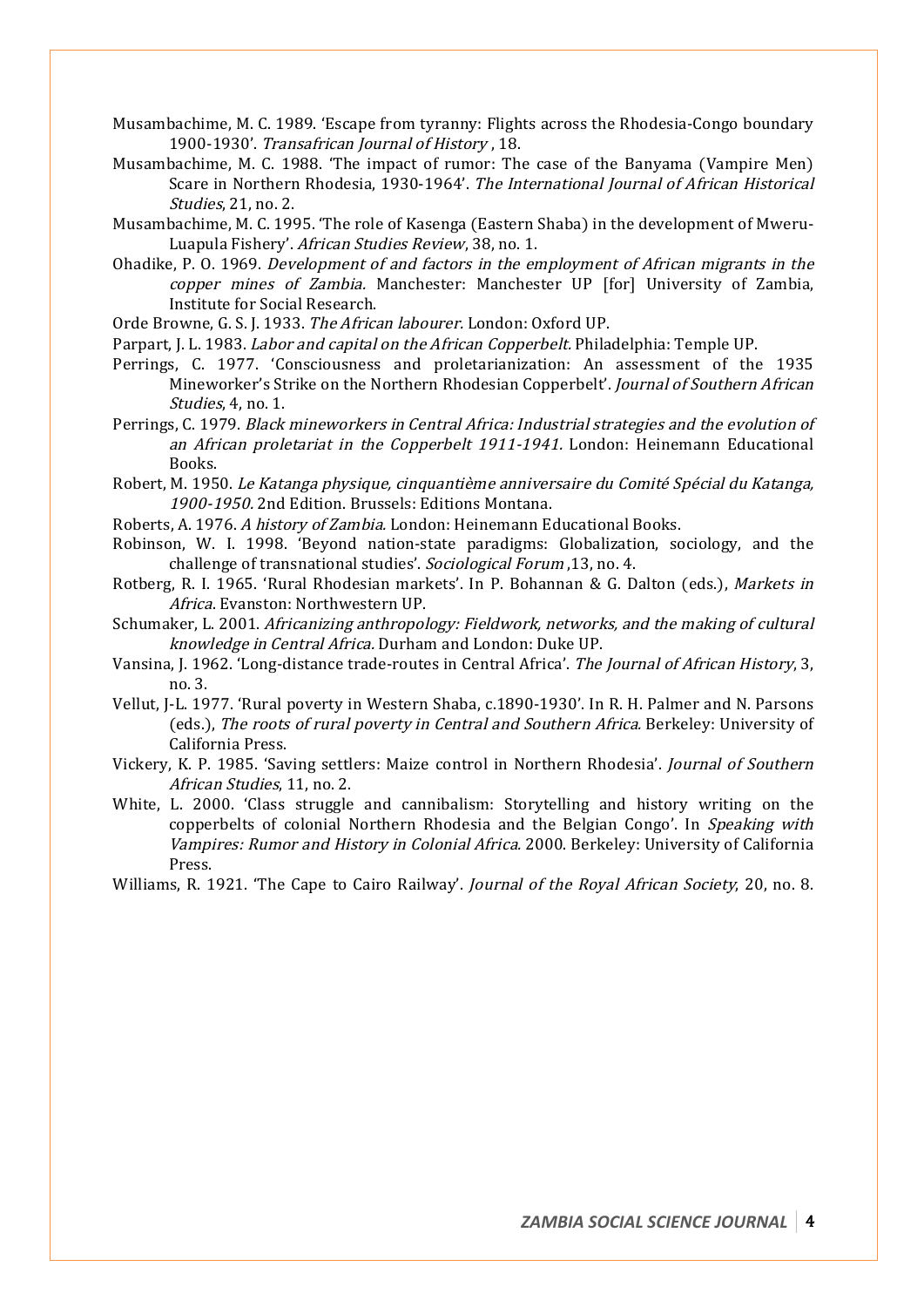Musambachime, M. C. 1989. 'Escape from tyranny: Flights across the Rhodesia-Congo boundary 1900-1930'. *Transafrican Journal of History* , 18.

Musambachime, M. C. 1988. 'The impact of rumor: The case of the Banyama (Vampire Men) Scare in Northern Rhodesia, 1930-1964'. *The International Journal of African Historical Studies*, 21, no. 2.

Musambachime, M. C. 1995. 'The role of Kasenga (Eastern Shaba) in the development of Mweru-Luapula Fishery'. *African Studies Review*, 38, no. 1.

Ohadike, P. O. 1969. *Development of and factors in the employment of African migrants in the copper mines of Zambia.* Manchester: Manchester UP [for] University of Zambia, Institute for Social Research.

Orde Browne, G. S. J. 1933. *The African labourer.* London: Oxford UP.

Parpart, J. L. 1983. *Labor and capital on the African Copperbelt.* Philadelphia: Temple UP.

Perrings, C. 1977. 'Consciousness and proletarianization: An assessment of the 1935 Mineworker's Strike on the Northern Rhodesian Copperbelt'. *Journal of Southern African Studies*, 4, no. 1.

Perrings, C. 1979. *Black mineworkers in Central Africa: Industrial strategies and the evolution of an African proletariat in the Copperbelt 1911-1941.* London: Heinemann Educational Books.

Robert, M. 1950. *Le Katanga physique, cinquantième anniversaire du Comité Spécial du Katanga, 1900-1950.* 2nd Edition. Brussels: Editions Montana.

Roberts, A. 1976. *A history of Zambia.* London: Heinemann Educational Books.

Robinson, W. I. 1998. 'Beyond nation-state paradigms: Globalization, sociology, and the challenge of transnational studies'. *Sociological Forum* ,13, no. 4.

Rotberg, R. I. 1965. 'Rural Rhodesian markets'. In P. Bohannan & G. Dalton (eds.), *Markets in Africa*. Evanston: Northwestern UP.

Schumaker, L. 2001. *Africanizing anthropology: Fieldwork, networks, and the making of cultural knowledge in Central Africa.* Durham and London: Duke UP.

Vansina, J. 1962. 'Long-distance trade-routes in Central Africa'. *The Journal of African History*, 3, no. 3.

Vellut, J-L. 1977. 'Rural poverty in Western Shaba, c.1890-1930'. In R. H. Palmer and N. Parsons (eds.), *The roots of rural poverty in Central and Southern Africa.* Berkeley: University of California Press.

Vickery, K. P. 1985. 'Saving settlers: Maize control in Northern Rhodesia'. *Journal of Southern African Studies*, 11, no. 2.

White, L. 2000. 'Class struggle and cannibalism: Storytelling and history writing on the copperbelts of colonial Northern Rhodesia and the Belgian Congo'. In *Speaking with Vampires: Rumor and History in Colonial Africa.* 2000. Berkeley: University of California Press.

Williams, R. 1921. 'The Cape to Cairo Railway'. *Journal of the Royal African Society*, 20, no. 8.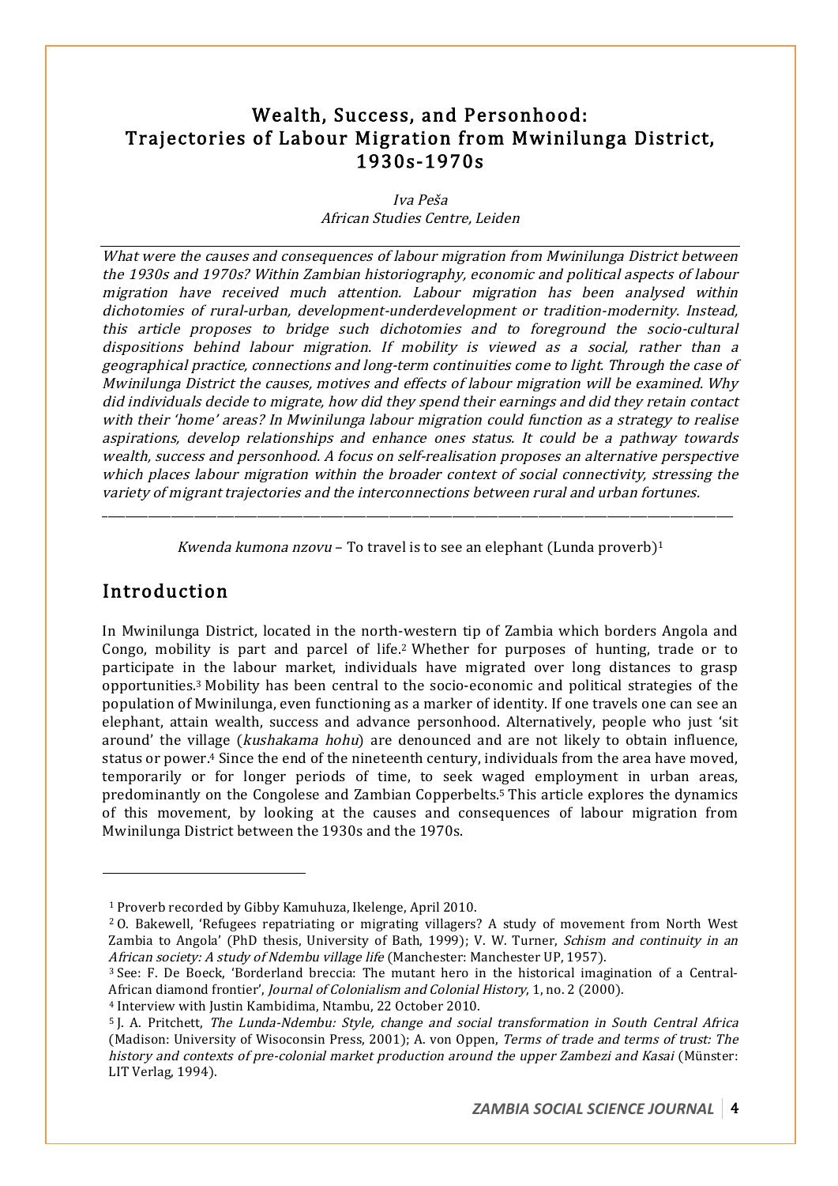# Wealth, Success, and Personhood: Trajectories of Labour Migration from Mwinilunga District, 1930s-1970s

*Iva Peša*
*African Studies Centre, Leiden*

*What were the causes and consequences of labour migration from Mwinilunga District between the 1930s and 1970s? Within Zambian historiography, economic and political aspects of labour migration have received much attention. Labour migration has been analysed within dichotomies of rural-urban, development-underdevelopment or tradition-modernity. Instead, this article proposes to bridge such dichotomies and to foreground the socio-cultural dispositions behind labour migration. If mobility is viewed as a social, rather than a geographical practice, connections and long-term continuities come to light. Through the case of Mwinilunga District the causes, motives and effects of labour migration will be examined. Why did individuals decide to migrate, how did they spend their earnings and did they retain contact with their 'home' areas? In Mwinilunga labour migration could function as a strategy to realise aspirations, develop relationships and enhance ones status. It could be a pathway towards wealth, success and personhood. A focus on self-realisation proposes an alternative perspective which places labour migration within the broader context of social connectivity, stressing the variety of migrant trajectories and the interconnections between rural and urban fortunes.*

---

*Kwenda kumona nzovu* – To travel is to see an elephant (Lunda proverb)[1]

## Introduction

In Mwinilunga District, located in the north-western tip of Zambia which borders Angola and Congo, mobility is part and parcel of life.[2] Whether for purposes of hunting, trade or to participate in the labour market, individuals have migrated over long distances to grasp opportunities.[3] Mobility has been central to the socio-economic and political strategies of the population of Mwinilunga, even functioning as a marker of identity. If one travels one can see an elephant, attain wealth, success and advance personhood. Alternatively, people who just 'sit around' the village (*kushakama hohu*) are denounced and are not likely to obtain influence, status or power.[4] Since the end of the nineteenth century, individuals from the area have moved, temporarily or for longer periods of time, to seek waged employment in urban areas, predominantly on the Congolese and Zambian Copperbelts.[5] This article explores the dynamics of this movement, by looking at the causes and consequences of labour migration from Mwinilunga District between the 1930s and the 1970s.

---

[1] Proverb recorded by Gibby Kamuhuza, Ikelenge, April 2010.

[2] O. Bakewell, 'Refugees repatriating or migrating villagers? A study of movement from North West Zambia to Angola' (PhD thesis, University of Bath, 1999); V. W. Turner, *Schism and continuity in an African society: A study of Ndembu village life* (Manchester: Manchester UP, 1957).

[3] See: F. De Boeck, 'Borderland breccia: The mutant hero in the historical imagination of a Central-African diamond frontier', *Journal of Colonialism and Colonial History*, 1, no. 2 (2000).

[4] Interview with Justin Kambidima, Ntambu, 22 October 2010.

[5] J. A. Pritchett, *The Lunda-Ndembu: Style, change and social transformation in South Central Africa* (Madison: University of Wisoconsin Press, 2001); A. von Oppen, *Terms of trade and terms of trust: The history and contexts of pre-colonial market production around the upper Zambezi and Kasai* (Münster: LIT Verlag, 1994).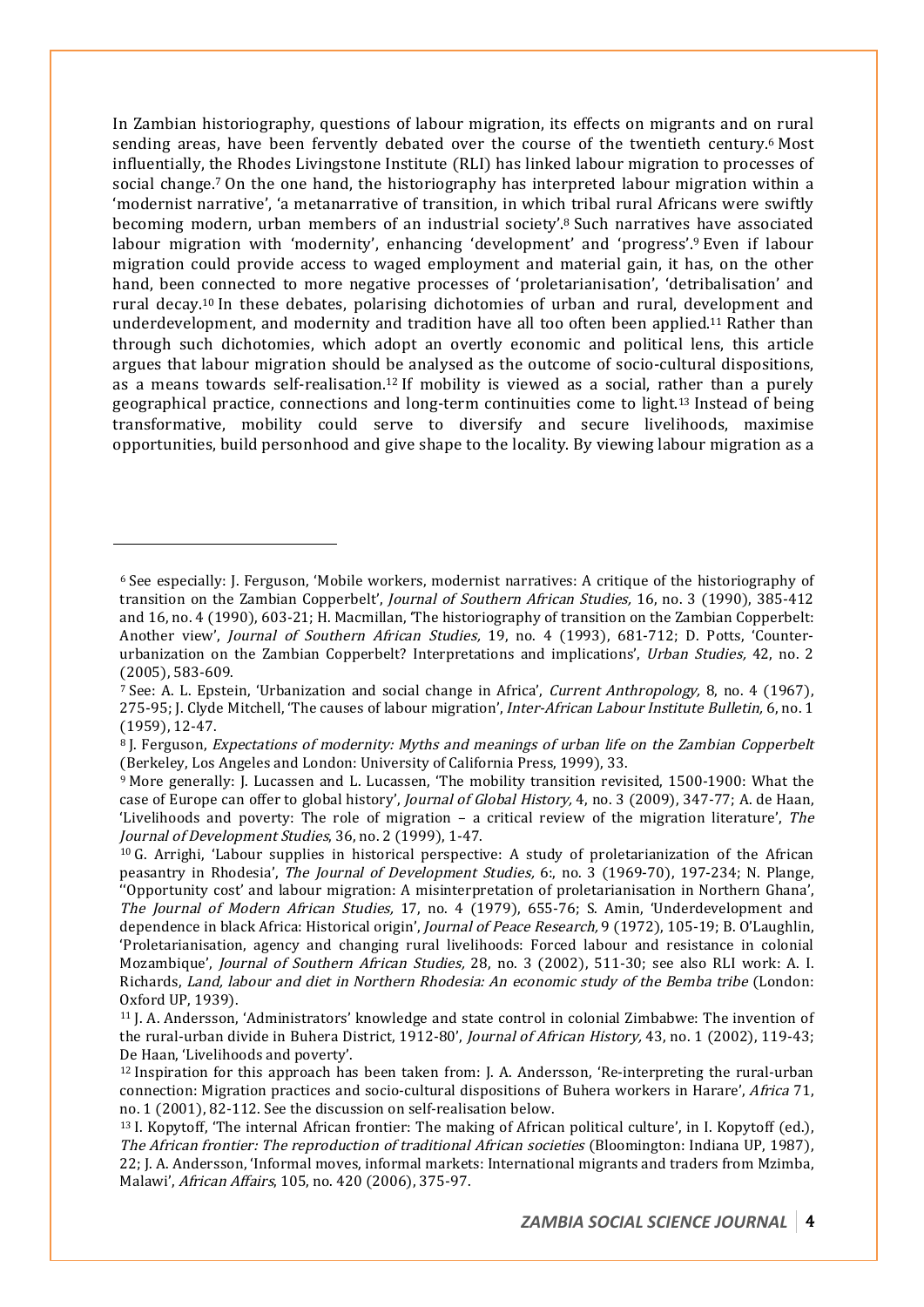In Zambian historiography, questions of labour migration, its effects on migrants and on rural sending areas, have been fervently debated over the course of the twentieth century.[6] Most influentially, the Rhodes Livingstone Institute (RLI) has linked labour migration to processes of social change.[7] On the one hand, the historiography has interpreted labour migration within a 'modernist narrative', 'a metanarrative of transition, in which tribal rural Africans were swiftly becoming modern, urban members of an industrial society'.[8] Such narratives have associated labour migration with 'modernity', enhancing 'development' and 'progress'.[9] Even if labour migration could provide access to waged employment and material gain, it has, on the other hand, been connected to more negative processes of 'proletarianisation', 'detribalisation' and rural decay.[10] In these debates, polarising dichotomies of urban and rural, development and underdevelopment, and modernity and tradition have all too often been applied.[11] Rather than through such dichotomies, which adopt an overtly economic and political lens, this article argues that labour migration should be analysed as the outcome of socio-cultural dispositions, as a means towards self-realisation.[12] If mobility is viewed as a social, rather than a purely geographical practice, connections and long-term continuities come to light.[13] Instead of being transformative, mobility could serve to diversify and secure livelihoods, maximise opportunities, build personhood and give shape to the locality. By viewing labour migration as a

---

[6] See especially: J. Ferguson, 'Mobile workers, modernist narratives: A critique of the historiography of transition on the Zambian Copperbelt', *Journal of Southern African Studies,* 16, no. 3 (1990), 385-412 and 16, no. 4 (1990), 603-21; H. Macmillan, 'The historiography of transition on the Zambian Copperbelt: Another view', *Journal of Southern African Studies,* 19, no. 4 (1993), 681-712; D. Potts, 'Counter-urbanization on the Zambian Copperbelt? Interpretations and implications', *Urban Studies,* 42, no. 2 (2005), 583-609.

[7] See: A. L. Epstein, 'Urbanization and social change in Africa', *Current Anthropology,* 8, no. 4 (1967), 275-95; J. Clyde Mitchell, 'The causes of labour migration', *Inter-African Labour Institute Bulletin,* 6, no. 1 (1959), 12-47.

[8] J. Ferguson, *Expectations of modernity: Myths and meanings of urban life on the Zambian Copperbelt* (Berkeley, Los Angeles and London: University of California Press, 1999), 33.

[9] More generally: J. Lucassen and L. Lucassen, 'The mobility transition revisited, 1500-1900: What the case of Europe can offer to global history', *Journal of Global History,* 4, no. 3 (2009), 347-77; A. de Haan, 'Livelihoods and poverty: The role of migration – a critical review of the migration literature', *The Journal of Development Studies*, 36, no. 2 (1999), 1-47.

[10] G. Arrighi, 'Labour supplies in historical perspective: A study of proletarianization of the African peasantry in Rhodesia', *The Journal of Development Studies,* 6:, no. 3 (1969-70), 197-234; N. Plange, ''Opportunity cost' and labour migration: A misinterpretation of proletarianisation in Northern Ghana', *The Journal of Modern African Studies,* 17, no. 4 (1979), 655-76; S. Amin, 'Underdevelopment and dependence in black Africa: Historical origin', *Journal of Peace Research,* 9 (1972), 105-19; B. O'Laughlin, 'Proletarianisation, agency and changing rural livelihoods: Forced labour and resistance in colonial Mozambique', *Journal of Southern African Studies,* 28, no. 3 (2002), 511-30; see also RLI work: A. I. Richards, *Land, labour and diet in Northern Rhodesia: An economic study of the Bemba tribe* (London: Oxford UP, 1939).

[11] J. A. Andersson, 'Administrators' knowledge and state control in colonial Zimbabwe: The invention of the rural-urban divide in Buhera District, 1912-80', *Journal of African History,* 43, no. 1 (2002), 119-43; De Haan, 'Livelihoods and poverty'.

[12] Inspiration for this approach has been taken from: J. A. Andersson, 'Re-interpreting the rural-urban connection: Migration practices and socio-cultural dispositions of Buhera workers in Harare', *Africa* 71, no. 1 (2001), 82-112. See the discussion on self-realisation below.

[13] I. Kopytoff, 'The internal African frontier: The making of African political culture', in I. Kopytoff (ed.), *The African frontier: The reproduction of traditional African societies* (Bloomington: Indiana UP, 1987), 22; J. A. Andersson, 'Informal moves, informal markets: International migrants and traders from Mzimba, Malawi', *African Affairs*, 105, no. 420 (2006), 375-97.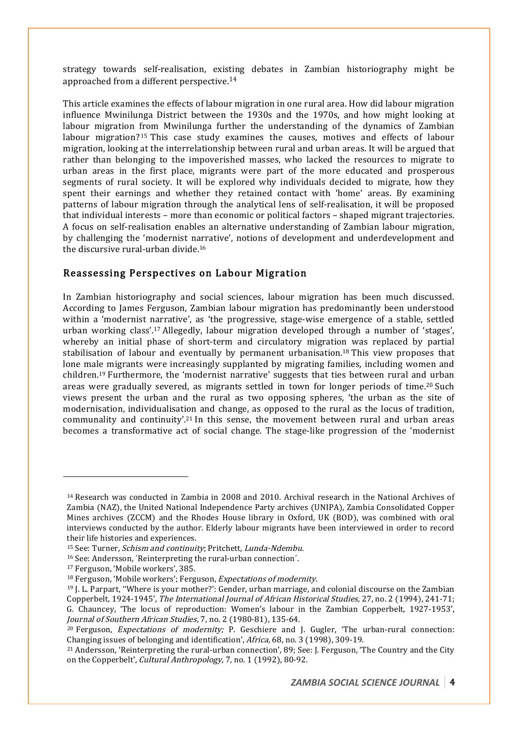strategy towards self-realisation, existing debates in Zambian historiography might be approached from a different perspective.[14]

This article examines the effects of labour migration in one rural area. How did labour migration influence Mwinilunga District between the 1930s and the 1970s, and how might looking at labour migration from Mwinilunga further the understanding of the dynamics of Zambian labour migration?[15] This case study examines the causes, motives and effects of labour migration, looking at the interrelationship between rural and urban areas. It will be argued that rather than belonging to the impoverished masses, who lacked the resources to migrate to urban areas in the first place, migrants were part of the more educated and prosperous segments of rural society. It will be explored why individuals decided to migrate, how they spent their earnings and whether they retained contact with 'home' areas. By examining patterns of labour migration through the analytical lens of self-realisation, it will be proposed that individual interests – more than economic or political factors – shaped migrant trajectories. A focus on self-realisation enables an alternative understanding of Zambian labour migration, by challenging the 'modernist narrative', notions of development and underdevelopment and the discursive rural-urban divide.[16]

## Reassessing Perspectives on Labour Migration

In Zambian historiography and social sciences, labour migration has been much discussed. According to James Ferguson, Zambian labour migration has predominantly been understood within a 'modernist narrative', as 'the progressive, stage-wise emergence of a stable, settled urban working class'.[17] Allegedly, labour migration developed through a number of 'stages', whereby an initial phase of short-term and circulatory migration was replaced by partial stabilisation of labour and eventually by permanent urbanisation.[18] This view proposes that lone male migrants were increasingly supplanted by migrating families, including women and children.[19] Furthermore, the 'modernist narrative' suggests that ties between rural and urban areas were gradually severed, as migrants settled in town for longer periods of time.[20] Such views present the urban and the rural as two opposing spheres, 'the urban as the site of modernisation, individualisation and change, as opposed to the rural as the locus of tradition, communality and continuity'.[21] In this sense, the movement between rural and urban areas becomes a transformative act of social change. The stage-like progression of the 'modernist

---

[14] Research was conducted in Zambia in 2008 and 2010. Archival research in the National Archives of Zambia (NAZ), the United National Independence Party archives (UNIPA), Zambia Consolidated Copper Mines archives (ZCCM) and the Rhodes House library in Oxford, UK (BOD), was combined with oral interviews conducted by the author. Elderly labour migrants have been interviewed in order to record their life histories and experiences.

[15] See: Turner, *Schism and continuity*; Pritchett, *Lunda-Ndembu*.

[16] See: Andersson, ´Reinterpreting the rural-urban connection´.

[17] Ferguson, 'Mobile workers', 385.

[18] Ferguson, 'Mobile workers'; Ferguson, *Expectations of modernity*.

[19] J. L. Parpart, ''Where is your mother?': Gender, urban marriage, and colonial discourse on the Zambian Copperbelt, 1924-1945', *The International Journal of African Historical Studies,* 27, no. 2 (1994), 241-71; G. Chauncey, 'The locus of reproduction: Women's labour in the Zambian Copperbelt, 1927-1953', *Journal of Southern African Studies,* 7, no. 2 (1980-81), 135-64.

[20] Ferguson, *Expectations of modernity;* P. Geschiere and J. Gugler, 'The urban-rural connection: Changing issues of belonging and identification', *Africa,* 68, no. 3 (1998), 309-19.

[21] Andersson, 'Reinterpreting the rural-urban connection', 89; See: J. Ferguson, 'The Country and the City on the Copperbelt', *Cultural Anthropology,* 7, no. 1 (1992), 80-92.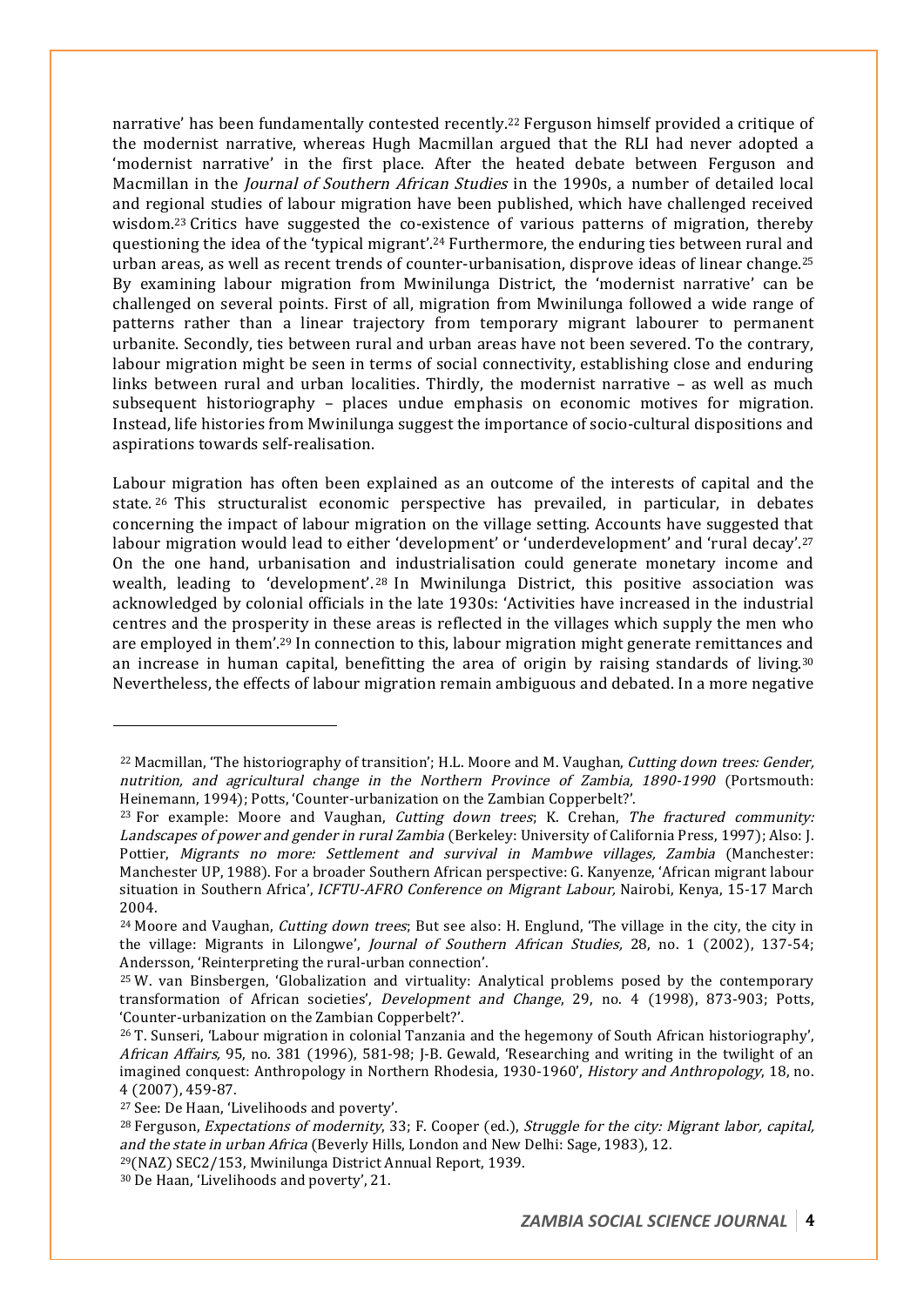narrative' has been fundamentally contested recently.[22] Ferguson himself provided a critique of the modernist narrative, whereas Hugh Macmillan argued that the RLI had never adopted a 'modernist narrative' in the first place. After the heated debate between Ferguson and Macmillan in the *Journal of Southern African Studies* in the 1990s, a number of detailed local and regional studies of labour migration have been published, which have challenged received wisdom.[23] Critics have suggested the co-existence of various patterns of migration, thereby questioning the idea of the 'typical migrant'.[24] Furthermore, the enduring ties between rural and urban areas, as well as recent trends of counter-urbanisation, disprove ideas of linear change.[25] By examining labour migration from Mwinilunga District, the 'modernist narrative' can be challenged on several points. First of all, migration from Mwinilunga followed a wide range of patterns rather than a linear trajectory from temporary migrant labourer to permanent urbanite. Secondly, ties between rural and urban areas have not been severed. To the contrary, labour migration might be seen in terms of social connectivity, establishing close and enduring links between rural and urban localities. Thirdly, the modernist narrative – as well as much subsequent historiography – places undue emphasis on economic motives for migration. Instead, life histories from Mwinilunga suggest the importance of socio-cultural dispositions and aspirations towards self-realisation.

Labour migration has often been explained as an outcome of the interests of capital and the state.[26] This structuralist economic perspective has prevailed, in particular, in debates concerning the impact of labour migration on the village setting. Accounts have suggested that labour migration would lead to either 'development' or 'underdevelopment' and 'rural decay'.[27] On the one hand, urbanisation and industrialisation could generate monetary income and wealth, leading to 'development'.[28] In Mwinilunga District, this positive association was acknowledged by colonial officials in the late 1930s: 'Activities have increased in the industrial centres and the prosperity in these areas is reflected in the villages which supply the men who are employed in them'.[29] In connection to this, labour migration might generate remittances and an increase in human capital, benefitting the area of origin by raising standards of living.[30] Nevertheless, the effects of labour migration remain ambiguous and debated. In a more negative

---

[22] Macmillan, 'The historiography of transition'; H.L. Moore and M. Vaughan, *Cutting down trees: Gender, nutrition, and agricultural change in the Northern Province of Zambia, 1890-1990* (Portsmouth: Heinemann, 1994); Potts, 'Counter-urbanization on the Zambian Copperbelt?'.

[23] For example: Moore and Vaughan, *Cutting down trees*; K. Crehan, *The fractured community: Landscapes of power and gender in rural Zambia* (Berkeley: University of California Press, 1997); Also: J. Pottier, *Migrants no more: Settlement and survival in Mambwe villages, Zambia* (Manchester: Manchester UP, 1988). For a broader Southern African perspective: G. Kanyenze, 'African migrant labour situation in Southern Africa', *ICFTU-AFRO Conference on Migrant Labour,* Nairobi, Kenya, 15-17 March 2004.

[24] Moore and Vaughan, *Cutting down trees*; But see also: H. Englund, 'The village in the city, the city in the village: Migrants in Lilongwe', *Journal of Southern African Studies,* 28, no. 1 (2002), 137-54; Andersson, 'Reinterpreting the rural-urban connection'.

[25] W. van Binsbergen, 'Globalization and virtuality: Analytical problems posed by the contemporary transformation of African societies', *Development and Change*, 29, no. 4 (1998), 873-903; Potts, 'Counter-urbanization on the Zambian Copperbelt?'.

[26] T. Sunseri, 'Labour migration in colonial Tanzania and the hegemony of South African historiography', *African Affairs,* 95, no. 381 (1996), 581-98; J-B. Gewald, 'Researching and writing in the twilight of an imagined conquest: Anthropology in Northern Rhodesia, 1930-1960', *History and Anthropology*, 18, no. 4 (2007), 459-87.

[27] See: De Haan, 'Livelihoods and poverty'.

[28] Ferguson, *Expectations of modernity*, 33; F. Cooper (ed.), *Struggle for the city: Migrant labor, capital, and the state in urban Africa* (Beverly Hills, London and New Delhi: Sage, 1983), 12.

[29] (NAZ) SEC2/153, Mwinilunga District Annual Report, 1939.

[30] De Haan, 'Livelihoods and poverty', 21.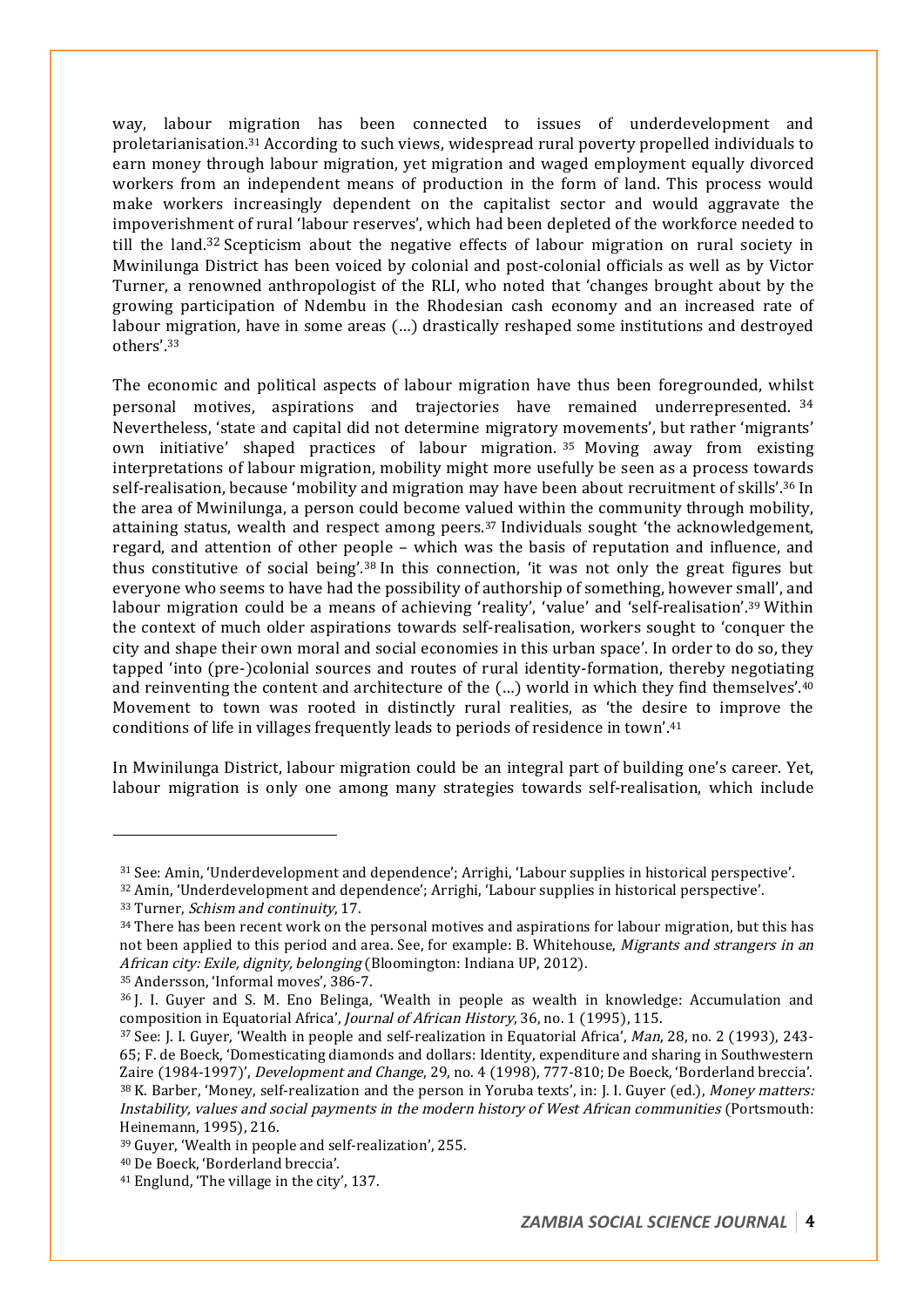way, labour migration has been connected to issues of underdevelopment and proletarianisation.[31] According to such views, widespread rural poverty propelled individuals to earn money through labour migration, yet migration and waged employment equally divorced workers from an independent means of production in the form of land. This process would make workers increasingly dependent on the capitalist sector and would aggravate the impoverishment of rural 'labour reserves', which had been depleted of the workforce needed to till the land.[32] Scepticism about the negative effects of labour migration on rural society in Mwinilunga District has been voiced by colonial and post-colonial officials as well as by Victor Turner, a renowned anthropologist of the RLI, who noted that 'changes brought about by the growing participation of Ndembu in the Rhodesian cash economy and an increased rate of labour migration, have in some areas (…) drastically reshaped some institutions and destroyed others'.[33]

The economic and political aspects of labour migration have thus been foregrounded, whilst personal motives, aspirations and trajectories have remained underrepresented.[34] Nevertheless, 'state and capital did not determine migratory movements', but rather 'migrants' own initiative' shaped practices of labour migration.[35] Moving away from existing interpretations of labour migration, mobility might more usefully be seen as a process towards self-realisation, because 'mobility and migration may have been about recruitment of skills'.[36] In the area of Mwinilunga, a person could become valued within the community through mobility, attaining status, wealth and respect among peers.[37] Individuals sought 'the acknowledgement, regard, and attention of other people – which was the basis of reputation and influence, and thus constitutive of social being'.[38] In this connection, 'it was not only the great figures but everyone who seems to have had the possibility of authorship of something, however small', and labour migration could be a means of achieving 'reality', 'value' and 'self-realisation'.[39] Within the context of much older aspirations towards self-realisation, workers sought to 'conquer the city and shape their own moral and social economies in this urban space'. In order to do so, they tapped 'into (pre-)colonial sources and routes of rural identity-formation, thereby negotiating and reinventing the content and architecture of the (…) world in which they find themselves'.[40] Movement to town was rooted in distinctly rural realities, as 'the desire to improve the conditions of life in villages frequently leads to periods of residence in town'.[41]

In Mwinilunga District, labour migration could be an integral part of building one's career. Yet, labour migration is only one among many strategies towards self-realisation, which include

---

[31] See: Amin, 'Underdevelopment and dependence'; Arrighi, 'Labour supplies in historical perspective'.

[32] Amin, 'Underdevelopment and dependence'; Arrighi, 'Labour supplies in historical perspective'.

[33] Turner, *Schism and continuity*, 17.

[34] There has been recent work on the personal motives and aspirations for labour migration, but this has not been applied to this period and area. See, for example: B. Whitehouse, *Migrants and strangers in an African city: Exile, dignity, belonging* (Bloomington: Indiana UP, 2012).

[35] Andersson, 'Informal moves', 386-7.

[36] J. I. Guyer and S. M. Eno Belinga, 'Wealth in people as wealth in knowledge: Accumulation and composition in Equatorial Africa', *Journal of African History*, 36, no. 1 (1995), 115.

[37] See: J. I. Guyer, 'Wealth in people and self-realization in Equatorial Africa', *Man*, 28, no. 2 (1993), 243-65; F. de Boeck, 'Domesticating diamonds and dollars: Identity, expenditure and sharing in Southwestern Zaire (1984-1997)', *Development and Change*, 29, no. 4 (1998), 777-810; De Boeck, 'Borderland breccia'.

[38] K. Barber, 'Money, self-realization and the person in Yoruba texts', in: J. I. Guyer (ed.), *Money matters: Instability, values and social payments in the modern history of West African communities* (Portsmouth: Heinemann, 1995), 216.

[39] Guyer, 'Wealth in people and self-realization', 255.

[40] De Boeck, 'Borderland breccia'.

[41] Englund, 'The village in the city', 137.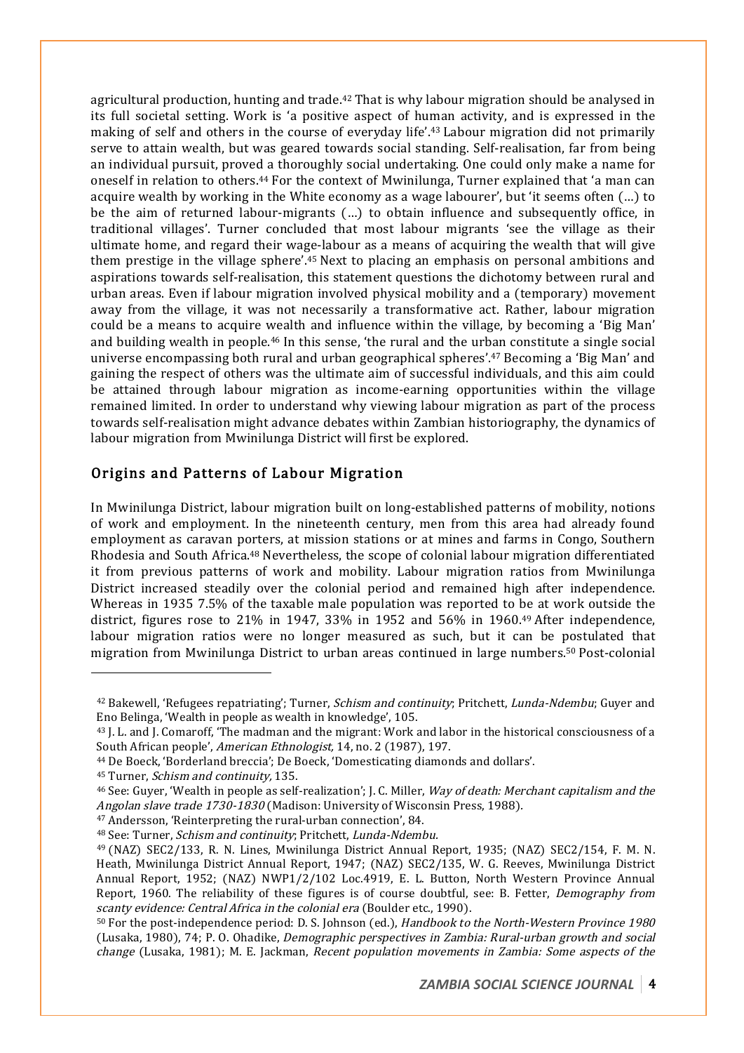agricultural production, hunting and trade.[42] That is why labour migration should be analysed in its full societal setting. Work is 'a positive aspect of human activity, and is expressed in the making of self and others in the course of everyday life'.[43] Labour migration did not primarily serve to attain wealth, but was geared towards social standing. Self-realisation, far from being an individual pursuit, proved a thoroughly social undertaking. One could only make a name for oneself in relation to others.[44] For the context of Mwinilunga, Turner explained that 'a man can acquire wealth by working in the White economy as a wage labourer', but 'it seems often (…) to be the aim of returned labour-migrants (…) to obtain influence and subsequently office, in traditional villages'. Turner concluded that most labour migrants 'see the village as their ultimate home, and regard their wage-labour as a means of acquiring the wealth that will give them prestige in the village sphere'.[45] Next to placing an emphasis on personal ambitions and aspirations towards self-realisation, this statement questions the dichotomy between rural and urban areas. Even if labour migration involved physical mobility and a (temporary) movement away from the village, it was not necessarily a transformative act. Rather, labour migration could be a means to acquire wealth and influence within the village, by becoming a 'Big Man' and building wealth in people.[46] In this sense, 'the rural and the urban constitute a single social universe encompassing both rural and urban geographical spheres'.[47] Becoming a 'Big Man' and gaining the respect of others was the ultimate aim of successful individuals, and this aim could be attained through labour migration as income-earning opportunities within the village remained limited. In order to understand why viewing labour migration as part of the process towards self-realisation might advance debates within Zambian historiography, the dynamics of labour migration from Mwinilunga District will first be explored.

## Origins and Patterns of Labour Migration

In Mwinilunga District, labour migration built on long-established patterns of mobility, notions of work and employment. In the nineteenth century, men from this area had already found employment as caravan porters, at mission stations or at mines and farms in Congo, Southern Rhodesia and South Africa.[48] Nevertheless, the scope of colonial labour migration differentiated it from previous patterns of work and mobility. Labour migration ratios from Mwinilunga District increased steadily over the colonial period and remained high after independence. Whereas in 1935 7.5% of the taxable male population was reported to be at work outside the district, figures rose to 21% in 1947, 33% in 1952 and 56% in 1960.[49] After independence, labour migration ratios were no longer measured as such, but it can be postulated that migration from Mwinilunga District to urban areas continued in large numbers.[50] Post-colonial

---

[42] Bakewell, 'Refugees repatriating'; Turner, *Schism and continuity*; Pritchett, *Lunda-Ndembu*; Guyer and Eno Belinga, 'Wealth in people as wealth in knowledge', 105.

[43] J. L. and J. Comaroff, 'The madman and the migrant: Work and labor in the historical consciousness of a South African people', *American Ethnologist,* 14, no. 2 (1987), 197.

[44] De Boeck, 'Borderland breccia'; De Boeck, 'Domesticating diamonds and dollars'.

[45] Turner, *Schism and continuity,* 135.

[46] See: Guyer, 'Wealth in people as self-realization'; J. C. Miller, *Way of death: Merchant capitalism and the Angolan slave trade 1730-1830* (Madison: University of Wisconsin Press, 1988).

[47] Andersson, 'Reinterpreting the rural-urban connection', 84.

[48] See: Turner, *Schism and continuity*; Pritchett, *Lunda-Ndembu*.

[49] (NAZ) SEC2/133, R. N. Lines, Mwinilunga District Annual Report, 1935; (NAZ) SEC2/154, F. M. N. Heath, Mwinilunga District Annual Report, 1947; (NAZ) SEC2/135, W. G. Reeves, Mwinilunga District Annual Report, 1952; (NAZ) NWP1/2/102 Loc.4919, E. L. Button, North Western Province Annual Report, 1960. The reliability of these figures is of course doubtful, see: B. Fetter, *Demography from scanty evidence: Central Africa in the colonial era* (Boulder etc., 1990).

[50] For the post-independence period: D. S. Johnson (ed.), *Handbook to the North-Western Province 1980* (Lusaka, 1980), 74; P. O. Ohadike, *Demographic perspectives in Zambia: Rural-urban growth and social change* (Lusaka, 1981); M. E. Jackman, *Recent population movements in Zambia: Some aspects of the*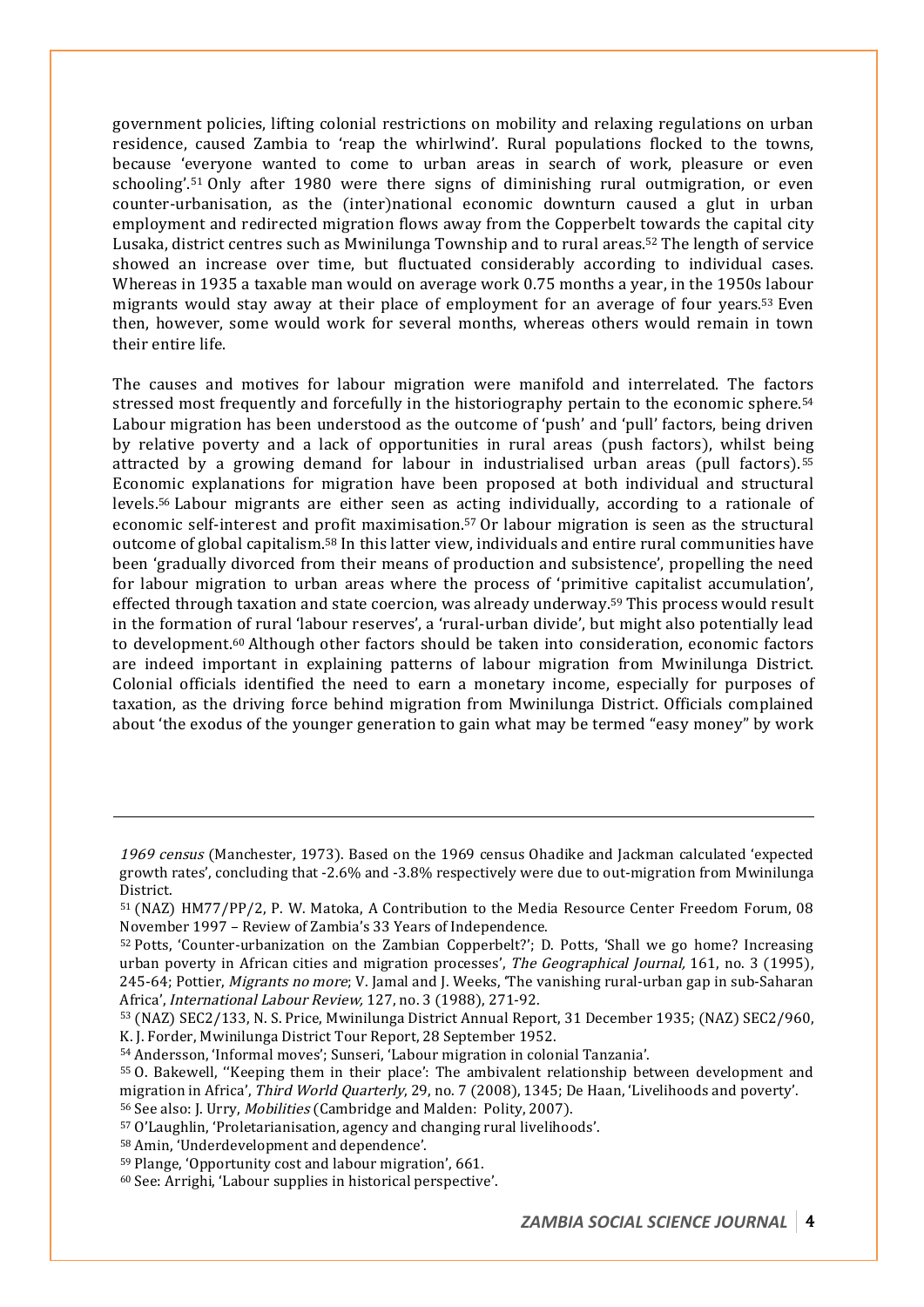government policies, lifting colonial restrictions on mobility and relaxing regulations on urban residence, caused Zambia to 'reap the whirlwind'. Rural populations flocked to the towns, because 'everyone wanted to come to urban areas in search of work, pleasure or even schooling'.[51] Only after 1980 were there signs of diminishing rural outmigration, or even counter-urbanisation, as the (inter)national economic downturn caused a glut in urban employment and redirected migration flows away from the Copperbelt towards the capital city Lusaka, district centres such as Mwinilunga Township and to rural areas.[52] The length of service showed an increase over time, but fluctuated considerably according to individual cases. Whereas in 1935 a taxable man would on average work 0.75 months a year, in the 1950s labour migrants would stay away at their place of employment for an average of four years.[53] Even then, however, some would work for several months, whereas others would remain in town their entire life.

The causes and motives for labour migration were manifold and interrelated. The factors stressed most frequently and forcefully in the historiography pertain to the economic sphere.[54] Labour migration has been understood as the outcome of 'push' and 'pull' factors, being driven by relative poverty and a lack of opportunities in rural areas (push factors), whilst being attracted by a growing demand for labour in industrialised urban areas (pull factors).[55] Economic explanations for migration have been proposed at both individual and structural levels.[56] Labour migrants are either seen as acting individually, according to a rationale of economic self-interest and profit maximisation.[57] Or labour migration is seen as the structural outcome of global capitalism.[58] In this latter view, individuals and entire rural communities have been 'gradually divorced from their means of production and subsistence', propelling the need for labour migration to urban areas where the process of 'primitive capitalist accumulation', effected through taxation and state coercion, was already underway.[59] This process would result in the formation of rural 'labour reserves', a 'rural-urban divide', but might also potentially lead to development.[60] Although other factors should be taken into consideration, economic factors are indeed important in explaining patterns of labour migration from Mwinilunga District. Colonial officials identified the need to earn a monetary income, especially for purposes of taxation, as the driving force behind migration from Mwinilunga District. Officials complained about 'the exodus of the younger generation to gain what may be termed "easy money" by work

---

*1969 census* (Manchester, 1973). Based on the 1969 census Ohadike and Jackman calculated 'expected growth rates', concluding that -2.6% and -3.8% respectively were due to out-migration from Mwinilunga District.

[51] (NAZ) HM77/PP/2, P. W. Matoka, A Contribution to the Media Resource Center Freedom Forum, 08 November 1997 – Review of Zambia's 33 Years of Independence.

[52] Potts, 'Counter-urbanization on the Zambian Copperbelt?'; D. Potts, 'Shall we go home? Increasing urban poverty in African cities and migration processes', *The Geographical Journal,* 161, no. 3 (1995), 245-64; Pottier, *Migrants no more*; V. Jamal and J. Weeks, 'The vanishing rural-urban gap in sub-Saharan Africa', *International Labour Review,* 127, no. 3 (1988), 271-92.

[53] (NAZ) SEC2/133, N. S. Price, Mwinilunga District Annual Report, 31 December 1935; (NAZ) SEC2/960, K. J. Forder, Mwinilunga District Tour Report, 28 September 1952.

[54] Andersson, 'Informal moves'; Sunseri, 'Labour migration in colonial Tanzania'.

[55] O. Bakewell, ''Keeping them in their place': The ambivalent relationship between development and migration in Africa', *Third World Quarterly*, 29, no. 7 (2008), 1345; De Haan, 'Livelihoods and poverty'.

[56] See also: J. Urry, *Mobilities* (Cambridge and Malden: Polity, 2007).

[57] O'Laughlin, 'Proletarianisation, agency and changing rural livelihoods'.

[58] Amin, 'Underdevelopment and dependence'.

[59] Plange, 'Opportunity cost and labour migration', 661.

[60] See: Arrighi, 'Labour supplies in historical perspective'.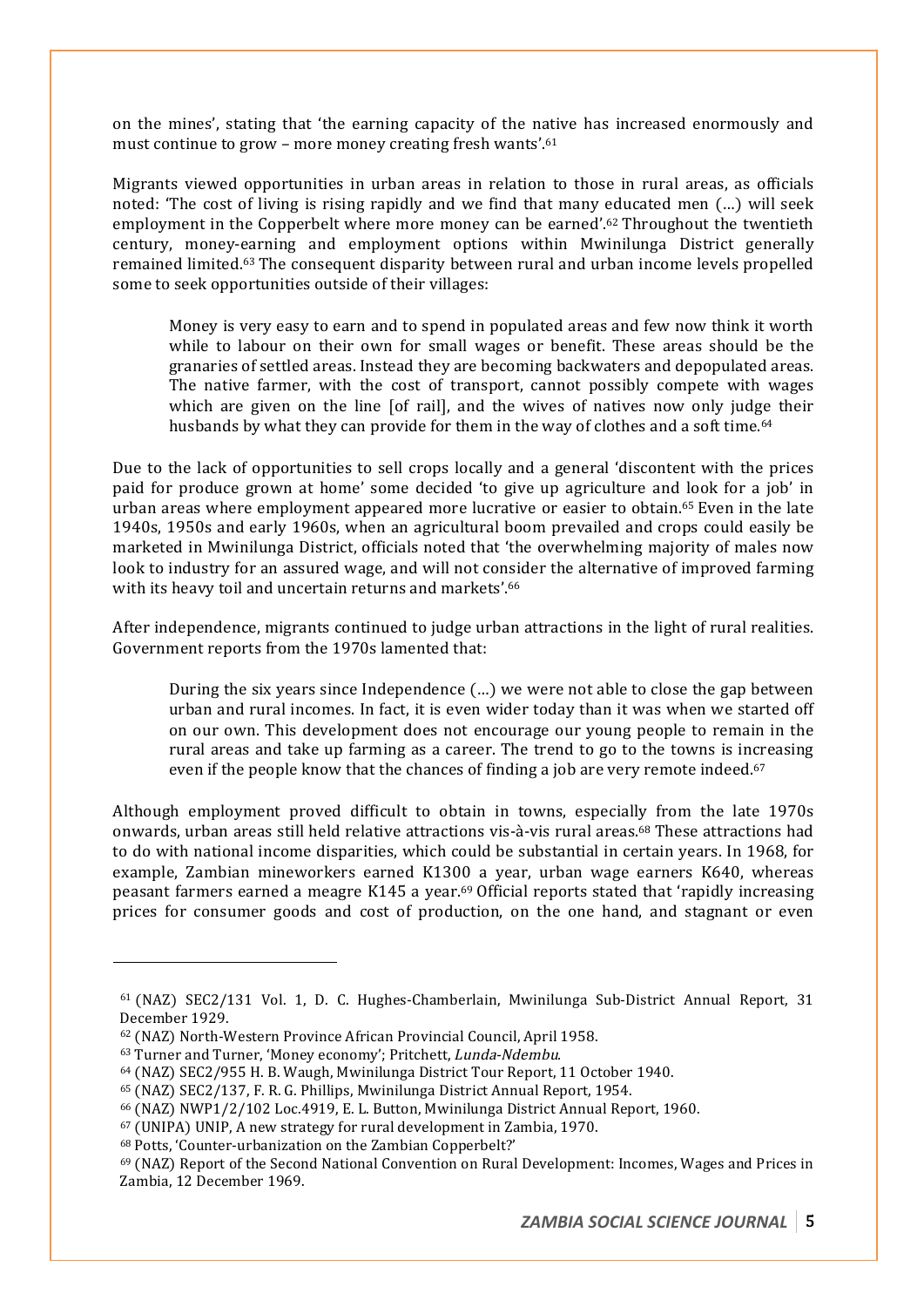on the mines', stating that 'the earning capacity of the native has increased enormously and must continue to grow – more money creating fresh wants'.[61]

Migrants viewed opportunities in urban areas in relation to those in rural areas, as officials noted: 'The cost of living is rising rapidly and we find that many educated men (…) will seek employment in the Copperbelt where more money can be earned'.[62] Throughout the twentieth century, money-earning and employment options within Mwinilunga District generally remained limited.[63] The consequent disparity between rural and urban income levels propelled some to seek opportunities outside of their villages:

> Money is very easy to earn and to spend in populated areas and few now think it worth while to labour on their own for small wages or benefit. These areas should be the granaries of settled areas. Instead they are becoming backwaters and depopulated areas. The native farmer, with the cost of transport, cannot possibly compete with wages which are given on the line [of rail], and the wives of natives now only judge their husbands by what they can provide for them in the way of clothes and a soft time.[64]

Due to the lack of opportunities to sell crops locally and a general 'discontent with the prices paid for produce grown at home' some decided 'to give up agriculture and look for a job' in urban areas where employment appeared more lucrative or easier to obtain.[65] Even in the late 1940s, 1950s and early 1960s, when an agricultural boom prevailed and crops could easily be marketed in Mwinilunga District, officials noted that 'the overwhelming majority of males now look to industry for an assured wage, and will not consider the alternative of improved farming with its heavy toil and uncertain returns and markets'.[66]

After independence, migrants continued to judge urban attractions in the light of rural realities. Government reports from the 1970s lamented that:

> During the six years since Independence (…) we were not able to close the gap between urban and rural incomes. In fact, it is even wider today than it was when we started off on our own. This development does not encourage our young people to remain in the rural areas and take up farming as a career. The trend to go to the towns is increasing even if the people know that the chances of finding a job are very remote indeed.[67]

Although employment proved difficult to obtain in towns, especially from the late 1970s onwards, urban areas still held relative attractions vis-à-vis rural areas.[68] These attractions had to do with national income disparities, which could be substantial in certain years. In 1968, for example, Zambian mineworkers earned K1300 a year, urban wage earners K640, whereas peasant farmers earned a meagre K145 a year.[69] Official reports stated that 'rapidly increasing prices for consumer goods and cost of production, on the one hand, and stagnant or even

---

[61] (NAZ) SEC2/131 Vol. 1, D. C. Hughes-Chamberlain, Mwinilunga Sub-District Annual Report, 31 December 1929.

[62] (NAZ) North-Western Province African Provincial Council, April 1958.

[63] Turner and Turner, 'Money economy'; Pritchett, *Lunda-Ndembu*.

[64] (NAZ) SEC2/955 H. B. Waugh, Mwinilunga District Tour Report, 11 October 1940.

[65] (NAZ) SEC2/137, F. R. G. Phillips, Mwinilunga District Annual Report, 1954.

[66] (NAZ) NWP1/2/102 Loc.4919, E. L. Button, Mwinilunga District Annual Report, 1960.

[67] (UNIPA) UNIP, A new strategy for rural development in Zambia, 1970.

[68] Potts, 'Counter-urbanization on the Zambian Copperbelt?'

[69] (NAZ) Report of the Second National Convention on Rural Development: Incomes, Wages and Prices in Zambia, 12 December 1969.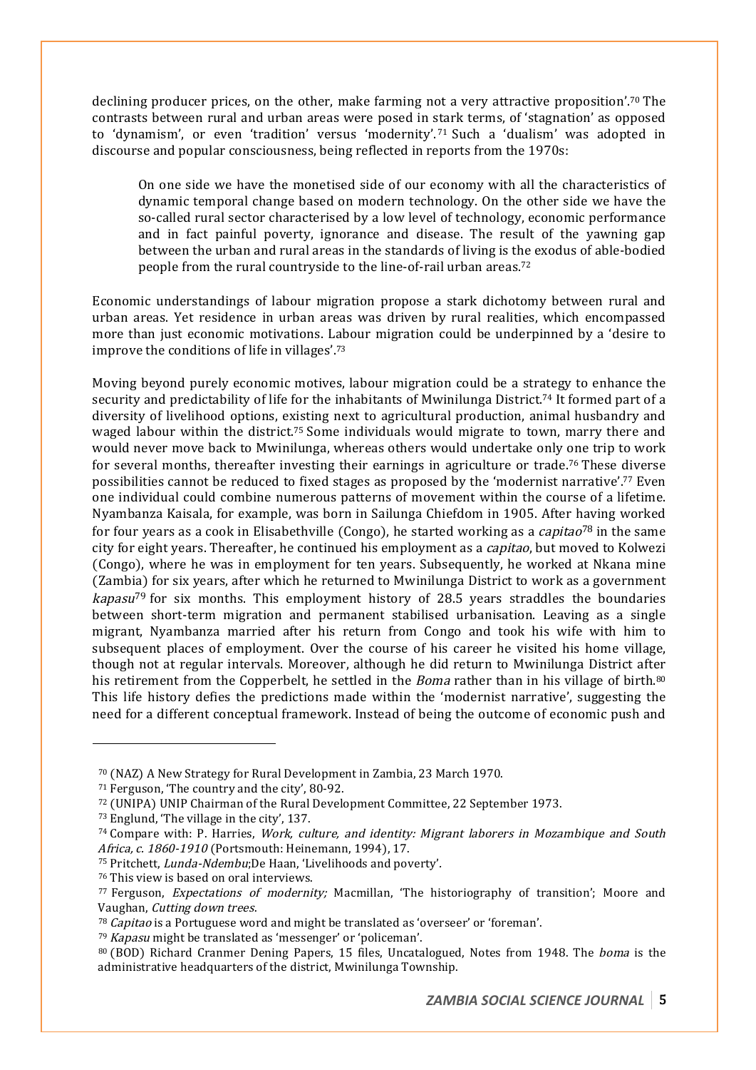declining producer prices, on the other, make farming not a very attractive proposition'.[70] The contrasts between rural and urban areas were posed in stark terms, of 'stagnation' as opposed to 'dynamism', or even 'tradition' versus 'modernity'.[71] Such a 'dualism' was adopted in discourse and popular consciousness, being reflected in reports from the 1970s:

> On one side we have the monetised side of our economy with all the characteristics of dynamic temporal change based on modern technology. On the other side we have the so-called rural sector characterised by a low level of technology, economic performance and in fact painful poverty, ignorance and disease. The result of the yawning gap between the urban and rural areas in the standards of living is the exodus of able-bodied people from the rural countryside to the line-of-rail urban areas.[72]

Economic understandings of labour migration propose a stark dichotomy between rural and urban areas. Yet residence in urban areas was driven by rural realities, which encompassed more than just economic motivations. Labour migration could be underpinned by a 'desire to improve the conditions of life in villages'.[73]

Moving beyond purely economic motives, labour migration could be a strategy to enhance the security and predictability of life for the inhabitants of Mwinilunga District.[74] It formed part of a diversity of livelihood options, existing next to agricultural production, animal husbandry and waged labour within the district.[75] Some individuals would migrate to town, marry there and would never move back to Mwinilunga, whereas others would undertake only one trip to work for several months, thereafter investing their earnings in agriculture or trade.[76] These diverse possibilities cannot be reduced to fixed stages as proposed by the 'modernist narrative'.[77] Even one individual could combine numerous patterns of movement within the course of a lifetime. Nyambanza Kaisala, for example, was born in Sailunga Chiefdom in 1905. After having worked for four years as a cook in Elisabethville (Congo), he started working as a *capitao*[78] in the same city for eight years. Thereafter, he continued his employment as a *capitao*, but moved to Kolwezi (Congo), where he was in employment for ten years. Subsequently, he worked at Nkana mine (Zambia) for six years, after which he returned to Mwinilunga District to work as a government *kapasu*[79] for six months. This employment history of 28.5 years straddles the boundaries between short-term migration and permanent stabilised urbanisation. Leaving as a single migrant, Nyambanza married after his return from Congo and took his wife with him to subsequent places of employment. Over the course of his career he visited his home village, though not at regular intervals. Moreover, although he did return to Mwinilunga District after his retirement from the Copperbelt, he settled in the *Boma* rather than in his village of birth.[80] This life history defies the predictions made within the 'modernist narrative', suggesting the need for a different conceptual framework. Instead of being the outcome of economic push and

---

[70] (NAZ) A New Strategy for Rural Development in Zambia, 23 March 1970.

[71] Ferguson, 'The country and the city', 80-92.

[72] (UNIPA) UNIP Chairman of the Rural Development Committee, 22 September 1973.

[73] Englund, 'The village in the city', 137.

[74] Compare with: P. Harries, *Work, culture, and identity: Migrant laborers in Mozambique and South Africa, c. 1860-1910* (Portsmouth: Heinemann, 1994), 17.

[75] Pritchett, *Lunda-Ndembu*;De Haan, 'Livelihoods and poverty'.

[76] This view is based on oral interviews.

[77] Ferguson, *Expectations of modernity;* Macmillan, 'The historiography of transition'; Moore and Vaughan, *Cutting down trees*.

[78] *Capitao* is a Portuguese word and might be translated as 'overseer' or 'foreman'.

[79] *Kapasu* might be translated as 'messenger' or 'policeman'.

[80] (BOD) Richard Cranmer Dening Papers, 15 files, Uncatalogued, Notes from 1948. The *boma* is the administrative headquarters of the district, Mwinilunga Township.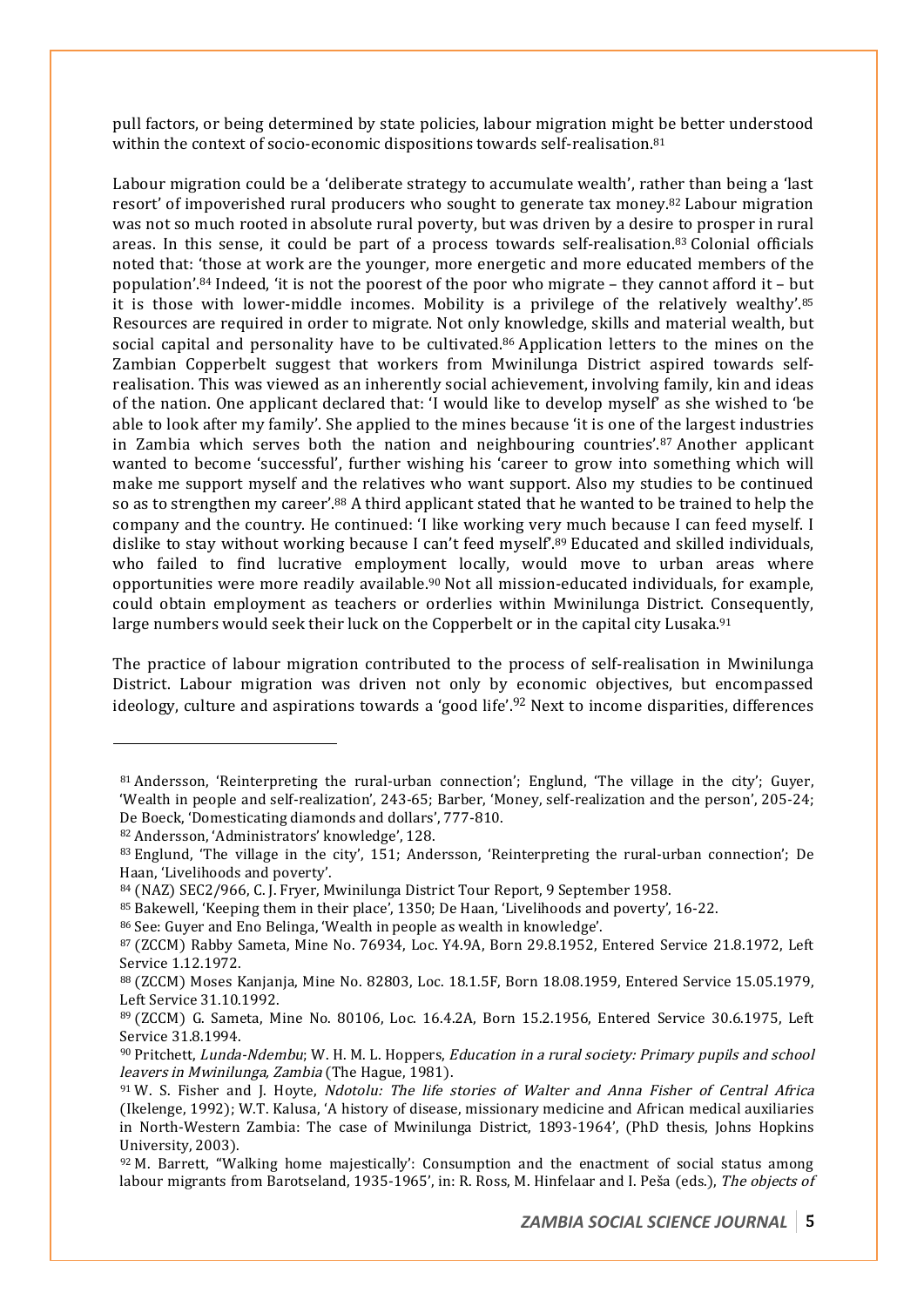pull factors, or being determined by state policies, labour migration might be better understood within the context of socio-economic dispositions towards self-realisation.[81]

Labour migration could be a 'deliberate strategy to accumulate wealth', rather than being a 'last resort' of impoverished rural producers who sought to generate tax money.[82] Labour migration was not so much rooted in absolute rural poverty, but was driven by a desire to prosper in rural areas. In this sense, it could be part of a process towards self-realisation.[83] Colonial officials noted that: 'those at work are the younger, more energetic and more educated members of the population'.[84] Indeed, 'it is not the poorest of the poor who migrate – they cannot afford it – but it is those with lower-middle incomes. Mobility is a privilege of the relatively wealthy'.[85] Resources are required in order to migrate. Not only knowledge, skills and material wealth, but social capital and personality have to be cultivated.[86] Application letters to the mines on the Zambian Copperbelt suggest that workers from Mwinilunga District aspired towards self-realisation. This was viewed as an inherently social achievement, involving family, kin and ideas of the nation. One applicant declared that: 'I would like to develop myself' as she wished to 'be able to look after my family'. She applied to the mines because 'it is one of the largest industries in Zambia which serves both the nation and neighbouring countries'.[87] Another applicant wanted to become 'successful', further wishing his 'career to grow into something which will make me support myself and the relatives who want support. Also my studies to be continued so as to strengthen my career'.[88] A third applicant stated that he wanted to be trained to help the company and the country. He continued: 'I like working very much because I can feed myself. I dislike to stay without working because I can't feed myself'.[89] Educated and skilled individuals, who failed to find lucrative employment locally, would move to urban areas where opportunities were more readily available.[90] Not all mission-educated individuals, for example, could obtain employment as teachers or orderlies within Mwinilunga District. Consequently, large numbers would seek their luck on the Copperbelt or in the capital city Lusaka.[91]

The practice of labour migration contributed to the process of self-realisation in Mwinilunga District. Labour migration was driven not only by economic objectives, but encompassed ideology, culture and aspirations towards a 'good life'.[92] Next to income disparities, differences

---

[81] Andersson, 'Reinterpreting the rural-urban connection'; Englund, 'The village in the city'; Guyer, 'Wealth in people and self-realization', 243-65; Barber, 'Money, self-realization and the person', 205-24; De Boeck, 'Domesticating diamonds and dollars', 777-810.

[82] Andersson, 'Administrators' knowledge', 128.

[83] Englund, 'The village in the city', 151; Andersson, 'Reinterpreting the rural-urban connection'; De Haan, 'Livelihoods and poverty'.

[84] (NAZ) SEC2/966, C. J. Fryer, Mwinilunga District Tour Report, 9 September 1958.

[85] Bakewell, 'Keeping them in their place', 1350; De Haan, 'Livelihoods and poverty', 16-22.

[86] See: Guyer and Eno Belinga, 'Wealth in people as wealth in knowledge'.

[87] (ZCCM) Rabby Sameta, Mine No. 76934, Loc. Y4.9A, Born 29.8.1952, Entered Service 21.8.1972, Left Service 1.12.1972.

[88] (ZCCM) Moses Kanjanja, Mine No. 82803, Loc. 18.1.5F, Born 18.08.1959, Entered Service 15.05.1979, Left Service 31.10.1992.

[89] (ZCCM) G. Sameta, Mine No. 80106, Loc. 16.4.2A, Born 15.2.1956, Entered Service 30.6.1975, Left Service 31.8.1994.

[90] Pritchett, *Lunda-Ndembu*; W. H. M. L. Hoppers, *Education in a rural society: Primary pupils and school leavers in Mwinilunga, Zambia* (The Hague, 1981).

[91] W. S. Fisher and J. Hoyte, *Ndotolu: The life stories of Walter and Anna Fisher of Central Africa* (Ikelenge, 1992); W.T. Kalusa, 'A history of disease, missionary medicine and African medical auxiliaries in North-Western Zambia: The case of Mwinilunga District, 1893-1964', (PhD thesis, Johns Hopkins University, 2003).

[92] M. Barrett, "Walking home majestically': Consumption and the enactment of social status among labour migrants from Barotseland, 1935-1965', in: R. Ross, M. Hinfelaar and I. Peša (eds.), *The objects of*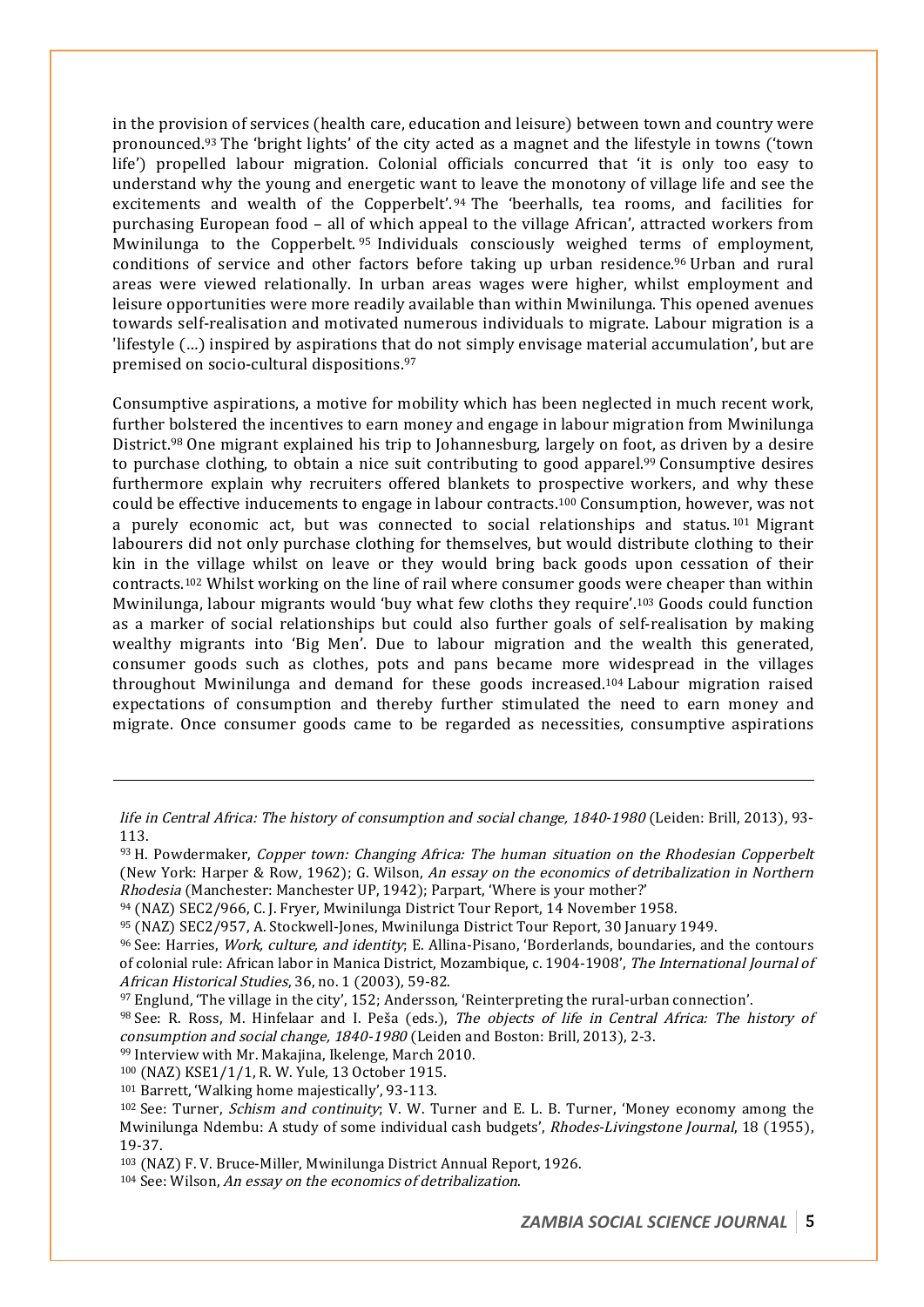in the provision of services (health care, education and leisure) between town and country were pronounced.[93] The 'bright lights' of the city acted as a magnet and the lifestyle in towns ('town life') propelled labour migration. Colonial officials concurred that 'it is only too easy to understand why the young and energetic want to leave the monotony of village life and see the excitements and wealth of the Copperbelt'.[94] The 'beerhalls, tea rooms, and facilities for purchasing European food – all of which appeal to the village African', attracted workers from Mwinilunga to the Copperbelt.[95] Individuals consciously weighed terms of employment, conditions of service and other factors before taking up urban residence.[96] Urban and rural areas were viewed relationally. In urban areas wages were higher, whilst employment and leisure opportunities were more readily available than within Mwinilunga. This opened avenues towards self-realisation and motivated numerous individuals to migrate. Labour migration is a 'lifestyle (…) inspired by aspirations that do not simply envisage material accumulation', but are premised on socio-cultural dispositions.[97]

Consumptive aspirations, a motive for mobility which has been neglected in much recent work, further bolstered the incentives to earn money and engage in labour migration from Mwinilunga District.[98] One migrant explained his trip to Johannesburg, largely on foot, as driven by a desire to purchase clothing, to obtain a nice suit contributing to good apparel.[99] Consumptive desires furthermore explain why recruiters offered blankets to prospective workers, and why these could be effective inducements to engage in labour contracts.[100] Consumption, however, was not a purely economic act, but was connected to social relationships and status.[101] Migrant labourers did not only purchase clothing for themselves, but would distribute clothing to their kin in the village whilst on leave or they would bring back goods upon cessation of their contracts.[102] Whilst working on the line of rail where consumer goods were cheaper than within Mwinilunga, labour migrants would 'buy what few cloths they require'.[103] Goods could function as a marker of social relationships but could also further goals of self-realisation by making wealthy migrants into 'Big Men'. Due to labour migration and the wealth this generated, consumer goods such as clothes, pots and pans became more widespread in the villages throughout Mwinilunga and demand for these goods increased.[104] Labour migration raised expectations of consumption and thereby further stimulated the need to earn money and migrate. Once consumer goods came to be regarded as necessities, consumptive aspirations

---

*life in Central Africa: The history of consumption and social change, 1840-1980* (Leiden: Brill, 2013), 93-113.

[93] H. Powdermaker, *Copper town: Changing Africa: The human situation on the Rhodesian Copperbelt* (New York: Harper & Row, 1962); G. Wilson, *An essay on the economics of detribalization in Northern Rhodesia* (Manchester: Manchester UP, 1942); Parpart, 'Where is your mother?'

[94] (NAZ) SEC2/966, C. J. Fryer, Mwinilunga District Tour Report, 14 November 1958.

[95] (NAZ) SEC2/957, A. Stockwell-Jones, Mwinilunga District Tour Report, 30 January 1949.

[96] See: Harries, *Work, culture, and identity*; E. Allina-Pisano, 'Borderlands, boundaries, and the contours of colonial rule: African labor in Manica District, Mozambique, c. 1904-1908', *The International Journal of African Historical Studies*, 36, no. 1 (2003), 59-82.

[97] Englund, 'The village in the city', 152; Andersson, 'Reinterpreting the rural-urban connection'.

[98] See: R. Ross, M. Hinfelaar and I. Peša (eds.), *The objects of life in Central Africa: The history of consumption and social change, 1840-1980* (Leiden and Boston: Brill, 2013), 2-3.

[99] Interview with Mr. Makajina, Ikelenge, March 2010.

[100] (NAZ) KSE1/1/1, R. W. Yule, 13 October 1915.

[101] Barrett, 'Walking home majestically', 93-113.

[102] See: Turner, *Schism and continuity*; V. W. Turner and E. L. B. Turner, 'Money economy among the Mwinilunga Ndembu: A study of some individual cash budgets', *Rhodes-Livingstone Journal*, 18 (1955), 19-37.

[103] (NAZ) F. V. Bruce-Miller, Mwinilunga District Annual Report, 1926.

[104] See: Wilson, *An essay on the economics of detribalization*.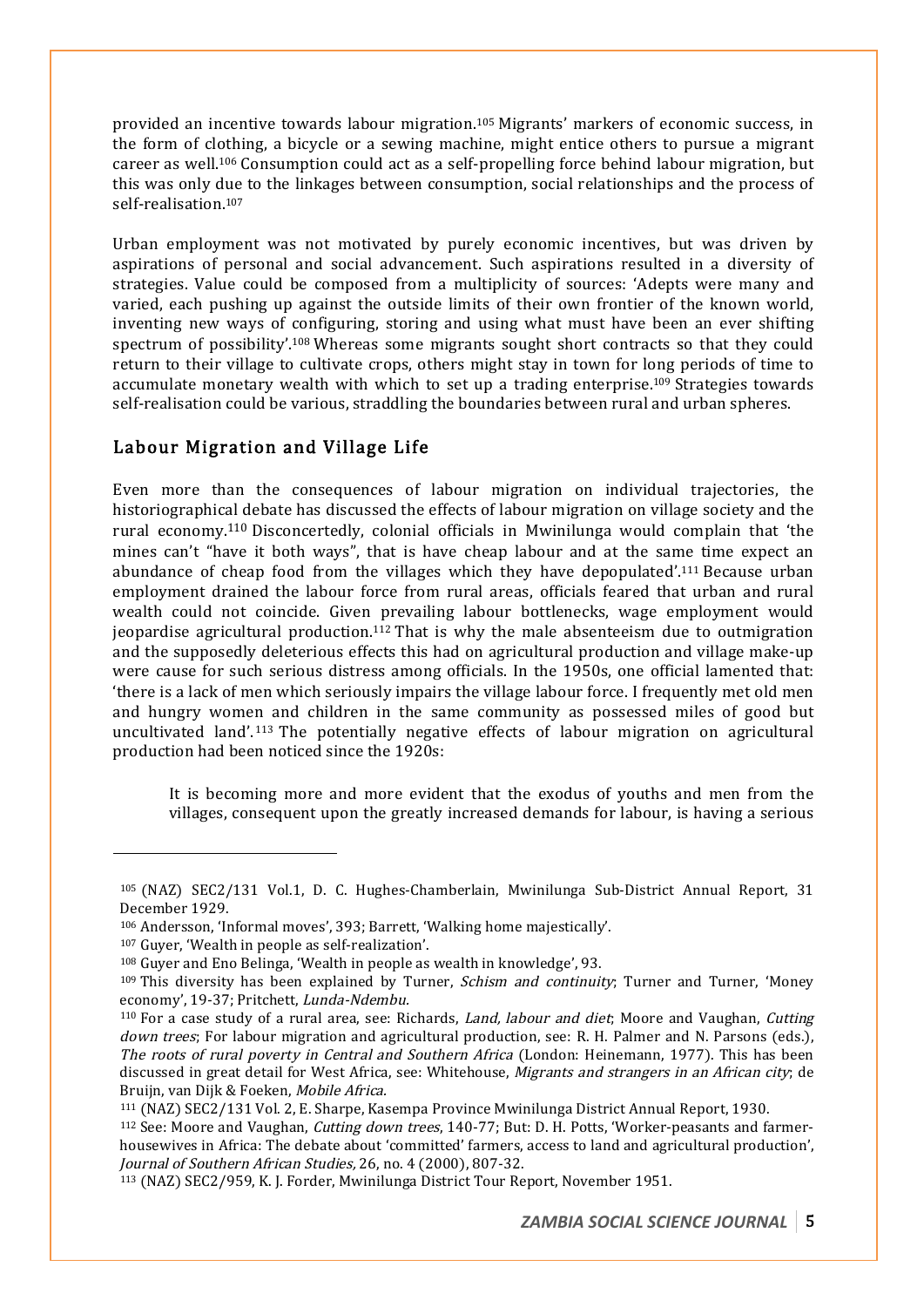provided an incentive towards labour migration.[105] Migrants' markers of economic success, in the form of clothing, a bicycle or a sewing machine, might entice others to pursue a migrant career as well.[106] Consumption could act as a self-propelling force behind labour migration, but this was only due to the linkages between consumption, social relationships and the process of self-realisation.[107]

Urban employment was not motivated by purely economic incentives, but was driven by aspirations of personal and social advancement. Such aspirations resulted in a diversity of strategies. Value could be composed from a multiplicity of sources: 'Adepts were many and varied, each pushing up against the outside limits of their own frontier of the known world, inventing new ways of configuring, storing and using what must have been an ever shifting spectrum of possibility'.[108] Whereas some migrants sought short contracts so that they could return to their village to cultivate crops, others might stay in town for long periods of time to accumulate monetary wealth with which to set up a trading enterprise.[109] Strategies towards self-realisation could be various, straddling the boundaries between rural and urban spheres.

## Labour Migration and Village Life

Even more than the consequences of labour migration on individual trajectories, the historiographical debate has discussed the effects of labour migration on village society and the rural economy.[110] Disconcertedly, colonial officials in Mwinilunga would complain that 'the mines can't "have it both ways", that is have cheap labour and at the same time expect an abundance of cheap food from the villages which they have depopulated'.[111] Because urban employment drained the labour force from rural areas, officials feared that urban and rural wealth could not coincide. Given prevailing labour bottlenecks, wage employment would jeopardise agricultural production.[112] That is why the male absenteeism due to outmigration and the supposedly deleterious effects this had on agricultural production and village make-up were cause for such serious distress among officials. In the 1950s, one official lamented that: 'there is a lack of men which seriously impairs the village labour force. I frequently met old men and hungry women and children in the same community as possessed miles of good but uncultivated land'.[113] The potentially negative effects of labour migration on agricultural production had been noticed since the 1920s:

> It is becoming more and more evident that the exodus of youths and men from the villages, consequent upon the greatly increased demands for labour, is having a serious

---

[105] (NAZ) SEC2/131 Vol.1, D. C. Hughes-Chamberlain, Mwinilunga Sub-District Annual Report, 31 December 1929.

[106] Andersson, 'Informal moves', 393; Barrett, 'Walking home majestically'.

[107] Guyer, 'Wealth in people as self-realization'.

[108] Guyer and Eno Belinga, 'Wealth in people as wealth in knowledge', 93.

[109] This diversity has been explained by Turner, *Schism and continuity*; Turner and Turner, 'Money economy', 19-37; Pritchett, *Lunda-Ndembu*.

[110] For a case study of a rural area, see: Richards, *Land, labour and diet*; Moore and Vaughan, *Cutting down trees*; For labour migration and agricultural production, see: R. H. Palmer and N. Parsons (eds.), *The roots of rural poverty in Central and Southern Africa* (London: Heinemann, 1977). This has been discussed in great detail for West Africa, see: Whitehouse, *Migrants and strangers in an African city*; de Bruijn, van Dijk & Foeken, *Mobile Africa*.

[111] (NAZ) SEC2/131 Vol. 2, E. Sharpe, Kasempa Province Mwinilunga District Annual Report, 1930.

[112] See: Moore and Vaughan, *Cutting down trees*, 140-77; But: D. H. Potts, 'Worker-peasants and farmer-housewives in Africa: The debate about 'committed' farmers, access to land and agricultural production', *Journal of Southern African Studies,* 26, no. 4 (2000), 807-32.

[113] (NAZ) SEC2/959, K. J. Forder, Mwinilunga District Tour Report, November 1951.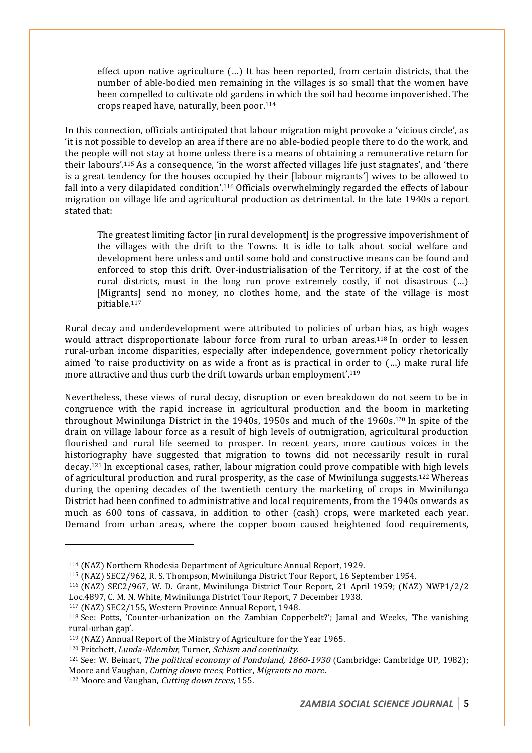> effect upon native agriculture (…) It has been reported, from certain districts, that the number of able-bodied men remaining in the villages is so small that the women have been compelled to cultivate old gardens in which the soil had become impoverished. The crops reaped have, naturally, been poor.[114]

In this connection, officials anticipated that labour migration might provoke a 'vicious circle', as 'it is not possible to develop an area if there are no able-bodied people there to do the work, and the people will not stay at home unless there is a means of obtaining a remunerative return for their labours'.[115] As a consequence, 'in the worst affected villages life just stagnates', and 'there is a great tendency for the houses occupied by their [labour migrants'] wives to be allowed to fall into a very dilapidated condition'.[116] Officials overwhelmingly regarded the effects of labour migration on village life and agricultural production as detrimental. In the late 1940s a report stated that:

> The greatest limiting factor [in rural development] is the progressive impoverishment of the villages with the drift to the Towns. It is idle to talk about social welfare and development here unless and until some bold and constructive means can be found and enforced to stop this drift. Over-industrialisation of the Territory, if at the cost of the rural districts, must in the long run prove extremely costly, if not disastrous (…) [Migrants] send no money, no clothes home, and the state of the village is most pitiable.[117]

Rural decay and underdevelopment were attributed to policies of urban bias, as high wages would attract disproportionate labour force from rural to urban areas.[118] In order to lessen rural-urban income disparities, especially after independence, government policy rhetorically aimed 'to raise productivity on as wide a front as is practical in order to (…) make rural life more attractive and thus curb the drift towards urban employment'.[119]

Nevertheless, these views of rural decay, disruption or even breakdown do not seem to be in congruence with the rapid increase in agricultural production and the boom in marketing throughout Mwinilunga District in the 1940s, 1950s and much of the 1960s.[120] In spite of the drain on village labour force as a result of high levels of outmigration, agricultural production flourished and rural life seemed to prosper. In recent years, more cautious voices in the historiography have suggested that migration to towns did not necessarily result in rural decay.[121] In exceptional cases, rather, labour migration could prove compatible with high levels of agricultural production and rural prosperity, as the case of Mwinilunga suggests.[122] Whereas during the opening decades of the twentieth century the marketing of crops in Mwinilunga District had been confined to administrative and local requirements, from the 1940s onwards as much as 600 tons of cassava, in addition to other (cash) crops, were marketed each year. Demand from urban areas, where the copper boom caused heightened food requirements,

---

[114] (NAZ) Northern Rhodesia Department of Agriculture Annual Report, 1929.

[115] (NAZ) SEC2/962, R. S. Thompson, Mwinilunga District Tour Report, 16 September 1954.

[116] (NAZ) SEC2/967, W. D. Grant, Mwinilunga District Tour Report, 21 April 1959; (NAZ) NWP1/2/2 Loc.4897, C. M. N. White, Mwinilunga District Tour Report, 7 December 1938.

[117] (NAZ) SEC2/155, Western Province Annual Report, 1948.

[118] See: Potts, 'Counter-urbanization on the Zambian Copperbelt?'; Jamal and Weeks, 'The vanishing rural-urban gap'.

[119] (NAZ) Annual Report of the Ministry of Agriculture for the Year 1965.

[120] Pritchett, *Lunda-Ndembu*; Turner, *Schism and continuity*.

[121] See: W. Beinart, *The political economy of Pondoland, 1860-1930* (Cambridge: Cambridge UP, 1982); Moore and Vaughan, *Cutting down trees*; Pottier, *Migrants no more*.

[122] Moore and Vaughan, *Cutting down trees*, 155.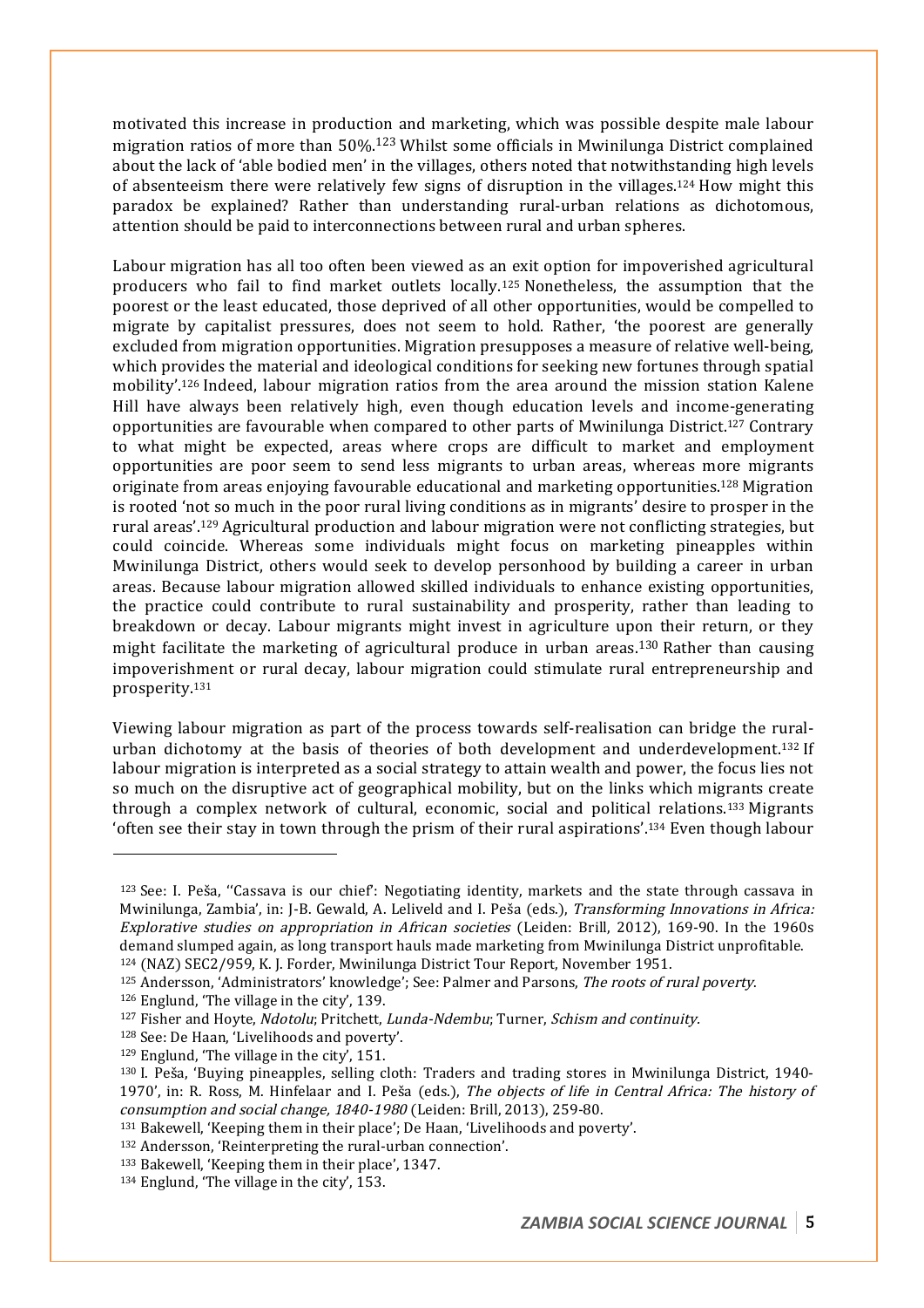motivated this increase in production and marketing, which was possible despite male labour migration ratios of more than 50%.[123] Whilst some officials in Mwinilunga District complained about the lack of 'able bodied men' in the villages, others noted that notwithstanding high levels of absenteeism there were relatively few signs of disruption in the villages.[124] How might this paradox be explained? Rather than understanding rural-urban relations as dichotomous, attention should be paid to interconnections between rural and urban spheres.

Labour migration has all too often been viewed as an exit option for impoverished agricultural producers who fail to find market outlets locally.[125] Nonetheless, the assumption that the poorest or the least educated, those deprived of all other opportunities, would be compelled to migrate by capitalist pressures, does not seem to hold. Rather, 'the poorest are generally excluded from migration opportunities. Migration presupposes a measure of relative well-being, which provides the material and ideological conditions for seeking new fortunes through spatial mobility'.[126] Indeed, labour migration ratios from the area around the mission station Kalene Hill have always been relatively high, even though education levels and income-generating opportunities are favourable when compared to other parts of Mwinilunga District.[127] Contrary to what might be expected, areas where crops are difficult to market and employment opportunities are poor seem to send less migrants to urban areas, whereas more migrants originate from areas enjoying favourable educational and marketing opportunities.[128] Migration is rooted 'not so much in the poor rural living conditions as in migrants' desire to prosper in the rural areas'.[129] Agricultural production and labour migration were not conflicting strategies, but could coincide. Whereas some individuals might focus on marketing pineapples within Mwinilunga District, others would seek to develop personhood by building a career in urban areas. Because labour migration allowed skilled individuals to enhance existing opportunities, the practice could contribute to rural sustainability and prosperity, rather than leading to breakdown or decay. Labour migrants might invest in agriculture upon their return, or they might facilitate the marketing of agricultural produce in urban areas.[130] Rather than causing impoverishment or rural decay, labour migration could stimulate rural entrepreneurship and prosperity.[131]

Viewing labour migration as part of the process towards self-realisation can bridge the rural-urban dichotomy at the basis of theories of both development and underdevelopment.[132] If labour migration is interpreted as a social strategy to attain wealth and power, the focus lies not so much on the disruptive act of geographical mobility, but on the links which migrants create through a complex network of cultural, economic, social and political relations.[133] Migrants 'often see their stay in town through the prism of their rural aspirations'.[134] Even though labour

---

[123] See: I. Peša, ''Cassava is our chief': Negotiating identity, markets and the state through cassava in Mwinilunga, Zambia', in: J-B. Gewald, A. Leliveld and I. Peša (eds.), *Transforming Innovations in Africa: Explorative studies on appropriation in African societies* (Leiden: Brill, 2012), 169-90. In the 1960s demand slumped again, as long transport hauls made marketing from Mwinilunga District unprofitable.

[124] (NAZ) SEC2/959, K. J. Forder, Mwinilunga District Tour Report, November 1951.

[125] Andersson, 'Administrators' knowledge'; See: Palmer and Parsons, *The roots of rural poverty*.

[126] Englund, 'The village in the city', 139.

[127] Fisher and Hoyte, *Ndotolu*; Pritchett, *Lunda-Ndembu*; Turner, *Schism and continuity*.

[128] See: De Haan, 'Livelihoods and poverty'.

[129] Englund, 'The village in the city', 151.

[130] I. Peša, 'Buying pineapples, selling cloth: Traders and trading stores in Mwinilunga District, 1940-1970', in: R. Ross, M. Hinfelaar and I. Peša (eds.), *The objects of life in Central Africa: The history of consumption and social change, 1840-1980* (Leiden: Brill, 2013), 259-80.

[131] Bakewell, 'Keeping them in their place'; De Haan, 'Livelihoods and poverty'.

[132] Andersson, 'Reinterpreting the rural-urban connection'.

[133] Bakewell, 'Keeping them in their place', 1347.

[134] Englund, 'The village in the city', 153.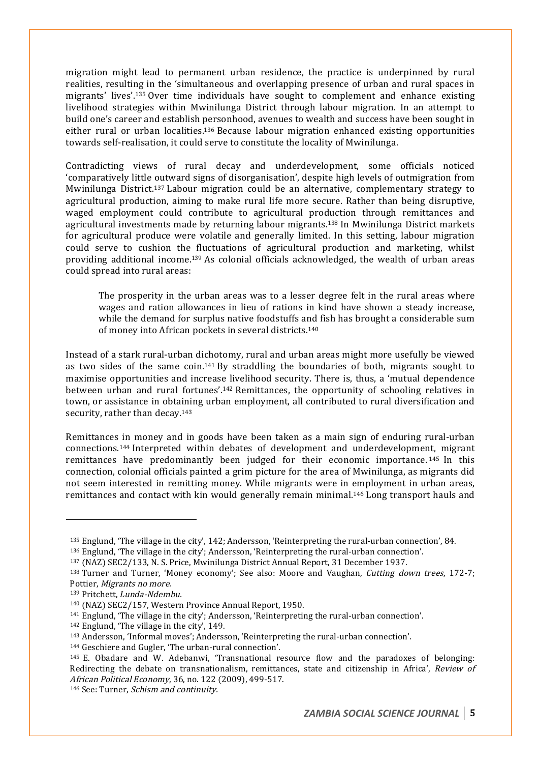migration might lead to permanent urban residence, the practice is underpinned by rural realities, resulting in the 'simultaneous and overlapping presence of urban and rural spaces in migrants' lives'.[135] Over time individuals have sought to complement and enhance existing livelihood strategies within Mwinilunga District through labour migration. In an attempt to build one's career and establish personhood, avenues to wealth and success have been sought in either rural or urban localities.[136] Because labour migration enhanced existing opportunities towards self-realisation, it could serve to constitute the locality of Mwinilunga.

Contradicting views of rural decay and underdevelopment, some officials noticed 'comparatively little outward signs of disorganisation', despite high levels of outmigration from Mwinilunga District.[137] Labour migration could be an alternative, complementary strategy to agricultural production, aiming to make rural life more secure. Rather than being disruptive, waged employment could contribute to agricultural production through remittances and agricultural investments made by returning labour migrants.[138] In Mwinilunga District markets for agricultural produce were volatile and generally limited. In this setting, labour migration could serve to cushion the fluctuations of agricultural production and marketing, whilst providing additional income.[139] As colonial officials acknowledged, the wealth of urban areas could spread into rural areas:

> The prosperity in the urban areas was to a lesser degree felt in the rural areas where wages and ration allowances in lieu of rations in kind have shown a steady increase, while the demand for surplus native foodstuffs and fish has brought a considerable sum of money into African pockets in several districts.[140]

Instead of a stark rural-urban dichotomy, rural and urban areas might more usefully be viewed as two sides of the same coin.[141] By straddling the boundaries of both, migrants sought to maximise opportunities and increase livelihood security. There is, thus, a 'mutual dependence between urban and rural fortunes'.[142] Remittances, the opportunity of schooling relatives in town, or assistance in obtaining urban employment, all contributed to rural diversification and security, rather than decay.[143]

Remittances in money and in goods have been taken as a main sign of enduring rural-urban connections.[144] Interpreted within debates of development and underdevelopment, migrant remittances have predominantly been judged for their economic importance.[145] In this connection, colonial officials painted a grim picture for the area of Mwinilunga, as migrants did not seem interested in remitting money. While migrants were in employment in urban areas, remittances and contact with kin would generally remain minimal.[146] Long transport hauls and

---

135 Englund, 'The village in the city', 142; Andersson, 'Reinterpreting the rural-urban connection', 84.

136 Englund, 'The village in the city'; Andersson, 'Reinterpreting the rural-urban connection'.

137 (NAZ) SEC2/133, N. S. Price, Mwinilunga District Annual Report, 31 December 1937.

138 Turner and Turner, 'Money economy'; See also: Moore and Vaughan, *Cutting down trees*, 172-7; Pottier, *Migrants no more*.

139 Pritchett, *Lunda-Ndembu*.

140 (NAZ) SEC2/157, Western Province Annual Report, 1950.

141 Englund, 'The village in the city'; Andersson, 'Reinterpreting the rural-urban connection'.

142 Englund, 'The village in the city', 149.

143 Andersson, 'Informal moves'; Andersson, 'Reinterpreting the rural-urban connection'.

144 Geschiere and Gugler, 'The urban-rural connection'.

145 E. Obadare and W. Adebanwi, 'Transnational resource flow and the paradoxes of belonging: Redirecting the debate on transnationalism, remittances, state and citizenship in Africa', *Review of African Political Economy*, 36, no. 122 (2009), 499-517.

146 See: Turner, *Schism and continuity*.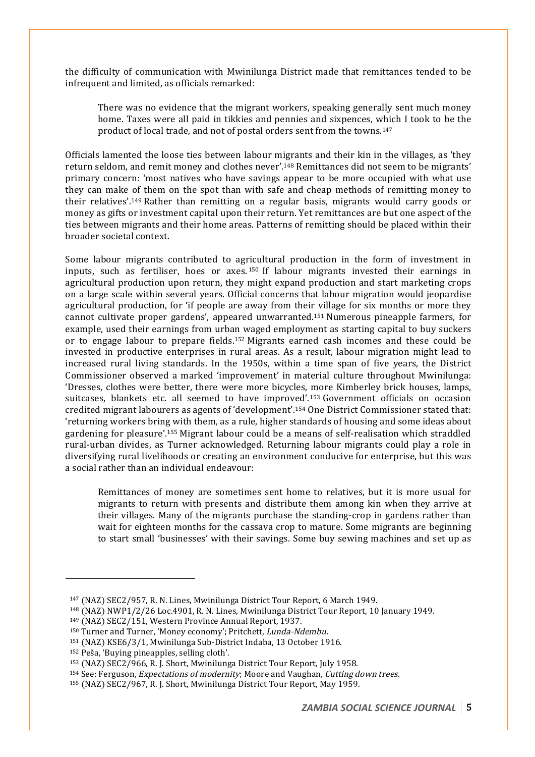the difficulty of communication with Mwinilunga District made that remittances tended to be infrequent and limited, as officials remarked:

> There was no evidence that the migrant workers, speaking generally sent much money home. Taxes were all paid in tikkies and pennies and sixpences, which I took to be the product of local trade, and not of postal orders sent from the towns.[147]

Officials lamented the loose ties between labour migrants and their kin in the villages, as 'they return seldom, and remit money and clothes never'.[148] Remittances did not seem to be migrants' primary concern: 'most natives who have savings appear to be more occupied with what use they can make of them on the spot than with safe and cheap methods of remitting money to their relatives'.[149] Rather than remitting on a regular basis, migrants would carry goods or money as gifts or investment capital upon their return. Yet remittances are but one aspect of the ties between migrants and their home areas. Patterns of remitting should be placed within their broader societal context.

Some labour migrants contributed to agricultural production in the form of investment in inputs, such as fertiliser, hoes or axes.[150] If labour migrants invested their earnings in agricultural production upon return, they might expand production and start marketing crops on a large scale within several years. Official concerns that labour migration would jeopardise agricultural production, for 'if people are away from their village for six months or more they cannot cultivate proper gardens', appeared unwarranted.[151] Numerous pineapple farmers, for example, used their earnings from urban waged employment as starting capital to buy suckers or to engage labour to prepare fields.[152] Migrants earned cash incomes and these could be invested in productive enterprises in rural areas. As a result, labour migration might lead to increased rural living standards. In the 1950s, within a time span of five years, the District Commissioner observed a marked 'improvement' in material culture throughout Mwinilunga: 'Dresses, clothes were better, there were more bicycles, more Kimberley brick houses, lamps, suitcases, blankets etc. all seemed to have improved'.[153] Government officials on occasion credited migrant labourers as agents of 'development'.[154] One District Commissioner stated that: 'returning workers bring with them, as a rule, higher standards of housing and some ideas about gardening for pleasure'.[155] Migrant labour could be a means of self-realisation which straddled rural-urban divides, as Turner acknowledged. Returning labour migrants could play a role in diversifying rural livelihoods or creating an environment conducive for enterprise, but this was a social rather than an individual endeavour:

> Remittances of money are sometimes sent home to relatives, but it is more usual for migrants to return with presents and distribute them among kin when they arrive at their villages. Many of the migrants purchase the standing-crop in gardens rather than wait for eighteen months for the cassava crop to mature. Some migrants are beginning to start small 'businesses' with their savings. Some buy sewing machines and set up as

---

[147] (NAZ) SEC2/957, R. N. Lines, Mwinilunga District Tour Report, 6 March 1949.
[148] (NAZ) NWP1/2/26 Loc.4901, R. N. Lines, Mwinilunga District Tour Report, 10 January 1949.
[149] (NAZ) SEC2/151, Western Province Annual Report, 1937.
[150] Turner and Turner, 'Money economy'; Pritchett, *Lunda-Ndembu*.
[151] (NAZ) KSE6/3/1, Mwinilunga Sub-District Indaba, 13 October 1916.
[152] Peša, 'Buying pineapples, selling cloth'.
[153] (NAZ) SEC2/966, R. J. Short, Mwinilunga District Tour Report, July 1958.
[154] See: Ferguson, *Expectations of modernity*; Moore and Vaughan, *Cutting down trees.*
[155] (NAZ) SEC2/967, R. J. Short, Mwinilunga District Tour Report, May 1959.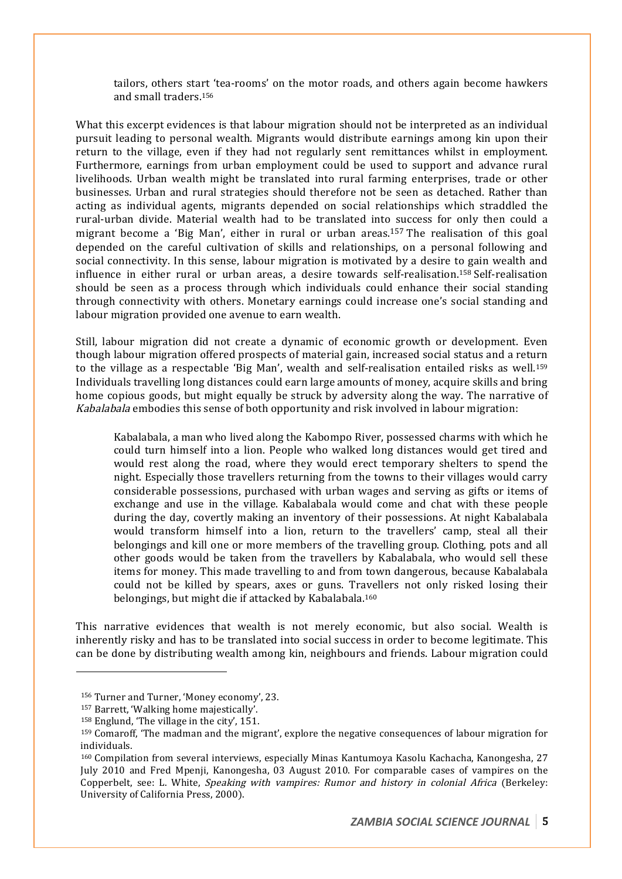> tailors, others start 'tea-rooms' on the motor roads, and others again become hawkers and small traders.[156]

What this excerpt evidences is that labour migration should not be interpreted as an individual pursuit leading to personal wealth. Migrants would distribute earnings among kin upon their return to the village, even if they had not regularly sent remittances whilst in employment. Furthermore, earnings from urban employment could be used to support and advance rural livelihoods. Urban wealth might be translated into rural farming enterprises, trade or other businesses. Urban and rural strategies should therefore not be seen as detached. Rather than acting as individual agents, migrants depended on social relationships which straddled the rural-urban divide. Material wealth had to be translated into success for only then could a migrant become a 'Big Man', either in rural or urban areas.[157] The realisation of this goal depended on the careful cultivation of skills and relationships, on a personal following and social connectivity. In this sense, labour migration is motivated by a desire to gain wealth and influence in either rural or urban areas, a desire towards self-realisation.[158] Self-realisation should be seen as a process through which individuals could enhance their social standing through connectivity with others. Monetary earnings could increase one's social standing and labour migration provided one avenue to earn wealth.

Still, labour migration did not create a dynamic of economic growth or development. Even though labour migration offered prospects of material gain, increased social status and a return to the village as a respectable 'Big Man', wealth and self-realisation entailed risks as well.[159] Individuals travelling long distances could earn large amounts of money, acquire skills and bring home copious goods, but might equally be struck by adversity along the way. The narrative of *Kabalabala* embodies this sense of both opportunity and risk involved in labour migration:

> Kabalabala, a man who lived along the Kabompo River, possessed charms with which he could turn himself into a lion. People who walked long distances would get tired and would rest along the road, where they would erect temporary shelters to spend the night. Especially those travellers returning from the towns to their villages would carry considerable possessions, purchased with urban wages and serving as gifts or items of exchange and use in the village. Kabalabala would come and chat with these people during the day, covertly making an inventory of their possessions. At night Kabalabala would transform himself into a lion, return to the travellers' camp, steal all their belongings and kill one or more members of the travelling group. Clothing, pots and all other goods would be taken from the travellers by Kabalabala, who would sell these items for money. This made travelling to and from town dangerous, because Kabalabala could not be killed by spears, axes or guns. Travellers not only risked losing their belongings, but might die if attacked by Kabalabala.[160]

This narrative evidences that wealth is not merely economic, but also social. Wealth is inherently risky and has to be translated into social success in order to become legitimate. This can be done by distributing wealth among kin, neighbours and friends. Labour migration could

---

[156] Turner and Turner, 'Money economy', 23.

[157] Barrett, 'Walking home majestically'.

[158] Englund, 'The village in the city', 151.

[159] Comaroff, 'The madman and the migrant', explore the negative consequences of labour migration for individuals.

[160] Compilation from several interviews, especially Minas Kantumoya Kasolu Kachacha, Kanongesha, 27 July 2010 and Fred Mpenji, Kanongesha, 03 August 2010. For comparable cases of vampires on the Copperbelt, see: L. White, *Speaking with vampires: Rumor and history in colonial Africa* (Berkeley: University of California Press, 2000).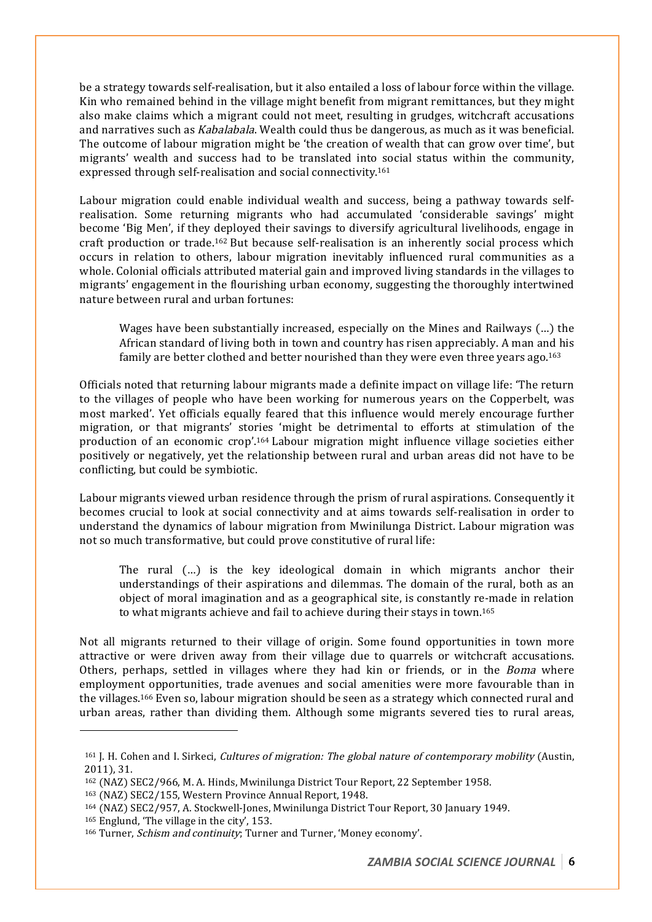be a strategy towards self-realisation, but it also entailed a loss of labour force within the village. Kin who remained behind in the village might benefit from migrant remittances, but they might also make claims which a migrant could not meet, resulting in grudges, witchcraft accusations and narratives such as *Kabalabala*. Wealth could thus be dangerous, as much as it was beneficial. The outcome of labour migration might be 'the creation of wealth that can grow over time', but migrants' wealth and success had to be translated into social status within the community, expressed through self-realisation and social connectivity.[161]

Labour migration could enable individual wealth and success, being a pathway towards self-realisation. Some returning migrants who had accumulated 'considerable savings' might become 'Big Men', if they deployed their savings to diversify agricultural livelihoods, engage in craft production or trade.[162] But because self-realisation is an inherently social process which occurs in relation to others, labour migration inevitably influenced rural communities as a whole. Colonial officials attributed material gain and improved living standards in the villages to migrants' engagement in the flourishing urban economy, suggesting the thoroughly intertwined nature between rural and urban fortunes:

> Wages have been substantially increased, especially on the Mines and Railways (…) the African standard of living both in town and country has risen appreciably. A man and his family are better clothed and better nourished than they were even three years ago.[163]

Officials noted that returning labour migrants made a definite impact on village life: 'The return to the villages of people who have been working for numerous years on the Copperbelt, was most marked'. Yet officials equally feared that this influence would merely encourage further migration, or that migrants' stories 'might be detrimental to efforts at stimulation of the production of an economic crop'.[164] Labour migration might influence village societies either positively or negatively, yet the relationship between rural and urban areas did not have to be conflicting, but could be symbiotic.

Labour migrants viewed urban residence through the prism of rural aspirations. Consequently it becomes crucial to look at social connectivity and at aims towards self-realisation in order to understand the dynamics of labour migration from Mwinilunga District. Labour migration was not so much transformative, but could prove constitutive of rural life:

> The rural (…) is the key ideological domain in which migrants anchor their understandings of their aspirations and dilemmas. The domain of the rural, both as an object of moral imagination and as a geographical site, is constantly re-made in relation to what migrants achieve and fail to achieve during their stays in town.[165]

Not all migrants returned to their village of origin. Some found opportunities in town more attractive or were driven away from their village due to quarrels or witchcraft accusations. Others, perhaps, settled in villages where they had kin or friends, or in the *Boma* where employment opportunities, trade avenues and social amenities were more favourable than in the villages.[166] Even so, labour migration should be seen as a strategy which connected rural and urban areas, rather than dividing them. Although some migrants severed ties to rural areas,

---

[161] J. H. Cohen and I. Sirkeci, *Cultures of migration: The global nature of contemporary mobility* (Austin, 2011), 31.

[162] (NAZ) SEC2/966, M. A. Hinds, Mwinilunga District Tour Report, 22 September 1958.

[163] (NAZ) SEC2/155, Western Province Annual Report, 1948.

[164] (NAZ) SEC2/957, A. Stockwell-Jones, Mwinilunga District Tour Report, 30 January 1949.

[165] Englund, 'The village in the city', 153.

[166] Turner, *Schism and continuity*; Turner and Turner, 'Money economy'.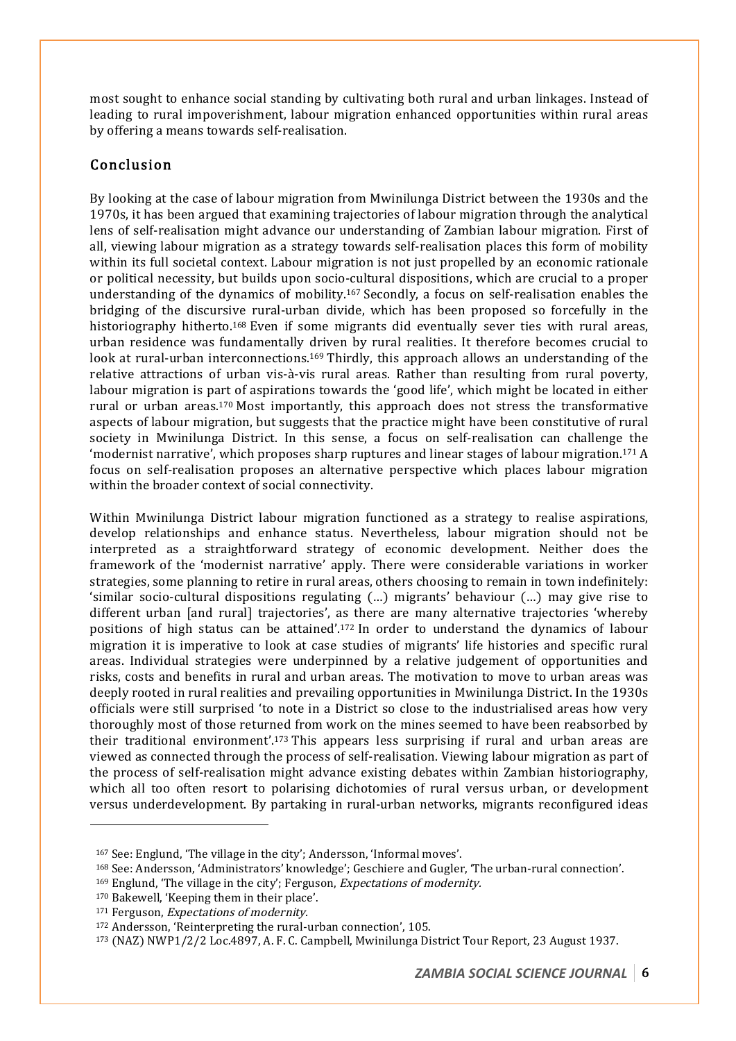most sought to enhance social standing by cultivating both rural and urban linkages. Instead of leading to rural impoverishment, labour migration enhanced opportunities within rural areas by offering a means towards self-realisation.

## Conclusion

By looking at the case of labour migration from Mwinilunga District between the 1930s and the 1970s, it has been argued that examining trajectories of labour migration through the analytical lens of self-realisation might advance our understanding of Zambian labour migration. First of all, viewing labour migration as a strategy towards self-realisation places this form of mobility within its full societal context. Labour migration is not just propelled by an economic rationale or political necessity, but builds upon socio-cultural dispositions, which are crucial to a proper understanding of the dynamics of mobility.[167] Secondly, a focus on self-realisation enables the bridging of the discursive rural-urban divide, which has been proposed so forcefully in the historiography hitherto.[168] Even if some migrants did eventually sever ties with rural areas, urban residence was fundamentally driven by rural realities. It therefore becomes crucial to look at rural-urban interconnections.[169] Thirdly, this approach allows an understanding of the relative attractions of urban vis-à-vis rural areas. Rather than resulting from rural poverty, labour migration is part of aspirations towards the 'good life', which might be located in either rural or urban areas.[170] Most importantly, this approach does not stress the transformative aspects of labour migration, but suggests that the practice might have been constitutive of rural society in Mwinilunga District. In this sense, a focus on self-realisation can challenge the 'modernist narrative', which proposes sharp ruptures and linear stages of labour migration.[171] A focus on self-realisation proposes an alternative perspective which places labour migration within the broader context of social connectivity.

Within Mwinilunga District labour migration functioned as a strategy to realise aspirations, develop relationships and enhance status. Nevertheless, labour migration should not be interpreted as a straightforward strategy of economic development. Neither does the framework of the 'modernist narrative' apply. There were considerable variations in worker strategies, some planning to retire in rural areas, others choosing to remain in town indefinitely: 'similar socio-cultural dispositions regulating (…) migrants' behaviour (…) may give rise to different urban [and rural] trajectories', as there are many alternative trajectories 'whereby positions of high status can be attained'.[172] In order to understand the dynamics of labour migration it is imperative to look at case studies of migrants' life histories and specific rural areas. Individual strategies were underpinned by a relative judgement of opportunities and risks, costs and benefits in rural and urban areas. The motivation to move to urban areas was deeply rooted in rural realities and prevailing opportunities in Mwinilunga District. In the 1930s officials were still surprised 'to note in a District so close to the industrialised areas how very thoroughly most of those returned from work on the mines seemed to have been reabsorbed by their traditional environment'.[173] This appears less surprising if rural and urban areas are viewed as connected through the process of self-realisation. Viewing labour migration as part of the process of self-realisation might advance existing debates within Zambian historiography, which all too often resort to polarising dichotomies of rural versus urban, or development versus underdevelopment. By partaking in rural-urban networks, migrants reconfigured ideas

---

[167] See: Englund, 'The village in the city'; Andersson, 'Informal moves'.

[168] See: Andersson, 'Administrators' knowledge'; Geschiere and Gugler, 'The urban-rural connection'.

[169] Englund, 'The village in the city'; Ferguson, *Expectations of modernity*.

[170] Bakewell, 'Keeping them in their place'.

[171] Ferguson, *Expectations of modernity*.

[172] Andersson, 'Reinterpreting the rural-urban connection', 105.

[173] (NAZ) NWP1/2/2 Loc.4897, A. F. C. Campbell, Mwinilunga District Tour Report, 23 August 1937.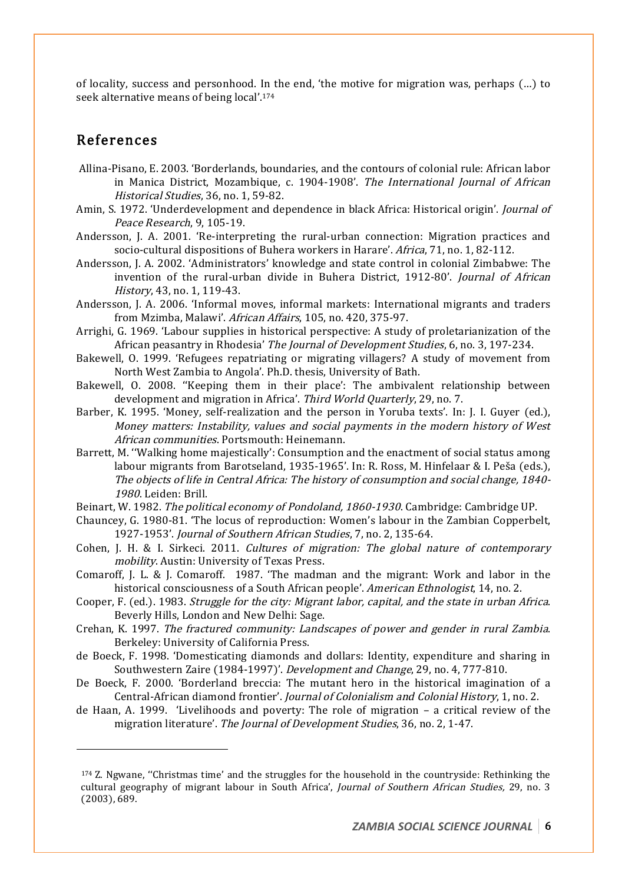of locality, success and personhood. In the end, 'the motive for migration was, perhaps (…) to seek alternative means of being local'.[174]

## References

Allina-Pisano, E. 2003. 'Borderlands, boundaries, and the contours of colonial rule: African labor in Manica District, Mozambique, c. 1904-1908'. *The International Journal of African Historical Studies*, 36, no. 1, 59-82.

Amin, S. 1972. 'Underdevelopment and dependence in black Africa: Historical origin'. *Journal of Peace Research*, 9, 105-19.

Andersson, J. A. 2001. 'Re-interpreting the rural-urban connection: Migration practices and socio-cultural dispositions of Buhera workers in Harare'. *Africa*, 71, no. 1, 82-112.

Andersson, J. A. 2002. 'Administrators' knowledge and state control in colonial Zimbabwe: The invention of the rural-urban divide in Buhera District, 1912-80'. *Journal of African History*, 43, no. 1, 119-43.

Andersson, J. A. 2006. 'Informal moves, informal markets: International migrants and traders from Mzimba, Malawi'. *African Affairs*, 105, no. 420, 375-97.

Arrighi, G. 1969. 'Labour supplies in historical perspective: A study of proletarianization of the African peasantry in Rhodesia' *The Journal of Development Studies*, 6, no. 3, 197-234.

Bakewell, O. 1999. 'Refugees repatriating or migrating villagers? A study of movement from North West Zambia to Angola'. Ph.D. thesis, University of Bath.

Bakewell, O. 2008. ''Keeping them in their place': The ambivalent relationship between development and migration in Africa'. *Third World Quarterly*, 29, no. 7.

Barber, K. 1995. 'Money, self-realization and the person in Yoruba texts'. In: J. I. Guyer (ed.), *Money matters: Instability, values and social payments in the modern history of West African communities*. Portsmouth: Heinemann.

Barrett, M. ''Walking home majestically': Consumption and the enactment of social status among labour migrants from Barotseland, 1935-1965'. In: R. Ross, M. Hinfelaar & I. Peša (eds.), *The objects of life in Central Africa: The history of consumption and social change, 1840-1980*. Leiden: Brill.

Beinart, W. 1982. *The political economy of Pondoland, 1860-1930*. Cambridge: Cambridge UP.

Chauncey, G. 1980-81. 'The locus of reproduction: Women's labour in the Zambian Copperbelt, 1927-1953'. *Journal of Southern African Studies*, 7, no. 2, 135-64.

Cohen, J. H. & I. Sirkeci. 2011. *Cultures of migration: The global nature of contemporary mobility*. Austin: University of Texas Press.

Comaroff, J. L. & J. Comaroff. 1987. 'The madman and the migrant: Work and labor in the historical consciousness of a South African people'. *American Ethnologist*, 14, no. 2.

Cooper, F. (ed.). 1983. *Struggle for the city: Migrant labor, capital, and the state in urban Africa*. Beverly Hills, London and New Delhi: Sage.

Crehan, K. 1997. *The fractured community: Landscapes of power and gender in rural Zambia*. Berkeley: University of California Press.

de Boeck, F. 1998. 'Domesticating diamonds and dollars: Identity, expenditure and sharing in Southwestern Zaire (1984-1997)'. *Development and Change*, 29, no. 4, 777-810.

De Boeck, F. 2000. 'Borderland breccia: The mutant hero in the historical imagination of a Central-African diamond frontier'. *Journal of Colonialism and Colonial History*, 1, no. 2.

de Haan, A. 1999. 'Livelihoods and poverty: The role of migration – a critical review of the migration literature'. *The Journal of Development Studies*, 36, no. 2, 1-47.

---

[174] Z. Ngwane, ''Christmas time' and the struggles for the household in the countryside: Rethinking the cultural geography of migrant labour in South Africa', *Journal of Southern African Studies,* 29, no. 3 (2003), 689.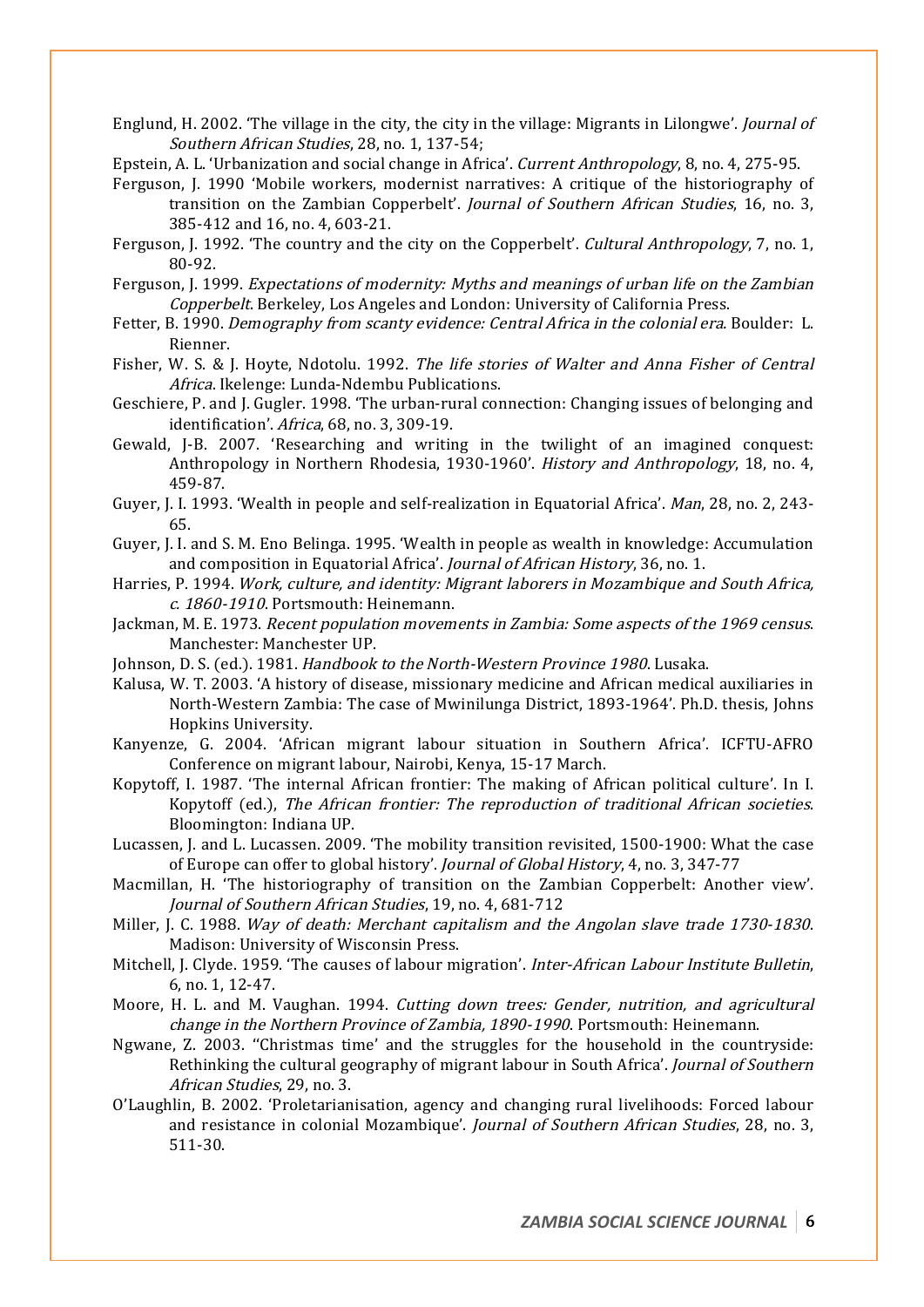Englund, H. 2002. 'The village in the city, the city in the village: Migrants in Lilongwe'. *Journal of Southern African Studies*, 28, no. 1, 137-54;

Epstein, A. L. 'Urbanization and social change in Africa'. *Current Anthropology*, 8, no. 4, 275-95.

Ferguson, J. 1990 'Mobile workers, modernist narratives: A critique of the historiography of transition on the Zambian Copperbelt'. *Journal of Southern African Studies*, 16, no. 3, 385-412 and 16, no. 4, 603-21.

Ferguson, J. 1992. 'The country and the city on the Copperbelt'. *Cultural Anthropology*, 7, no. 1, 80-92.

Ferguson, J. 1999. *Expectations of modernity: Myths and meanings of urban life on the Zambian Copperbelt*. Berkeley, Los Angeles and London: University of California Press.

Fetter, B. 1990. *Demography from scanty evidence: Central Africa in the colonial era.* Boulder: L. Rienner.

Fisher, W. S. & J. Hoyte, Ndotolu. 1992. *The life stories of Walter and Anna Fisher of Central Africa*. Ikelenge: Lunda-Ndembu Publications.

Geschiere, P. and J. Gugler. 1998. 'The urban-rural connection: Changing issues of belonging and identification'. *Africa*, 68, no. 3, 309-19.

Gewald, J-B. 2007. 'Researching and writing in the twilight of an imagined conquest: Anthropology in Northern Rhodesia, 1930-1960'. *History and Anthropology*, 18, no. 4, 459-87.

Guyer, J. I. 1993. 'Wealth in people and self-realization in Equatorial Africa'. *Man*, 28, no. 2, 243-65.

Guyer, J. I. and S. M. Eno Belinga. 1995. 'Wealth in people as wealth in knowledge: Accumulation and composition in Equatorial Africa'. *Journal of African History*, 36, no. 1.

Harries, P. 1994. *Work, culture, and identity: Migrant laborers in Mozambique and South Africa, c. 1860-1910*. Portsmouth: Heinemann.

Jackman, M. E. 1973. *Recent population movements in Zambia: Some aspects of the 1969 census*. Manchester: Manchester UP.

Johnson, D. S. (ed.). 1981. *Handbook to the North-Western Province 1980*. Lusaka.

Kalusa, W. T. 2003. 'A history of disease, missionary medicine and African medical auxiliaries in North-Western Zambia: The case of Mwinilunga District, 1893-1964'. Ph.D. thesis, Johns Hopkins University.

Kanyenze, G. 2004. 'African migrant labour situation in Southern Africa'. ICFTU-AFRO Conference on migrant labour, Nairobi, Kenya, 15-17 March.

Kopytoff, I. 1987. 'The internal African frontier: The making of African political culture'. In I. Kopytoff (ed.), *The African frontier: The reproduction of traditional African societies*. Bloomington: Indiana UP.

Lucassen, J. and L. Lucassen. 2009. 'The mobility transition revisited, 1500-1900: What the case of Europe can offer to global history'. *Journal of Global History*, 4, no. 3, 347-77

Macmillan, H. 'The historiography of transition on the Zambian Copperbelt: Another view'. *Journal of Southern African Studies*, 19, no. 4, 681-712

Miller, J. C. 1988. *Way of death: Merchant capitalism and the Angolan slave trade 1730-1830*. Madison: University of Wisconsin Press.

Mitchell, J. Clyde. 1959. 'The causes of labour migration'. *Inter-African Labour Institute Bulletin*, 6, no. 1, 12-47.

Moore, H. L. and M. Vaughan. 1994. *Cutting down trees: Gender, nutrition, and agricultural change in the Northern Province of Zambia, 1890-1990*. Portsmouth: Heinemann.

Ngwane, Z. 2003. ''Christmas time' and the struggles for the household in the countryside: Rethinking the cultural geography of migrant labour in South Africa'. *Journal of Southern African Studies*, 29, no. 3.

O'Laughlin, B. 2002. 'Proletarianisation, agency and changing rural livelihoods: Forced labour and resistance in colonial Mozambique'. *Journal of Southern African Studies*, 28, no. 3, 511-30.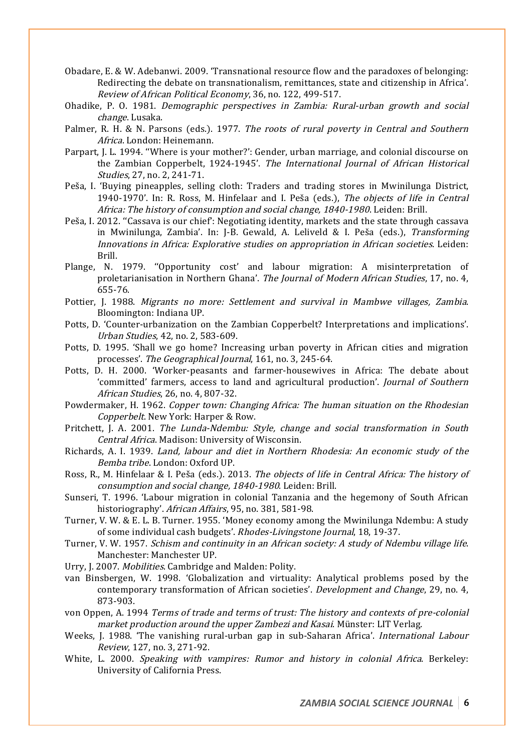Obadare, E. & W. Adebanwi. 2009. 'Transnational resource flow and the paradoxes of belonging: Redirecting the debate on transnationalism, remittances, state and citizenship in Africa'. *Review of African Political Economy*, 36, no. 122, 499-517.

Ohadike, P. O. 1981. *Demographic perspectives in Zambia: Rural-urban growth and social change*. Lusaka.

Palmer, R. H. & N. Parsons (eds.). 1977. *The roots of rural poverty in Central and Southern Africa*. London: Heinemann.

Parpart, J. L. 1994. ''Where is your mother?': Gender, urban marriage, and colonial discourse on the Zambian Copperbelt, 1924-1945'. *The International Journal of African Historical Studies*, 27, no. 2, 241-71.

Peša, I. 'Buying pineapples, selling cloth: Traders and trading stores in Mwinilunga District, 1940-1970'. In: R. Ross, M. Hinfelaar and I. Peša (eds.), *The objects of life in Central Africa: The history of consumption and social change, 1840-1980*. Leiden: Brill.

Peša, I. 2012. ''Cassava is our chief': Negotiating identity, markets and the state through cassava in Mwinilunga, Zambia'. In: J-B. Gewald, A. Leliveld & I. Peša (eds.), *Transforming Innovations in Africa: Explorative studies on appropriation in African societies*. Leiden: Brill.

Plange, N. 1979. ''Opportunity cost' and labour migration: A misinterpretation of proletarianisation in Northern Ghana'. *The Journal of Modern African Studies*, 17, no. 4, 655-76.

Pottier, J. 1988. *Migrants no more: Settlement and survival in Mambwe villages, Zambia*. Bloomington: Indiana UP.

Potts, D. 'Counter-urbanization on the Zambian Copperbelt? Interpretations and implications'. *Urban Studies*, 42, no. 2, 583-609.

Potts, D. 1995. 'Shall we go home? Increasing urban poverty in African cities and migration processes'. *The Geographical Journal*, 161, no. 3, 245-64.

Potts, D. H. 2000. 'Worker-peasants and farmer-housewives in Africa: The debate about 'committed' farmers, access to land and agricultural production'. *Journal of Southern African Studies*, 26, no. 4, 807-32.

Powdermaker, H. 1962. *Copper town: Changing Africa: The human situation on the Rhodesian Copperbelt*. New York: Harper & Row.

Pritchett, J. A. 2001. *The Lunda-Ndembu: Style, change and social transformation in South Central Africa*. Madison: University of Wisconsin.

Richards, A. I. 1939. *Land, labour and diet in Northern Rhodesia: An economic study of the Bemba tribe*. London: Oxford UP.

Ross, R., M. Hinfelaar & I. Peša (eds.). 2013. *The objects of life in Central Africa: The history of consumption and social change, 1840-1980*. Leiden: Brill.

Sunseri, T. 1996. 'Labour migration in colonial Tanzania and the hegemony of South African historiography'. *African Affairs*, 95, no. 381, 581-98.

Turner, V. W. & E. L. B. Turner. 1955. 'Money economy among the Mwinilunga Ndembu: A study of some individual cash budgets'. *Rhodes-Livingstone Journal*, 18, 19-37.

Turner, V. W. 1957. *Schism and continuity in an African society: A study of Ndembu village life*. Manchester: Manchester UP.

Urry, J. 2007. *Mobilities*. Cambridge and Malden: Polity.

van Binsbergen, W. 1998. 'Globalization and virtuality: Analytical problems posed by the contemporary transformation of African societies'. *Development and Change*, 29, no. 4, 873-903.

von Oppen, A. 1994 *Terms of trade and terms of trust: The history and contexts of pre-colonial market production around the upper Zambezi and Kasai*. Münster: LIT Verlag.

Weeks, J. 1988. 'The vanishing rural-urban gap in sub-Saharan Africa'. *International Labour Review*, 127, no. 3, 271-92.

White, L. 2000. *Speaking with vampires: Rumor and history in colonial Africa*. Berkeley: University of California Press.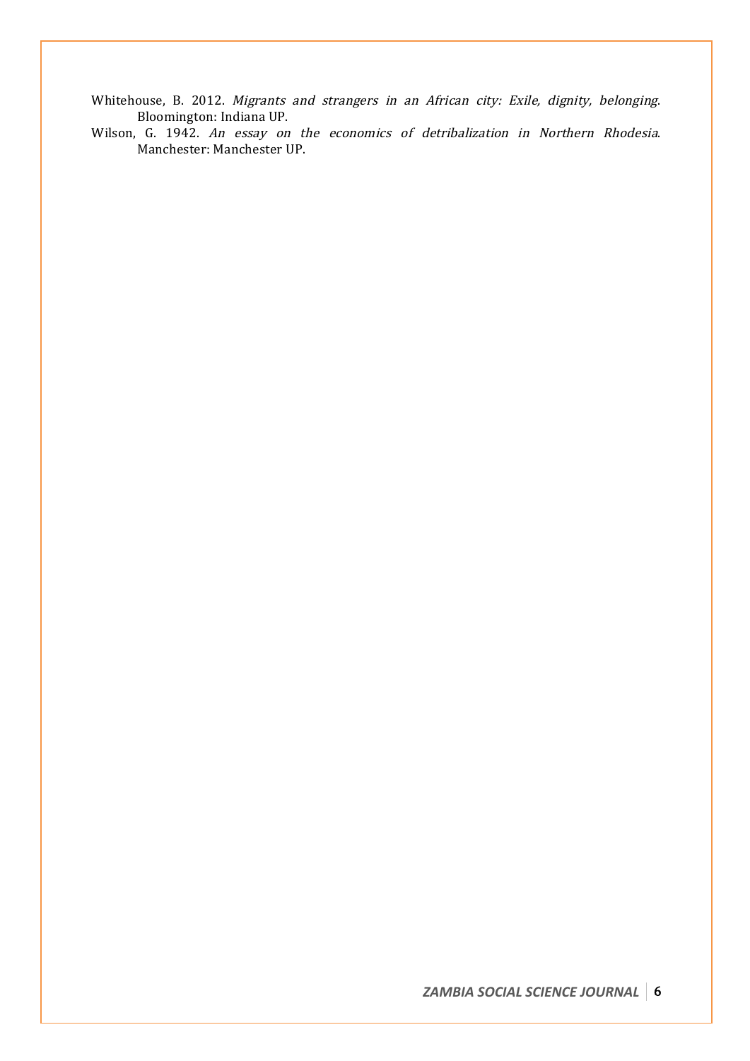Whitehouse, B. 2012. *Migrants and strangers in an African city: Exile, dignity, belonging*. Bloomington: Indiana UP.

Wilson, G. 1942. *An essay on the economics of detribalization in Northern Rhodesia*. Manchester: Manchester UP.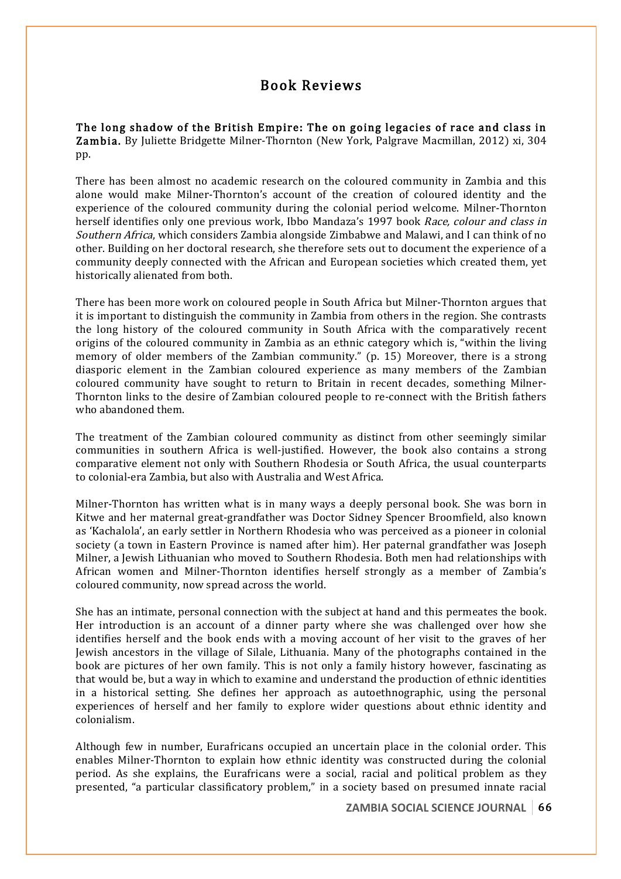# Book Reviews

**The long shadow of the British Empire: The on going legacies of race and class in Zambia.** By Juliette Bridgette Milner-Thornton (New York, Palgrave Macmillan, 2012) xi, 304 pp.

There has been almost no academic research on the coloured community in Zambia and this alone would make Milner-Thornton's account of the creation of coloured identity and the experience of the coloured community during the colonial period welcome. Milner-Thornton herself identifies only one previous work, Ibbo Mandaza's 1997 book *Race, colour and class in Southern Africa*, which considers Zambia alongside Zimbabwe and Malawi, and I can think of no other. Building on her doctoral research, she therefore sets out to document the experience of a community deeply connected with the African and European societies which created them, yet historically alienated from both.

There has been more work on coloured people in South Africa but Milner-Thornton argues that it is important to distinguish the community in Zambia from others in the region. She contrasts the long history of the coloured community in South Africa with the comparatively recent origins of the coloured community in Zambia as an ethnic category which is, "within the living memory of older members of the Zambian community." (p. 15) Moreover, there is a strong diasporic element in the Zambian coloured experience as many members of the Zambian coloured community have sought to return to Britain in recent decades, something Milner-Thornton links to the desire of Zambian coloured people to re-connect with the British fathers who abandoned them.

The treatment of the Zambian coloured community as distinct from other seemingly similar communities in southern Africa is well-justified. However, the book also contains a strong comparative element not only with Southern Rhodesia or South Africa, the usual counterparts to colonial-era Zambia, but also with Australia and West Africa.

Milner-Thornton has written what is in many ways a deeply personal book. She was born in Kitwe and her maternal great-grandfather was Doctor Sidney Spencer Broomfield, also known as 'Kachalola', an early settler in Northern Rhodesia who was perceived as a pioneer in colonial society (a town in Eastern Province is named after him). Her paternal grandfather was Joseph Milner, a Jewish Lithuanian who moved to Southern Rhodesia. Both men had relationships with African women and Milner-Thornton identifies herself strongly as a member of Zambia's coloured community, now spread across the world.

She has an intimate, personal connection with the subject at hand and this permeates the book. Her introduction is an account of a dinner party where she was challenged over how she identifies herself and the book ends with a moving account of her visit to the graves of her Jewish ancestors in the village of Silale, Lithuania. Many of the photographs contained in the book are pictures of her own family. This is not only a family history however, fascinating as that would be, but a way in which to examine and understand the production of ethnic identities in a historical setting. She defines her approach as autoethnographic, using the personal experiences of herself and her family to explore wider questions about ethnic identity and colonialism.

Although few in number, Eurafricans occupied an uncertain place in the colonial order. This enables Milner-Thornton to explain how ethnic identity was constructed during the colonial period. As she explains, the Eurafricans were a social, racial and political problem as they presented, "a particular classificatory problem," in a society based on presumed innate racial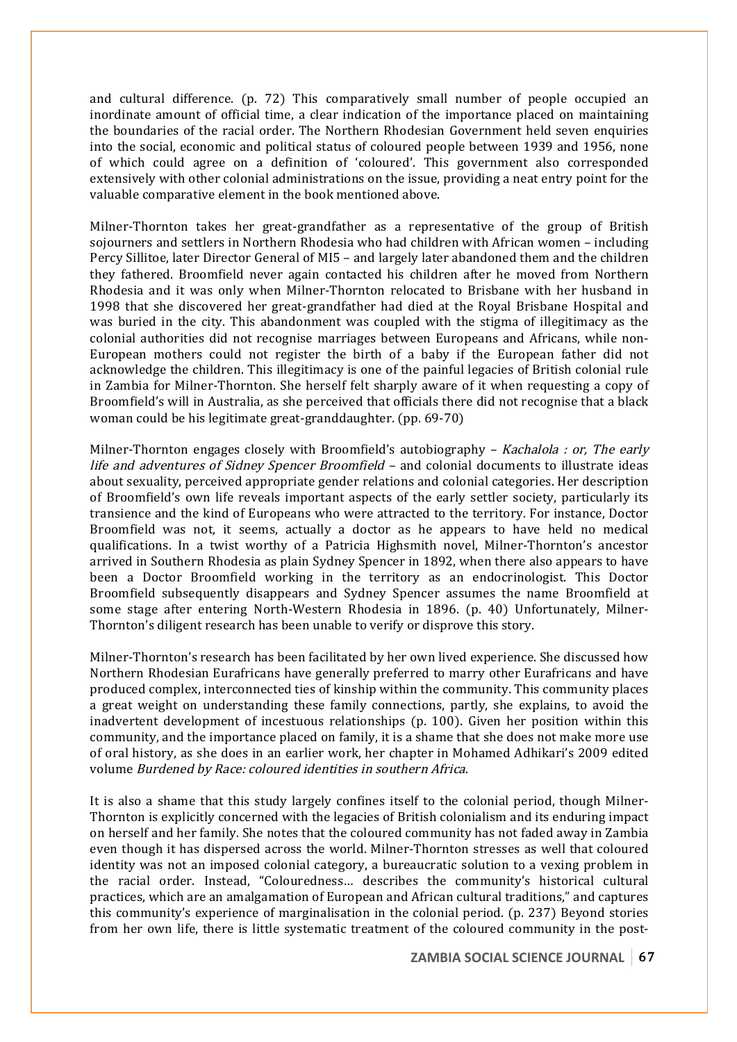and cultural difference. (p. 72) This comparatively small number of people occupied an inordinate amount of official time, a clear indication of the importance placed on maintaining the boundaries of the racial order. The Northern Rhodesian Government held seven enquiries into the social, economic and political status of coloured people between 1939 and 1956, none of which could agree on a definition of 'coloured'. This government also corresponded extensively with other colonial administrations on the issue, providing a neat entry point for the valuable comparative element in the book mentioned above.

Milner-Thornton takes her great-grandfather as a representative of the group of British sojourners and settlers in Northern Rhodesia who had children with African women – including Percy Sillitoe, later Director General of MI5 – and largely later abandoned them and the children they fathered. Broomfield never again contacted his children after he moved from Northern Rhodesia and it was only when Milner-Thornton relocated to Brisbane with her husband in 1998 that she discovered her great-grandfather had died at the Royal Brisbane Hospital and was buried in the city. This abandonment was coupled with the stigma of illegitimacy as the colonial authorities did not recognise marriages between Europeans and Africans, while non-European mothers could not register the birth of a baby if the European father did not acknowledge the children. This illegitimacy is one of the painful legacies of British colonial rule in Zambia for Milner-Thornton. She herself felt sharply aware of it when requesting a copy of Broomfield's will in Australia, as she perceived that officials there did not recognise that a black woman could be his legitimate great-granddaughter. (pp. 69-70)

Milner-Thornton engages closely with Broomfield's autobiography – *Kachalola : or, The early life and adventures of Sidney Spencer Broomfield* – and colonial documents to illustrate ideas about sexuality, perceived appropriate gender relations and colonial categories. Her description of Broomfield's own life reveals important aspects of the early settler society, particularly its transience and the kind of Europeans who were attracted to the territory. For instance, Doctor Broomfield was not, it seems, actually a doctor as he appears to have held no medical qualifications. In a twist worthy of a Patricia Highsmith novel, Milner-Thornton's ancestor arrived in Southern Rhodesia as plain Sydney Spencer in 1892, when there also appears to have been a Doctor Broomfield working in the territory as an endocrinologist. This Doctor Broomfield subsequently disappears and Sydney Spencer assumes the name Broomfield at some stage after entering North-Western Rhodesia in 1896. (p. 40) Unfortunately, Milner-Thornton's diligent research has been unable to verify or disprove this story.

Milner-Thornton's research has been facilitated by her own lived experience. She discussed how Northern Rhodesian Eurafricans have generally preferred to marry other Eurafricans and have produced complex, interconnected ties of kinship within the community. This community places a great weight on understanding these family connections, partly, she explains, to avoid the inadvertent development of incestuous relationships (p. 100). Given her position within this community, and the importance placed on family, it is a shame that she does not make more use of oral history, as she does in an earlier work, her chapter in Mohamed Adhikari's 2009 edited volume *Burdened by Race: coloured identities in southern Africa*.

It is also a shame that this study largely confines itself to the colonial period, though Milner-Thornton is explicitly concerned with the legacies of British colonialism and its enduring impact on herself and her family. She notes that the coloured community has not faded away in Zambia even though it has dispersed across the world. Milner-Thornton stresses as well that coloured identity was not an imposed colonial category, a bureaucratic solution to a vexing problem in the racial order. Instead, "Colouredness… describes the community's historical cultural practices, which are an amalgamation of European and African cultural traditions," and captures this community's experience of marginalisation in the colonial period. (p. 237) Beyond stories from her own life, there is little systematic treatment of the coloured community in the post-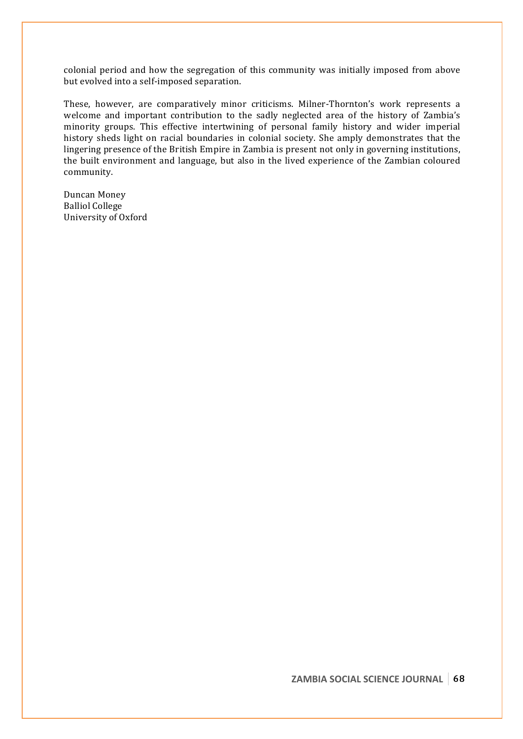colonial period and how the segregation of this community was initially imposed from above but evolved into a self-imposed separation.

These, however, are comparatively minor criticisms. Milner-Thornton's work represents a welcome and important contribution to the sadly neglected area of the history of Zambia's minority groups. This effective intertwining of personal family history and wider imperial history sheds light on racial boundaries in colonial society. She amply demonstrates that the lingering presence of the British Empire in Zambia is present not only in governing institutions, the built environment and language, but also in the lived experience of the Zambian coloured community.

Duncan Money
Balliol College
University of Oxford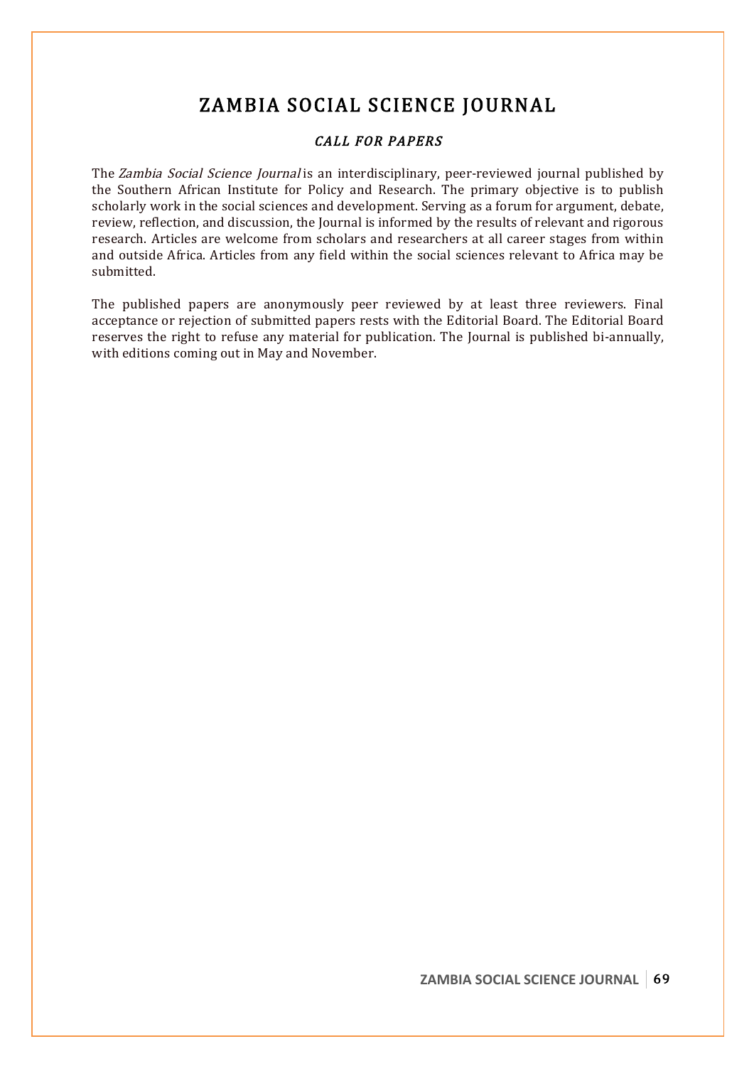# ZAMBIA SOCIAL SCIENCE JOURNAL

## *CALL FOR PAPERS*

The *Zambia Social Science Journal* is an interdisciplinary, peer-reviewed journal published by the Southern African Institute for Policy and Research. The primary objective is to publish scholarly work in the social sciences and development. Serving as a forum for argument, debate, review, reflection, and discussion, the Journal is informed by the results of relevant and rigorous research. Articles are welcome from scholars and researchers at all career stages from within and outside Africa. Articles from any field within the social sciences relevant to Africa may be submitted.

The published papers are anonymously peer reviewed by at least three reviewers. Final acceptance or rejection of submitted papers rests with the Editorial Board. The Editorial Board reserves the right to refuse any material for publication. The Journal is published bi-annually, with editions coming out in May and November.